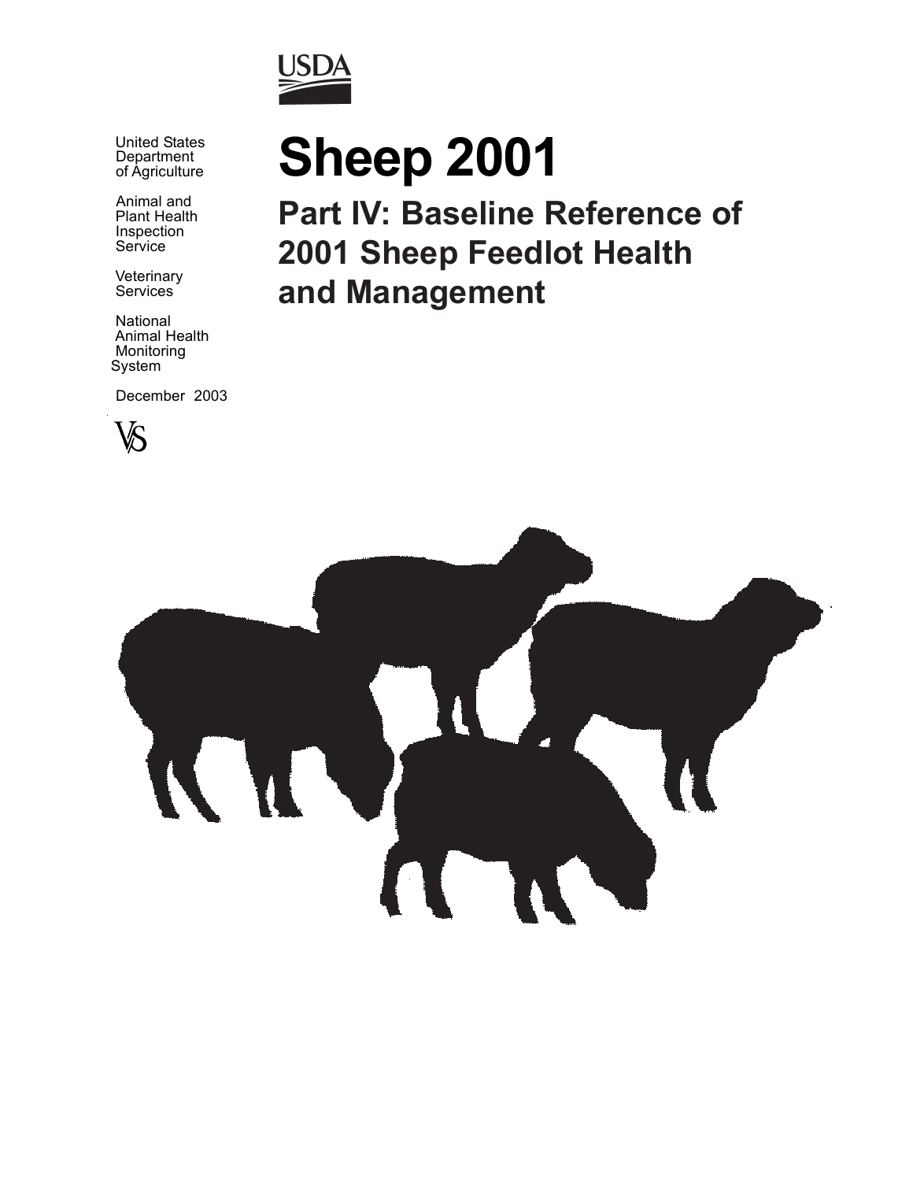USDA

United States Department of Agriculture

Animal and Plant Health Inspection Service

Veterinary Services

National Animal Health Monitoring System

December 2003

VS

# Sheep 2001

## Part IV: Baseline Reference of 2001 Sheep Feedlot Health and Management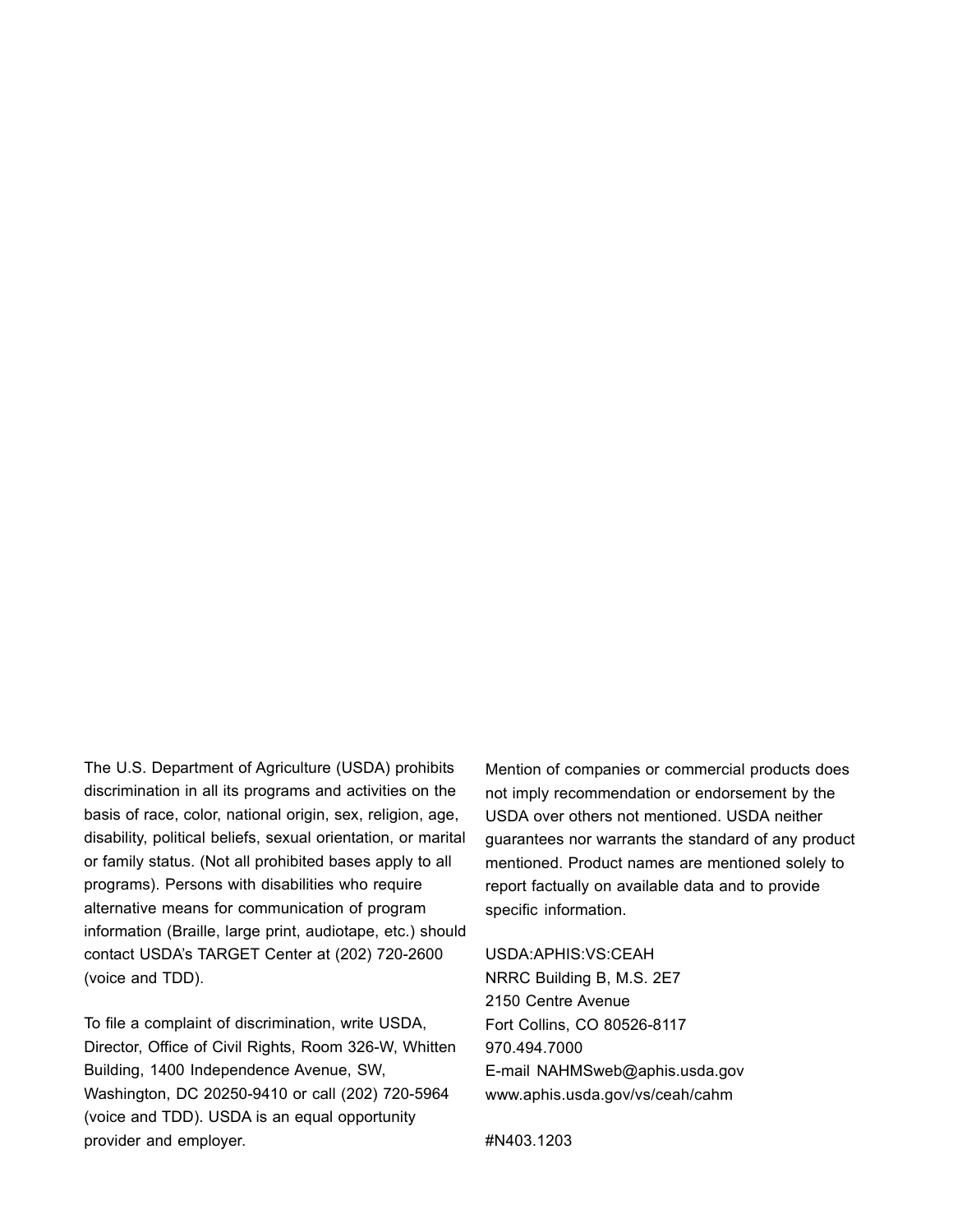The U.S. Department of Agriculture (USDA) prohibits discrimination in all its programs and activities on the basis of race, color, national origin, sex, religion, age, disability, political beliefs, sexual orientation, or marital or family status. (Not all prohibited bases apply to all programs). Persons with disabilities who require alternative means for communication of program information (Braille, large print, audiotape, etc.) should contact USDA's TARGET Center at (202) 720-2600 (voice and TDD).

To file a complaint of discrimination, write USDA, Director, Office of Civil Rights, Room 326-W, Whitten Building, 1400 Independence Avenue, SW, Washington, DC 20250-9410 or call (202) 720-5964 (voice and TDD). USDA is an equal opportunity provider and employer.

Mention of companies or commercial products does not imply recommendation or endorsement by the USDA over others not mentioned. USDA neither guarantees nor warrants the standard of any product mentioned. Product names are mentioned solely to report factually on available data and to provide specific information.

USDA:APHIS:VS:CEAH
NRRC Building B, M.S. 2E7
2150 Centre Avenue
Fort Collins, CO 80526-8117
970.494.7000
E-mail NAHMSweb@aphis.usda.gov
www.aphis.usda.gov/vs/ceah/cahm

#N403.1203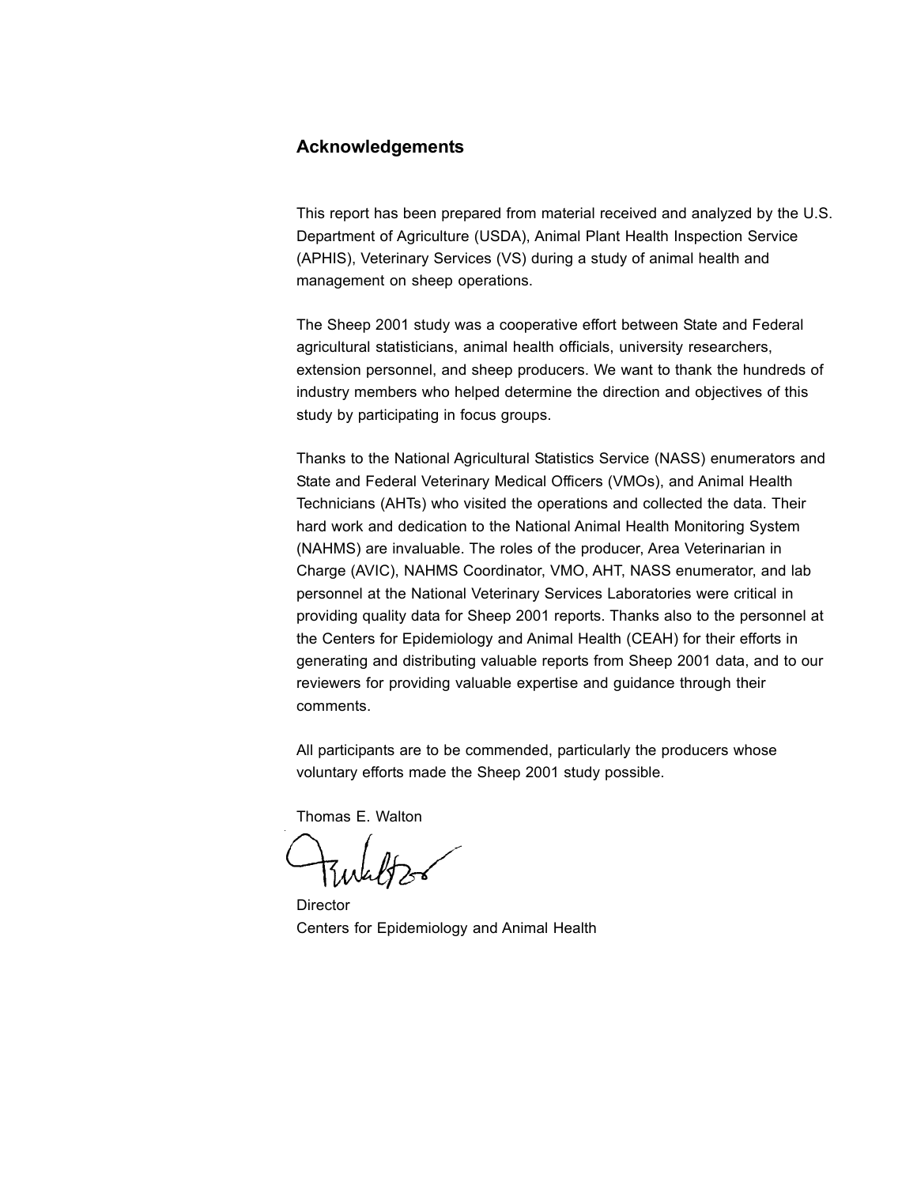## Acknowledgements

This report has been prepared from material received and analyzed by the U.S. Department of Agriculture (USDA), Animal Plant Health Inspection Service (APHIS), Veterinary Services (VS) during a study of animal health and management on sheep operations.

The Sheep 2001 study was a cooperative effort between State and Federal agricultural statisticians, animal health officials, university researchers, extension personnel, and sheep producers. We want to thank the hundreds of industry members who helped determine the direction and objectives of this study by participating in focus groups.

Thanks to the National Agricultural Statistics Service (NASS) enumerators and State and Federal Veterinary Medical Officers (VMOs), and Animal Health Technicians (AHTs) who visited the operations and collected the data. Their hard work and dedication to the National Animal Health Monitoring System (NAHMS) are invaluable. The roles of the producer, Area Veterinarian in Charge (AVIC), NAHMS Coordinator, VMO, AHT, NASS enumerator, and lab personnel at the National Veterinary Services Laboratories were critical in providing quality data for Sheep 2001 reports. Thanks also to the personnel at the Centers for Epidemiology and Animal Health (CEAH) for their efforts in generating and distributing valuable reports from Sheep 2001 data, and to our reviewers for providing valuable expertise and guidance through their comments.

All participants are to be commended, particularly the producers whose voluntary efforts made the Sheep 2001 study possible.

Thomas E. Walton

Director
Centers for Epidemiology and Animal Health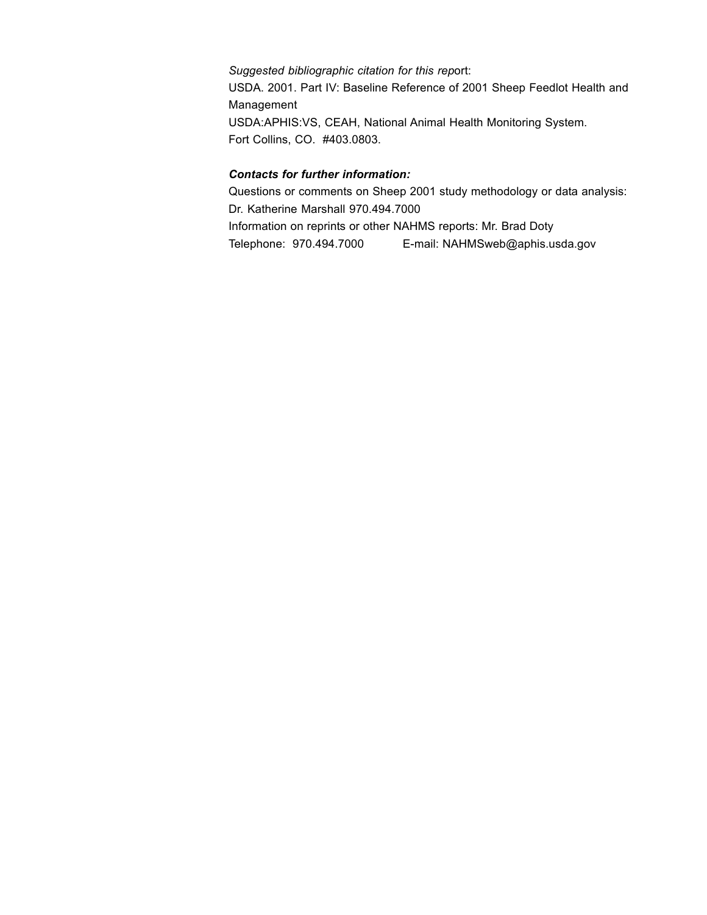*Suggested bibliographic citation for this rep*ort:

USDA. 2001. Part IV: Baseline Reference of 2001 Sheep Feedlot Health and Management

USDA:APHIS:VS, CEAH, National Animal Health Monitoring System.

Fort Collins, CO. #403.0803.

***Contacts for further information:***

Questions or comments on Sheep 2001 study methodology or data analysis: Dr. Katherine Marshall 970.494.7000

Information on reprints or other NAHMS reports: Mr. Brad Doty

Telephone: 970.494.7000 E-mail: NAHMSweb@aphis.usda.gov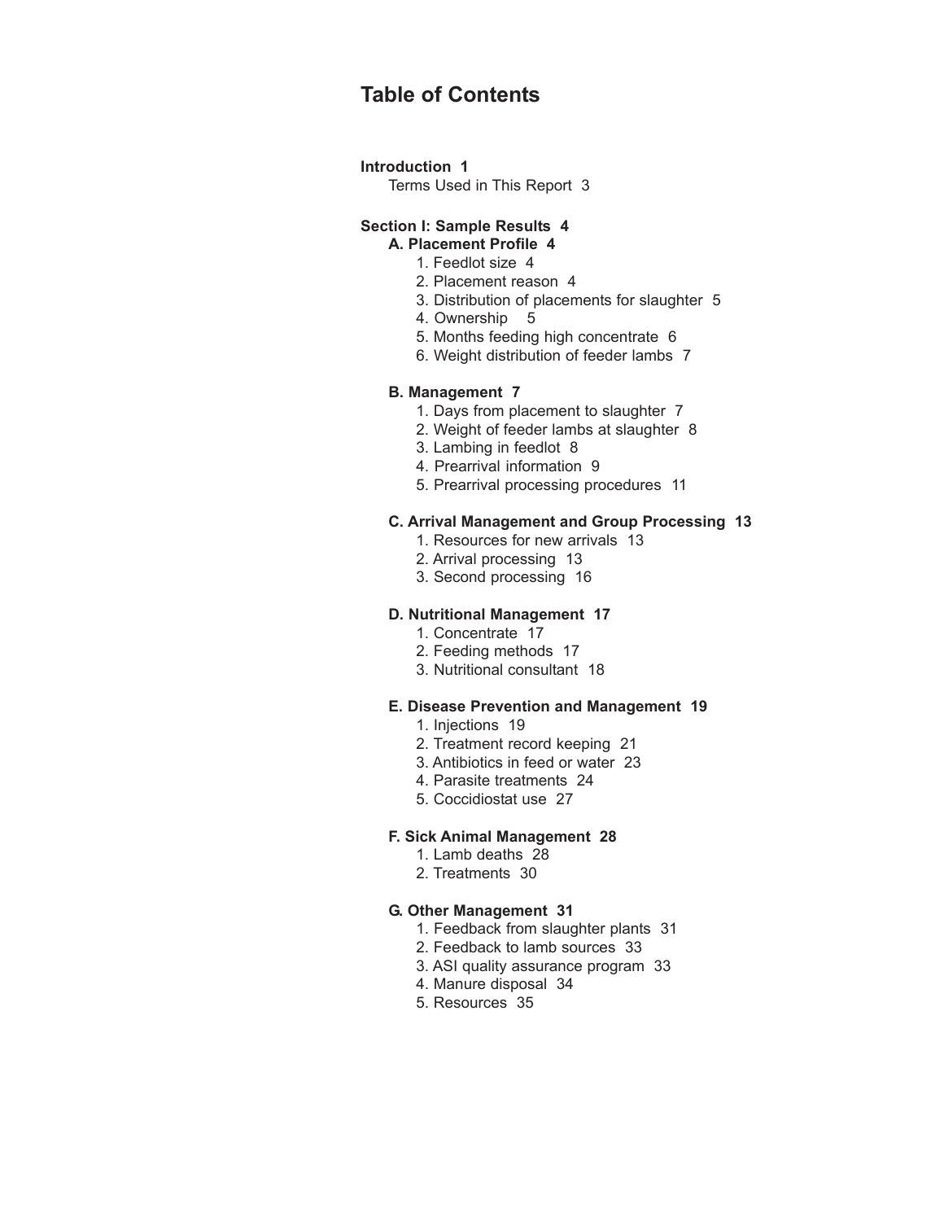# Table of Contents

**Introduction 1**

Terms Used in This Report 3

**Section I: Sample Results 4**

**A. Placement Profile 4**

1. Feedlot size 4
2. Placement reason 4
3. Distribution of placements for slaughter 5
4. Ownership 5
5. Months feeding high concentrate 6
6. Weight distribution of feeder lambs 7

**B. Management 7**

1. Days from placement to slaughter 7
2. Weight of feeder lambs at slaughter 8
3. Lambing in feedlot 8
4. Prearrival information 9
5. Prearrival processing procedures 11

**C. Arrival Management and Group Processing 13**

1. Resources for new arrivals 13
2. Arrival processing 13
3. Second processing 16

**D. Nutritional Management 17**

1. Concentrate 17
2. Feeding methods 17
3. Nutritional consultant 18

**E. Disease Prevention and Management 19**

1. Injections 19
2. Treatment record keeping 21
3. Antibiotics in feed or water 23
4. Parasite treatments 24
5. Coccidiostat use 27

**F. Sick Animal Management 28**

1. Lamb deaths 28
2. Treatments 30

**G. Other Management 31**

1. Feedback from slaughter plants 31
2. Feedback to lamb sources 33
3. ASI quality assurance program 33
4. Manure disposal 34
5. Resources 35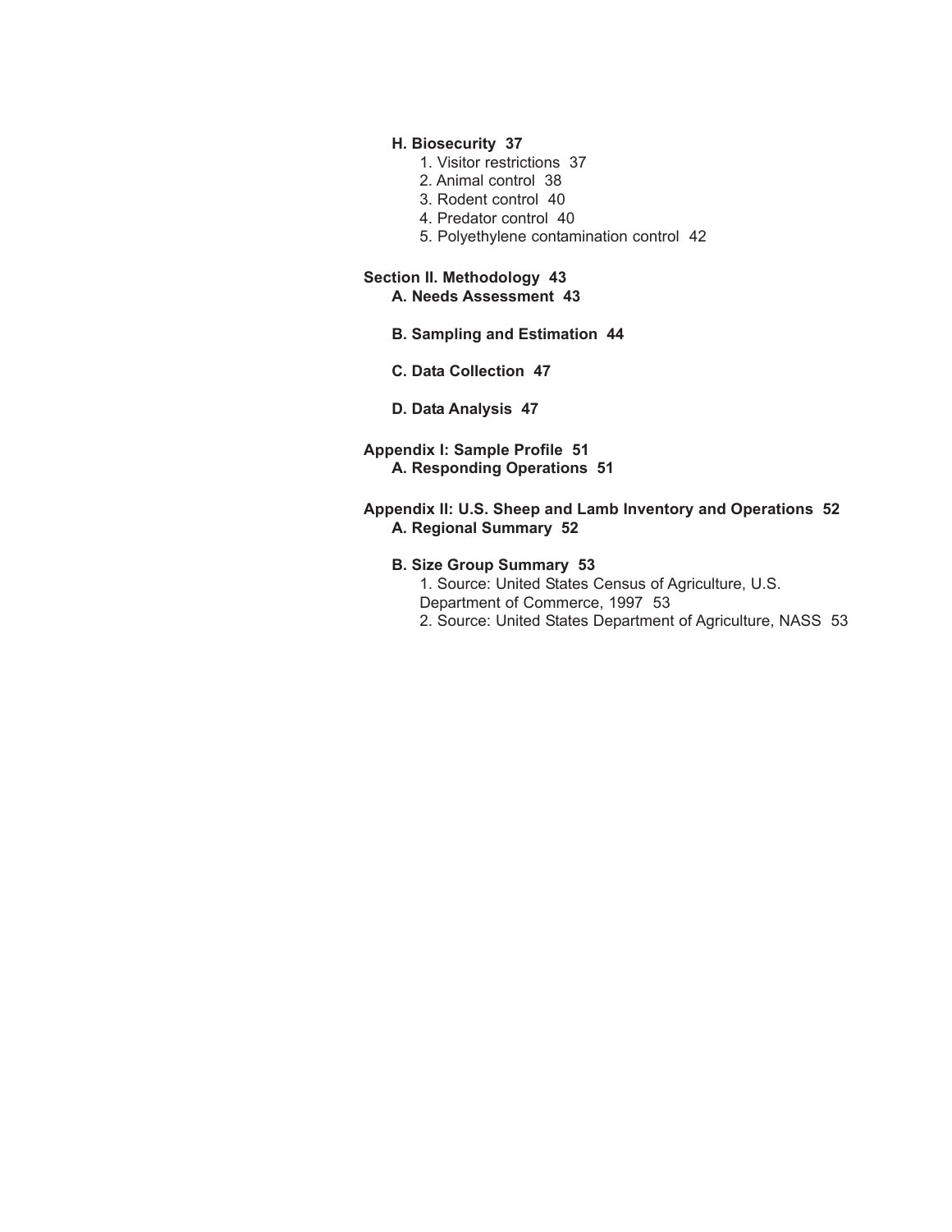**H. Biosecurity 37**

1. Visitor restrictions 37
2. Animal control 38
3. Rodent control 40
4. Predator control 40
5. Polyethylene contamination control 42

**Section II. Methodology 43**

**A. Needs Assessment 43**

**B. Sampling and Estimation 44**

**C. Data Collection 47**

**D. Data Analysis 47**

**Appendix I: Sample Profile 51**

**A. Responding Operations 51**

**Appendix II: U.S. Sheep and Lamb Inventory and Operations 52**

**A. Regional Summary 52**

**B. Size Group Summary 53**

1. Source: United States Census of Agriculture, U.S. Department of Commerce, 1997 53
2. Source: United States Department of Agriculture, NASS 53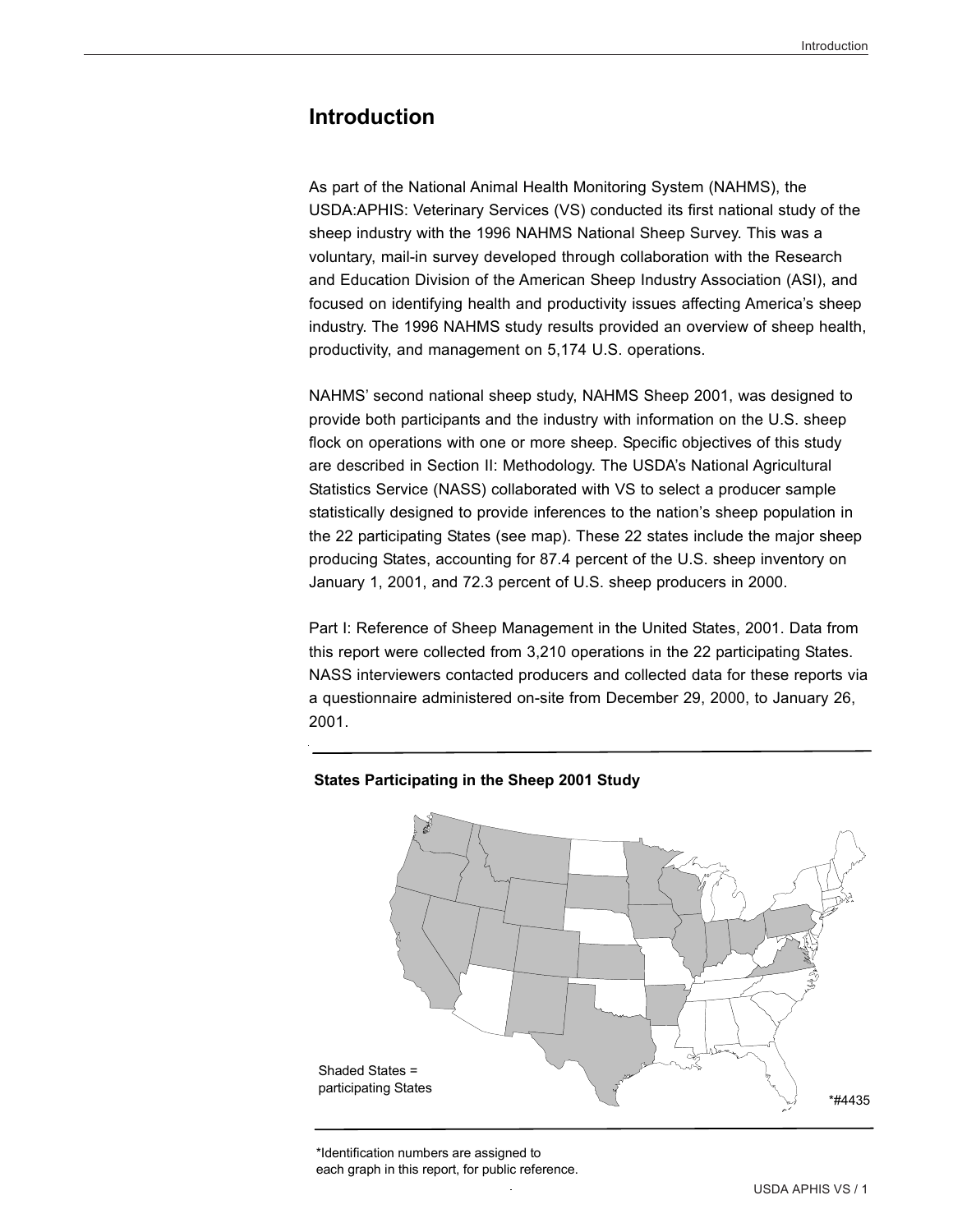# Introduction

As part of the National Animal Health Monitoring System (NAHMS), the USDA:APHIS: Veterinary Services (VS) conducted its first national study of the sheep industry with the 1996 NAHMS National Sheep Survey. This was a voluntary, mail-in survey developed through collaboration with the Research and Education Division of the American Sheep Industry Association (ASI), and focused on identifying health and productivity issues affecting America's sheep industry. The 1996 NAHMS study results provided an overview of sheep health, productivity, and management on 5,174 U.S. operations.

NAHMS' second national sheep study, NAHMS Sheep 2001, was designed to provide both participants and the industry with information on the U.S. sheep flock on operations with one or more sheep. Specific objectives of this study are described in Section II: Methodology. The USDA's National Agricultural Statistics Service (NASS) collaborated with VS to select a producer sample statistically designed to provide inferences to the nation's sheep population in the 22 participating States (see map). These 22 states include the major sheep producing States, accounting for 87.4 percent of the U.S. sheep inventory on January 1, 2001, and 72.3 percent of U.S. sheep producers in 2000.

Part I: Reference of Sheep Management in the United States, 2001. Data from this report were collected from 3,210 operations in the 22 participating States. NASS interviewers contacted producers and collected data for these reports via a questionnaire administered on-site from December 29, 2000, to January 26, 2001.

**States Participating in the Sheep 2001 Study**

Shaded States = participating States

*#4435

*Identification numbers are assigned to each graph in this report, for public reference.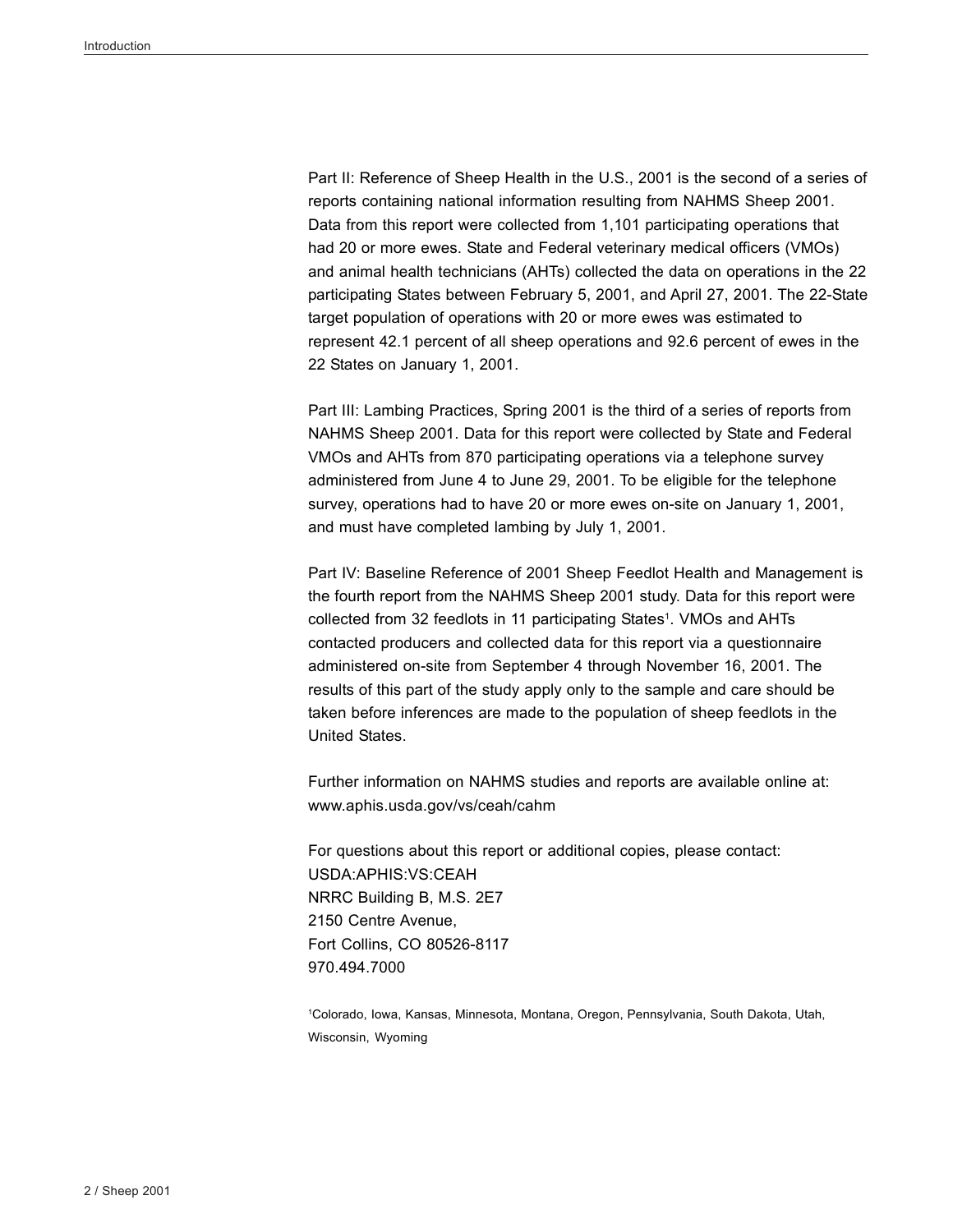Part II: Reference of Sheep Health in the U.S., 2001 is the second of a series of reports containing national information resulting from NAHMS Sheep 2001. Data from this report were collected from 1,101 participating operations that had 20 or more ewes. State and Federal veterinary medical officers (VMOs) and animal health technicians (AHTs) collected the data on operations in the 22 participating States between February 5, 2001, and April 27, 2001. The 22-State target population of operations with 20 or more ewes was estimated to represent 42.1 percent of all sheep operations and 92.6 percent of ewes in the 22 States on January 1, 2001.

Part III: Lambing Practices, Spring 2001 is the third of a series of reports from NAHMS Sheep 2001. Data for this report were collected by State and Federal VMOs and AHTs from 870 participating operations via a telephone survey administered from June 4 to June 29, 2001. To be eligible for the telephone survey, operations had to have 20 or more ewes on-site on January 1, 2001, and must have completed lambing by July 1, 2001.

Part IV: Baseline Reference of 2001 Sheep Feedlot Health and Management is the fourth report from the NAHMS Sheep 2001 study. Data for this report were collected from 32 feedlots in 11 participating States[1]. VMOs and AHTs contacted producers and collected data for this report via a questionnaire administered on-site from September 4 through November 16, 2001. The results of this part of the study apply only to the sample and care should be taken before inferences are made to the population of sheep feedlots in the United States.

Further information on NAHMS studies and reports are available online at: www.aphis.usda.gov/vs/ceah/cahm

For questions about this report or additional copies, please contact:
USDA:APHIS:VS:CEAH
NRRC Building B, M.S. 2E7
2150 Centre Avenue,
Fort Collins, CO 80526-8117
970.494.7000

[1]Colorado, Iowa, Kansas, Minnesota, Montana, Oregon, Pennsylvania, South Dakota, Utah, Wisconsin, Wyoming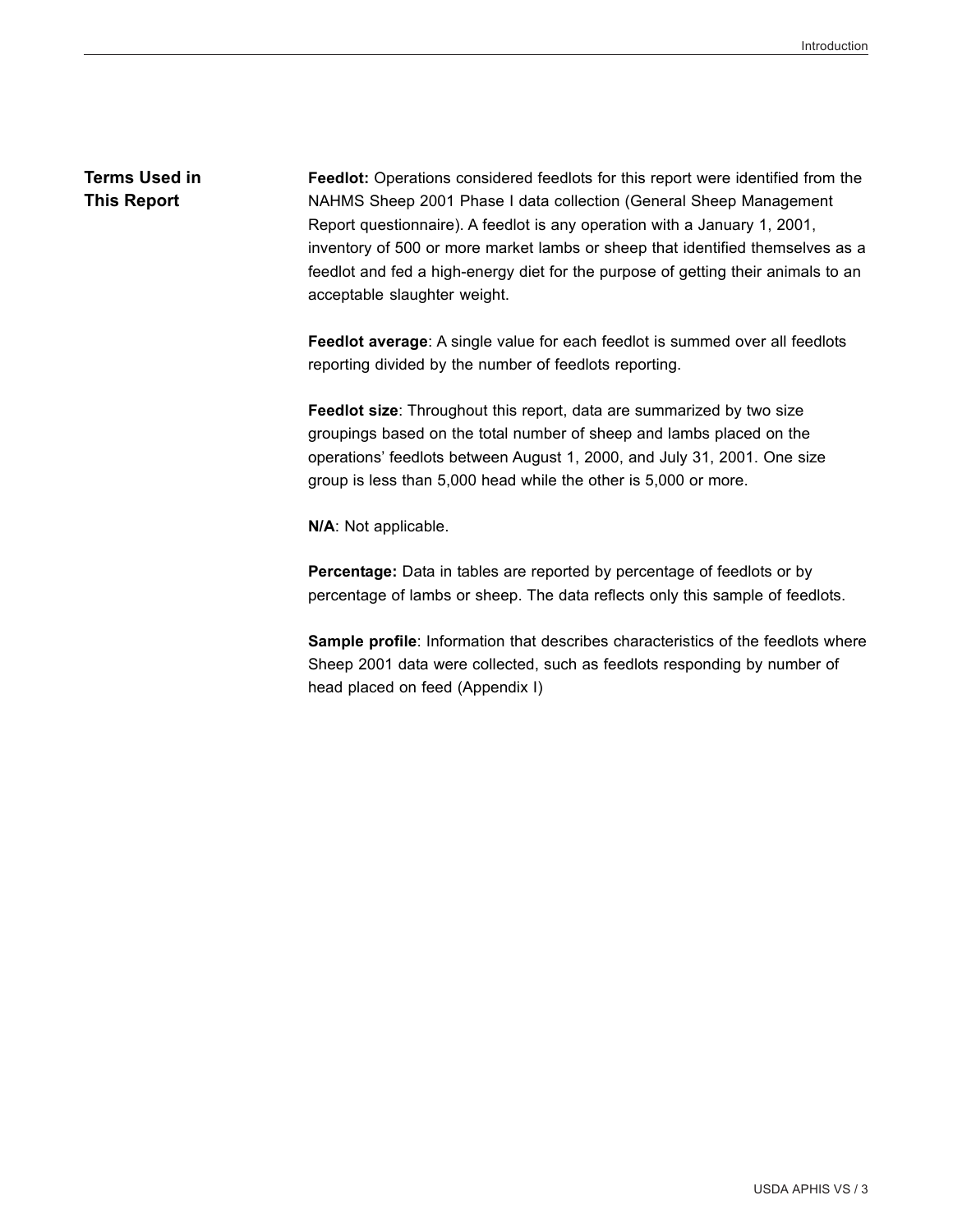## Terms Used in This Report

**Feedlot:** Operations considered feedlots for this report were identified from the NAHMS Sheep 2001 Phase I data collection (General Sheep Management Report questionnaire). A feedlot is any operation with a January 1, 2001, inventory of 500 or more market lambs or sheep that identified themselves as a feedlot and fed a high-energy diet for the purpose of getting their animals to an acceptable slaughter weight.

**Feedlot average**: A single value for each feedlot is summed over all feedlots reporting divided by the number of feedlots reporting.

**Feedlot size**: Throughout this report, data are summarized by two size groupings based on the total number of sheep and lambs placed on the operations' feedlots between August 1, 2000, and July 31, 2001. One size group is less than 5,000 head while the other is 5,000 or more.

**N/A**: Not applicable.

**Percentage:** Data in tables are reported by percentage of feedlots or by percentage of lambs or sheep. The data reflects only this sample of feedlots.

**Sample profile**: Information that describes characteristics of the feedlots where Sheep 2001 data were collected, such as feedlots responding by number of head placed on feed (Appendix I)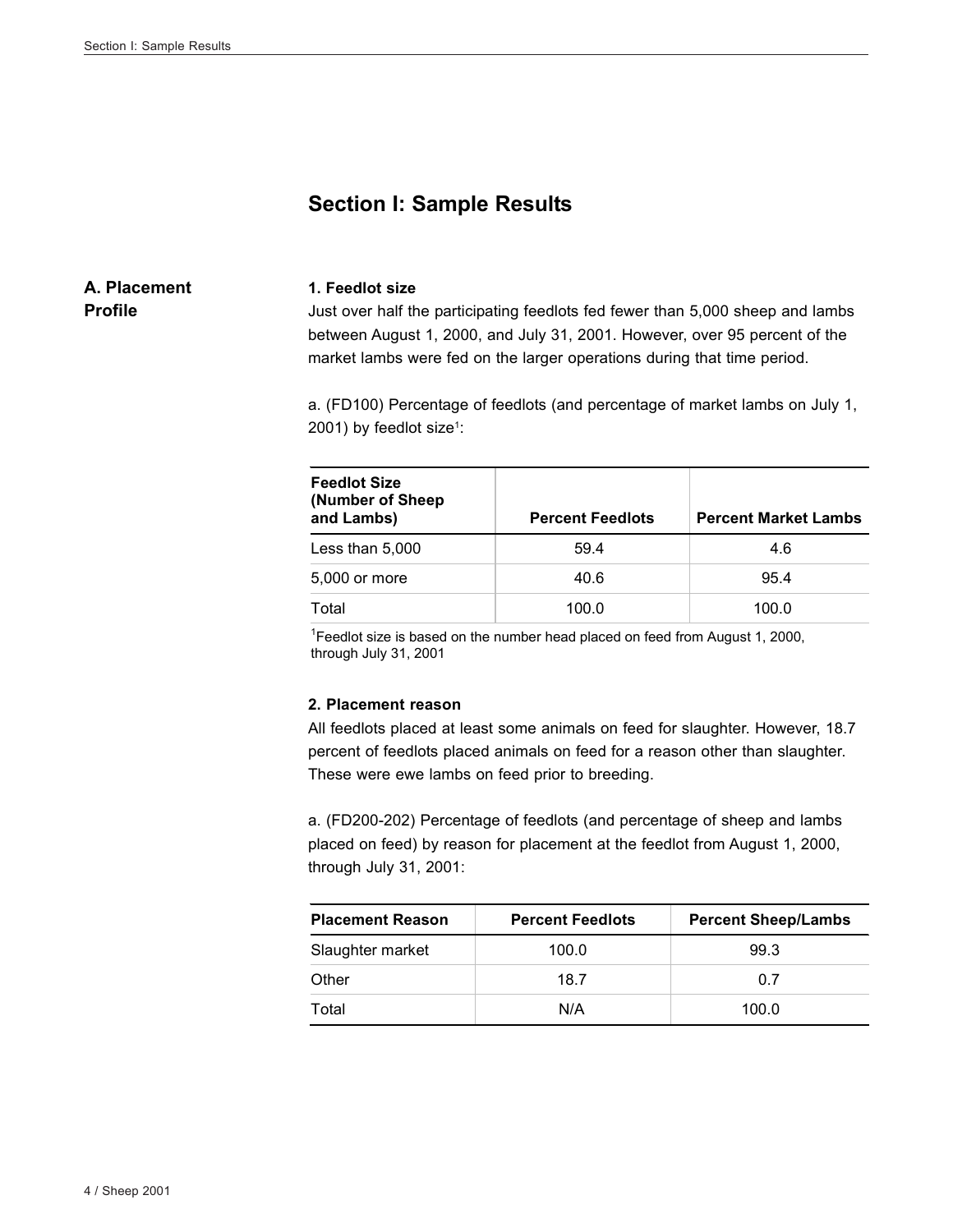# Section I: Sample Results

## A. Placement Profile

### 1. Feedlot size

Just over half the participating feedlots fed fewer than 5,000 sheep and lambs between August 1, 2000, and July 31, 2001. However, over 95 percent of the market lambs were fed on the larger operations during that time period.

a. (FD100) Percentage of feedlots (and percentage of market lambs on July 1, 2001) by feedlot size[1]:

| Feedlot Size (Number of Sheep and Lambs) | Percent Feedlots | Percent Market Lambs |
|---|---|---|
| Less than 5,000 | 59.4 | 4.6 |
| 5,000 or more | 40.6 | 95.4 |
| Total | 100.0 | 100.0 |

[1]Feedlot size is based on the number head placed on feed from August 1, 2000, through July 31, 2001

### 2. Placement reason

All feedlots placed at least some animals on feed for slaughter. However, 18.7 percent of feedlots placed animals on feed for a reason other than slaughter. These were ewe lambs on feed prior to breeding.

a. (FD200-202) Percentage of feedlots (and percentage of sheep and lambs placed on feed) by reason for placement at the feedlot from August 1, 2000, through July 31, 2001:

| Placement Reason | Percent Feedlots | Percent Sheep/Lambs |
|---|---|---|
| Slaughter market | 100.0 | 99.3 |
| Other | 18.7 | 0.7 |
| Total | N/A | 100.0 |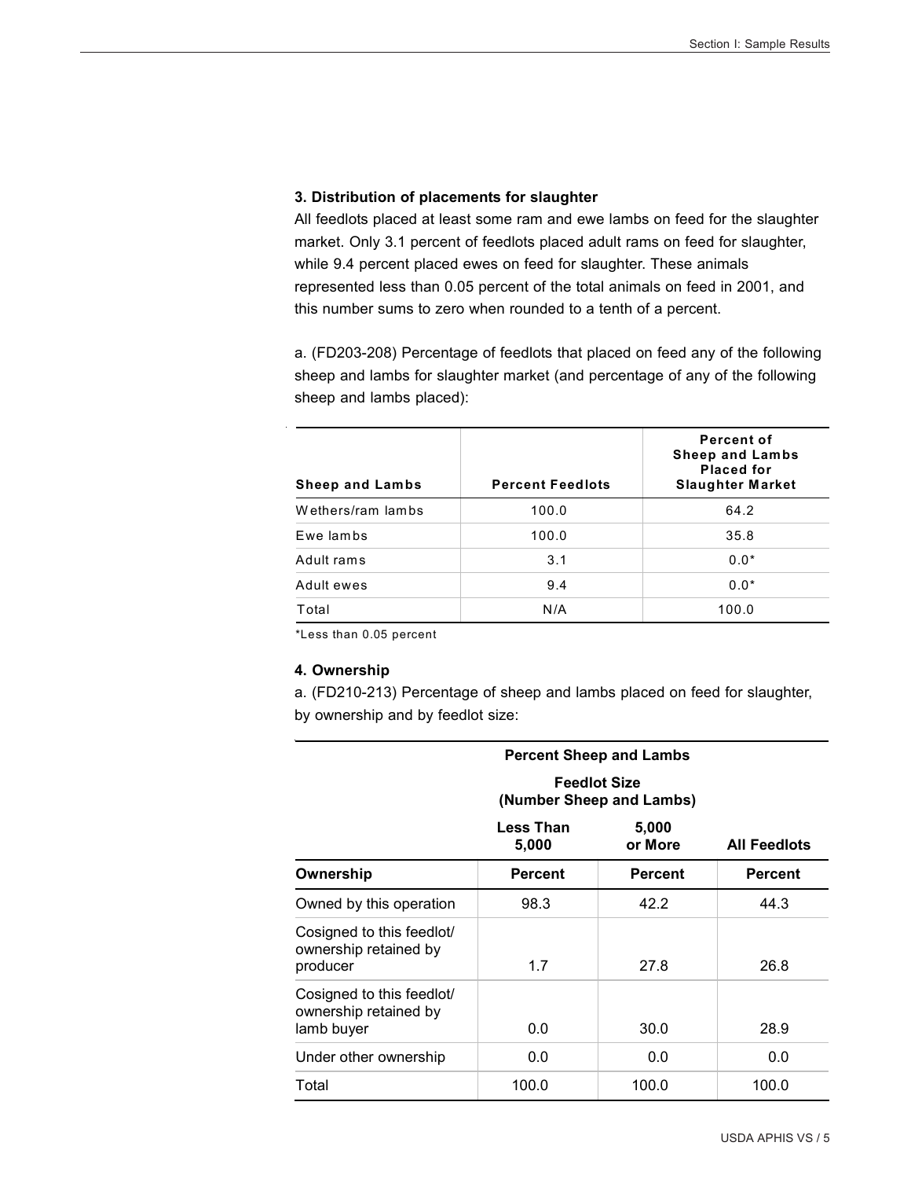**3. Distribution of placements for slaughter**

All feedlots placed at least some ram and ewe lambs on feed for the slaughter market. Only 3.1 percent of feedlots placed adult rams on feed for slaughter, while 9.4 percent placed ewes on feed for slaughter. These animals represented less than 0.05 percent of the total animals on feed in 2001, and this number sums to zero when rounded to a tenth of a percent.

a. (FD203-208) Percentage of feedlots that placed on feed any of the following sheep and lambs for slaughter market (and percentage of any of the following sheep and lambs placed):

| Sheep and Lambs | Percent Feedlots | Percent of Sheep and Lambs Placed for Slaughter Market |
|---|---|---|
| Wethers/ram lambs | 100.0 | 64.2 |
| Ewe lambs | 100.0 | 35.8 |
| Adult rams | 3.1 | 0.0* |
| Adult ewes | 9.4 | 0.0* |
| Total | N/A | 100.0 |

*Less than 0.05 percent

**4. Ownership**

a. (FD210-213) Percentage of sheep and lambs placed on feed for slaughter, by ownership and by feedlot size:

| | Percent Sheep and Lambs | | |
|---|---|---|---|
| | Feedlot Size (Number Sheep and Lambs) | | |
| | Less Than 5,000 | 5,000 or More | All Feedlots |
| Ownership | Percent | Percent | Percent |
| Owned by this operation | 98.3 | 42.2 | 44.3 |
| Cosigned to this feedlot/ ownership retained by producer | 1.7 | 27.8 | 26.8 |
| Cosigned to this feedlot/ ownership retained by lamb buyer | 0.0 | 30.0 | 28.9 |
| Under other ownership | 0.0 | 0.0 | 0.0 |
| Total | 100.0 | 100.0 | 100.0 |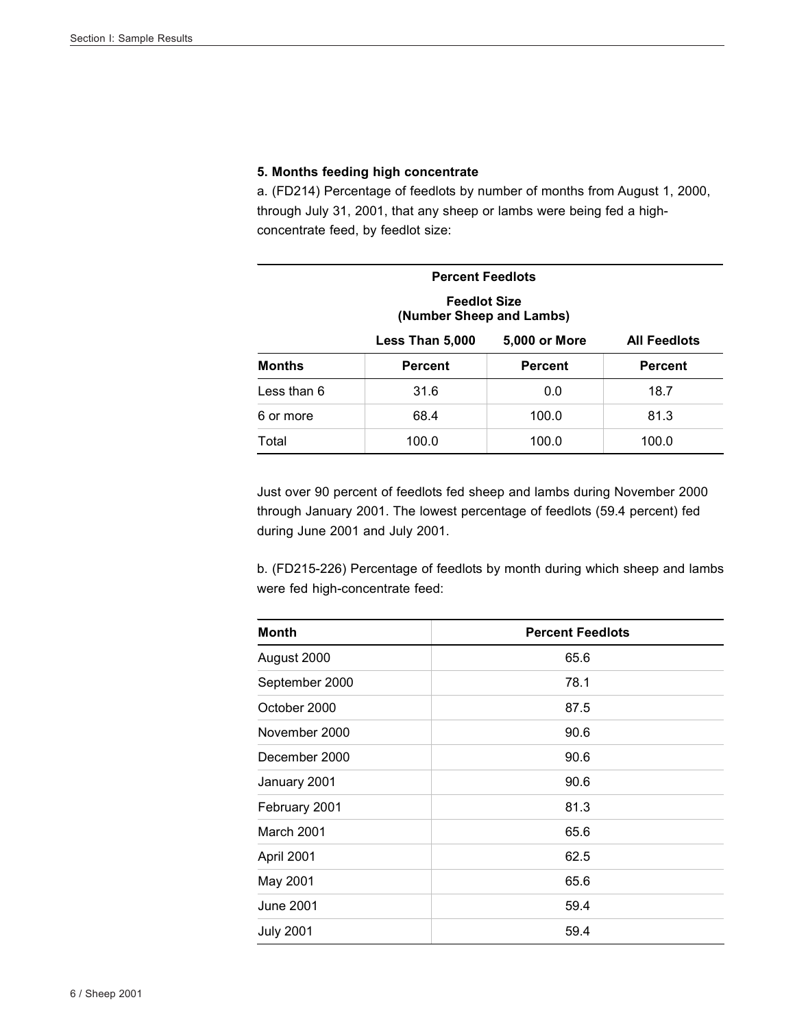**5. Months feeding high concentrate**

a. (FD214) Percentage of feedlots by number of months from August 1, 2000, through July 31, 2001, that any sheep or lambs were being fed a high-concentrate feed, by feedlot size:

| | Percent Feedlots | | |
|---|---|---|---|
| | Feedlot Size (Number Sheep and Lambs) | | |
| | Less Than 5,000 | 5,000 or More | All Feedlots |
| Months | Percent | Percent | Percent |
| Less than 6 | 31.6 | 0.0 | 18.7 |
| 6 or more | 68.4 | 100.0 | 81.3 |
| Total | 100.0 | 100.0 | 100.0 |

Just over 90 percent of feedlots fed sheep and lambs during November 2000 through January 2001. The lowest percentage of feedlots (59.4 percent) fed during June 2001 and July 2001.

b. (FD215-226) Percentage of feedlots by month during which sheep and lambs were fed high-concentrate feed:

| Month | Percent Feedlots |
|---|---|
| August 2000 | 65.6 |
| September 2000 | 78.1 |
| October 2000 | 87.5 |
| November 2000 | 90.6 |
| December 2000 | 90.6 |
| January 2001 | 90.6 |
| February 2001 | 81.3 |
| March 2001 | 65.6 |
| April 2001 | 62.5 |
| May 2001 | 65.6 |
| June 2001 | 59.4 |
| July 2001 | 59.4 |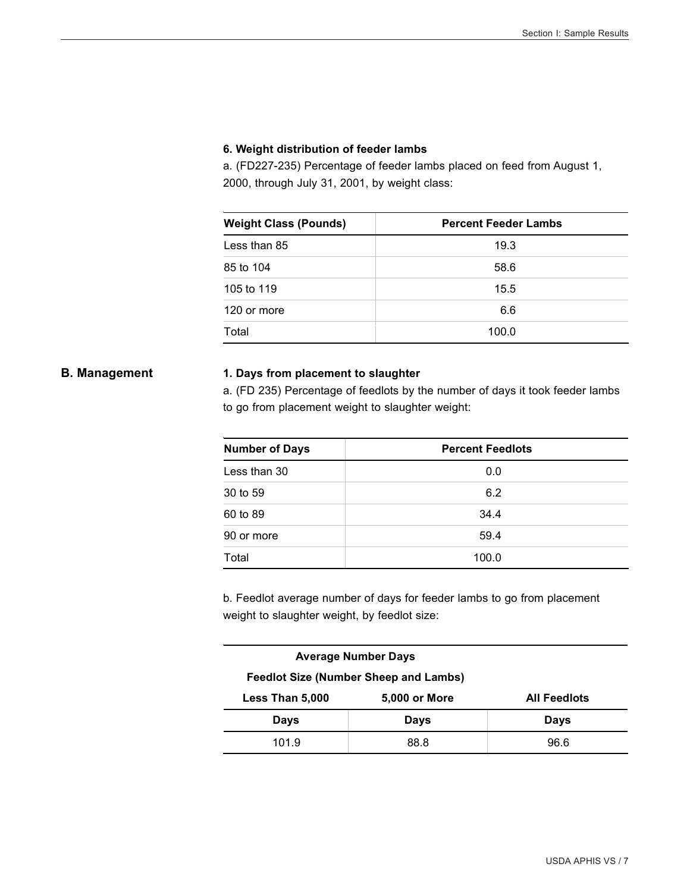**6. Weight distribution of feeder lambs**

a. (FD227-235) Percentage of feeder lambs placed on feed from August 1, 2000, through July 31, 2001, by weight class:

| Weight Class (Pounds) | Percent Feeder Lambs |
|---|---|
| Less than 85 | 19.3 |
| 85 to 104 | 58.6 |
| 105 to 119 | 15.5 |
| 120 or more | 6.6 |
| Total | 100.0 |

## B. Management

**1. Days from placement to slaughter**

a. (FD 235) Percentage of feedlots by the number of days it took feeder lambs to go from placement weight to slaughter weight:

| Number of Days | Percent Feedlots |
|---|---|
| Less than 30 | 0.0 |
| 30 to 59 | 6.2 |
| 60 to 89 | 34.4 |
| 90 or more | 59.4 |
| Total | 100.0 |

b. Feedlot average number of days for feeder lambs to go from placement weight to slaughter weight, by feedlot size:

| Average Number Days | | |
|---|---|---|
| Feedlot Size (Number Sheep and Lambs) | | |
| Less Than 5,000 | 5,000 or More | All Feedlots |
| Days | Days | Days |
| 101.9 | 88.8 | 96.6 |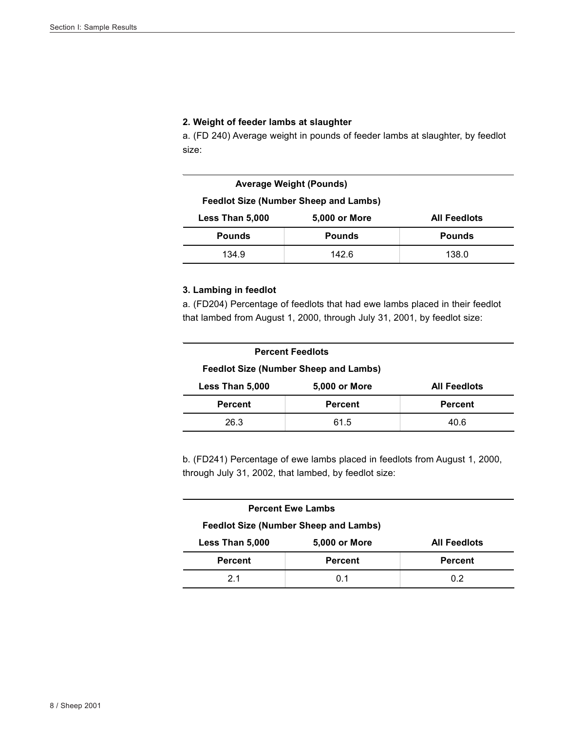**2. Weight of feeder lambs at slaughter**

a. (FD 240) Average weight in pounds of feeder lambs at slaughter, by feedlot size:

| Average Weight (Pounds) | | |
|---|---|---|
| Feedlot Size (Number Sheep and Lambs) | | |
| Less Than 5,000 | 5,000 or More | All Feedlots |
| Pounds | Pounds | Pounds |
| 134.9 | 142.6 | 138.0 |

**3. Lambing in feedlot**

a. (FD204) Percentage of feedlots that had ewe lambs placed in their feedlot that lambed from August 1, 2000, through July 31, 2001, by feedlot size:

| Percent Feedlots | | |
|---|---|---|
| Feedlot Size (Number Sheep and Lambs) | | |
| Less Than 5,000 | 5,000 or More | All Feedlots |
| Percent | Percent | Percent |
| 26.3 | 61.5 | 40.6 |

b. (FD241) Percentage of ewe lambs placed in feedlots from August 1, 2000, through July 31, 2002, that lambed, by feedlot size:

| Percent Ewe Lambs | | |
|---|---|---|
| Feedlot Size (Number Sheep and Lambs) | | |
| Less Than 5,000 | 5,000 or More | All Feedlots |
| Percent | Percent | Percent |
| 2.1 | 0.1 | 0.2 |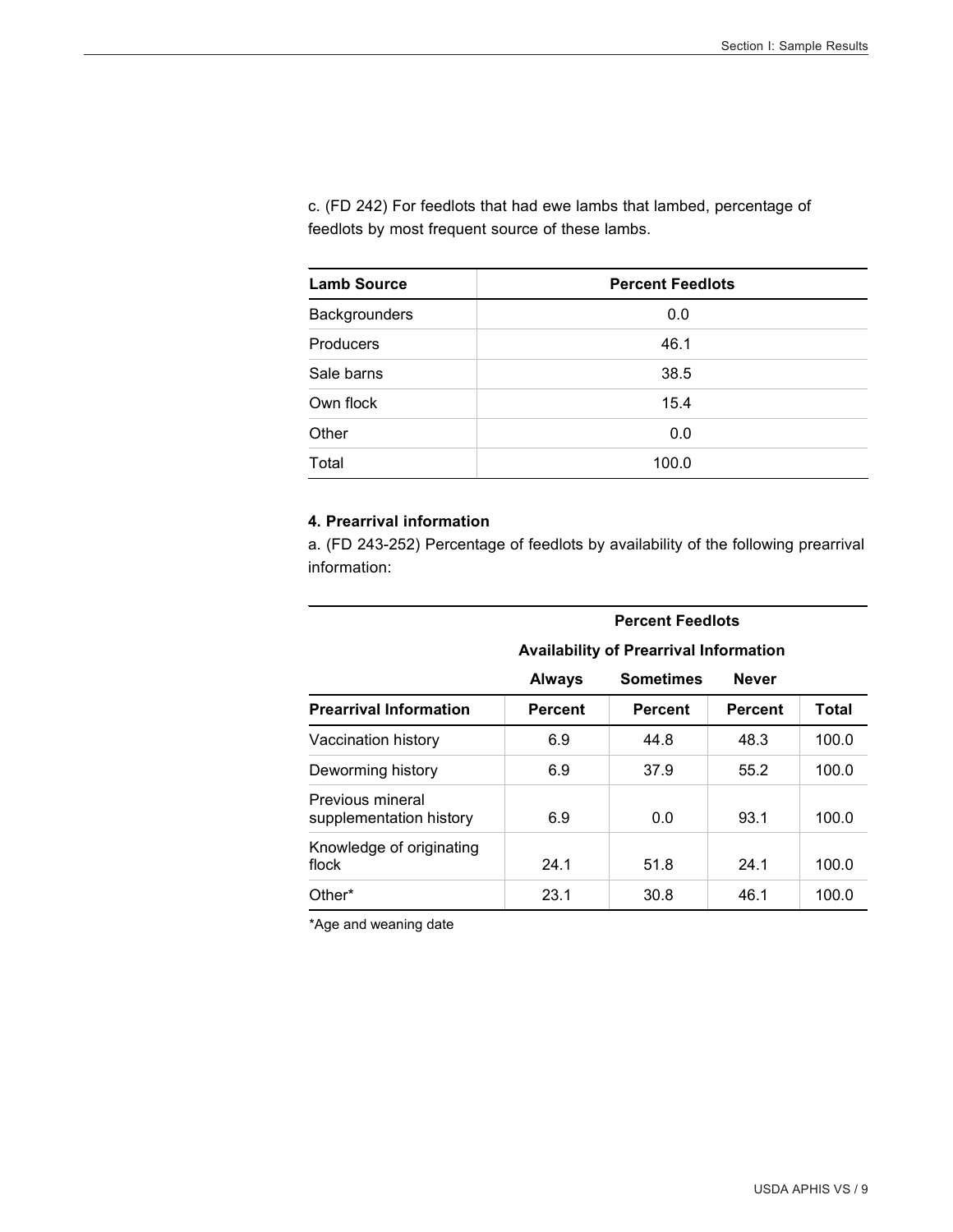c. (FD 242) For feedlots that had ewe lambs that lambed, percentage of feedlots by most frequent source of these lambs.

| Lamb Source | Percent Feedlots |
|---|---|
| Backgrounders | 0.0 |
| Producers | 46.1 |
| Sale barns | 38.5 |
| Own flock | 15.4 |
| Other | 0.0 |
| Total | 100.0 |

**4. Prearrival information**

a. (FD 243-252) Percentage of feedlots by availability of the following prearrival information:

| | Percent Feedlots | | | |
|---|---|---|---|---|
| | Availability of Prearrival Information | | | |
| | Always | Sometimes | Never | |
| **Prearrival Information** | **Percent** | **Percent** | **Percent** | **Total** |
| Vaccination history | 6.9 | 44.8 | 48.3 | 100.0 |
| Deworming history | 6.9 | 37.9 | 55.2 | 100.0 |
| Previous mineral supplementation history | 6.9 | 0.0 | 93.1 | 100.0 |
| Knowledge of originating flock | 24.1 | 51.8 | 24.1 | 100.0 |
| Other* | 23.1 | 30.8 | 46.1 | 100.0 |

*Age and weaning date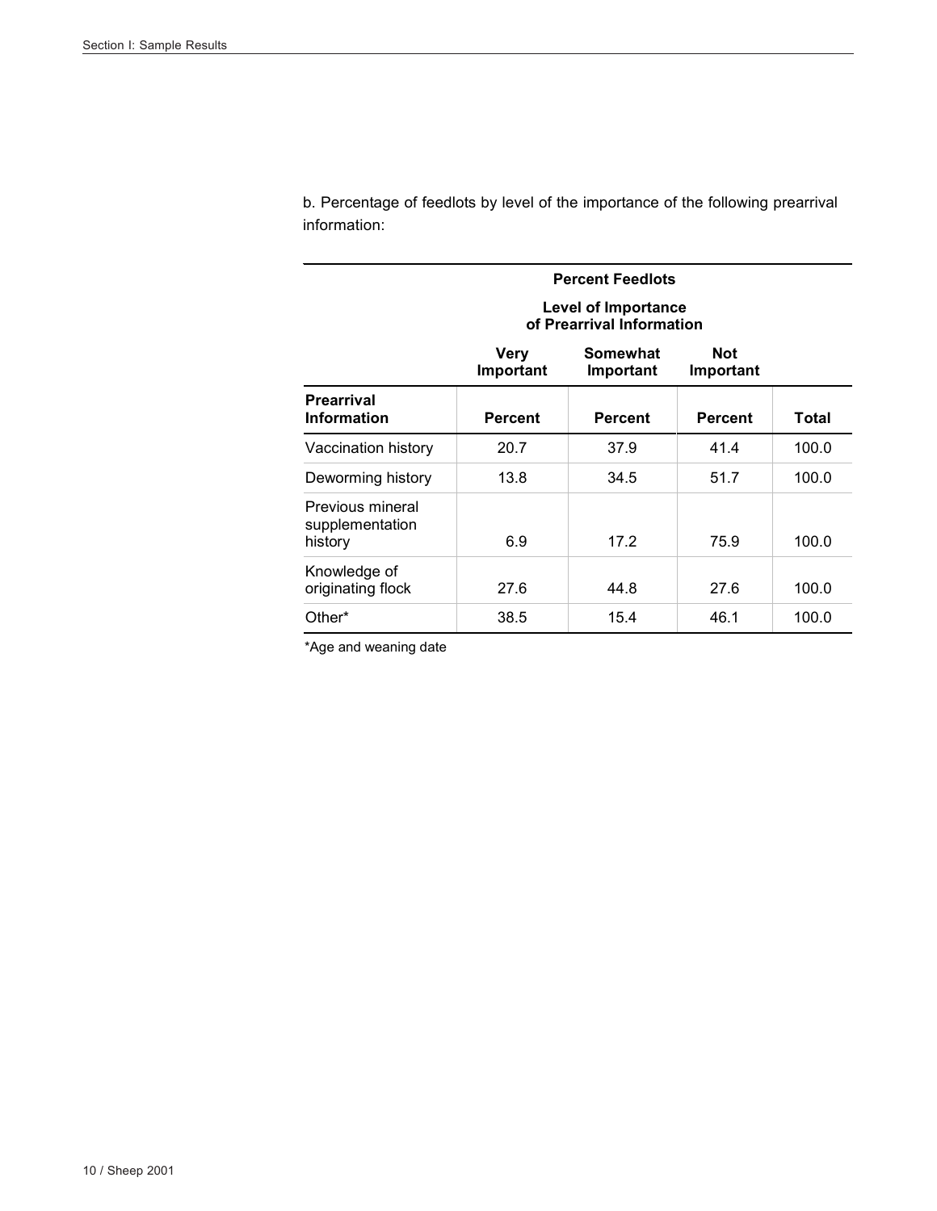b. Percentage of feedlots by level of the importance of the following prearrival information:

| | Percent Feedlots | | | |
|---|---|---|---|---|
| | Level of Importance of Prearrival Information | | | |
| | Very Important | Somewhat Important | Not Important | |
| **Prearrival Information** | **Percent** | **Percent** | **Percent** | **Total** |
| Vaccination history | 20.7 | 37.9 | 41.4 | 100.0 |
| Deworming history | 13.8 | 34.5 | 51.7 | 100.0 |
| Previous mineral supplementation history | 6.9 | 17.2 | 75.9 | 100.0 |
| Knowledge of originating flock | 27.6 | 44.8 | 27.6 | 100.0 |
| Other* | 38.5 | 15.4 | 46.1 | 100.0 |

*Age and weaning date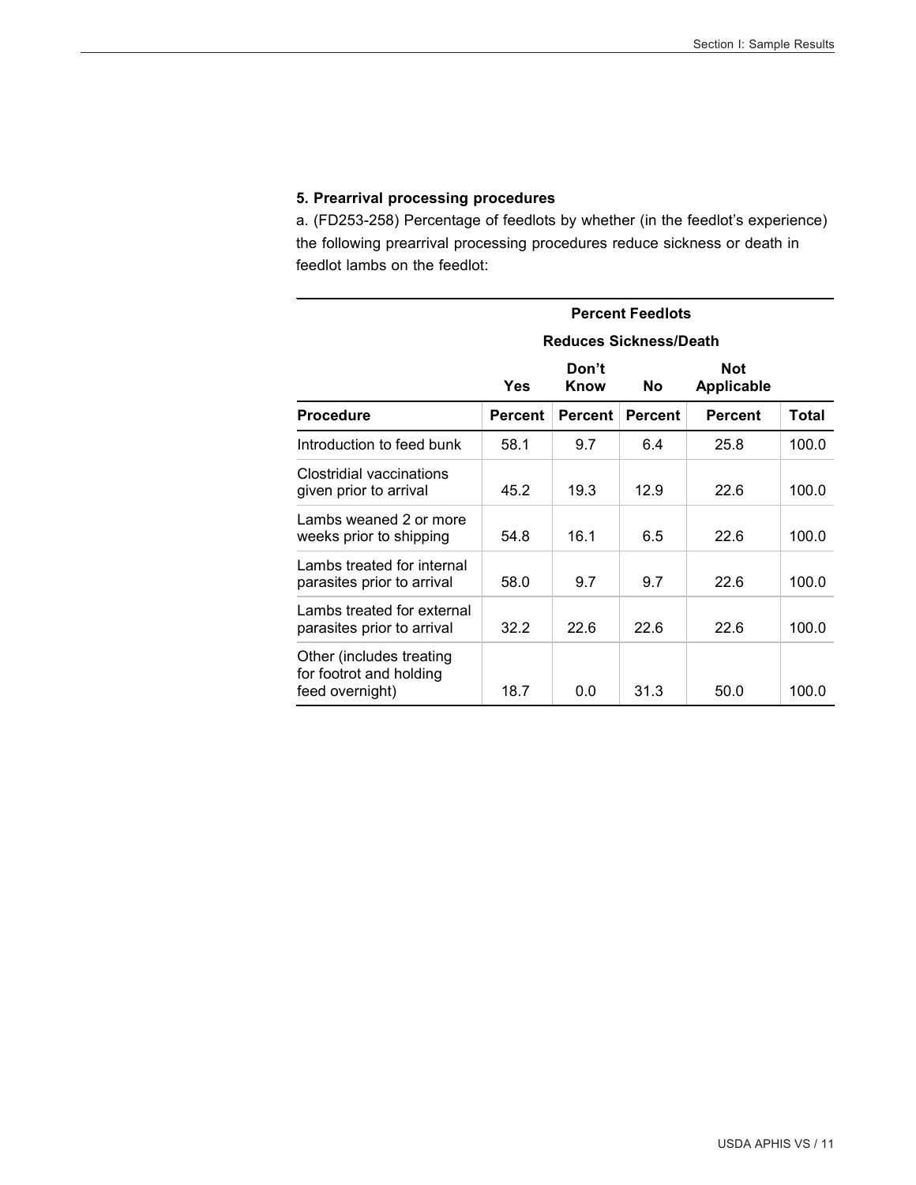### 5. Prearrival processing procedures

a. (FD253-258) Percentage of feedlots by whether (in the feedlot's experience) the following prearrival processing procedures reduce sickness or death in feedlot lambs on the feedlot:

| | Percent Feedlots | | | | |
|---|---|---|---|---|---|
| | Reduces Sickness/Death | | | | |
| | Yes | Don't Know | No | Not Applicable | |
| **Procedure** | **Percent** | **Percent** | **Percent** | **Percent** | **Total** |
| Introduction to feed bunk | 58.1 | 9.7 | 6.4 | 25.8 | 100.0 |
| Clostridial vaccinations given prior to arrival | 45.2 | 19.3 | 12.9 | 22.6 | 100.0 |
| Lambs weaned 2 or more weeks prior to shipping | 54.8 | 16.1 | 6.5 | 22.6 | 100.0 |
| Lambs treated for internal parasites prior to arrival | 58.0 | 9.7 | 9.7 | 22.6 | 100.0 |
| Lambs treated for external parasites prior to arrival | 32.2 | 22.6 | 22.6 | 22.6 | 100.0 |
| Other (includes treating for footrot and holding feed overnight) | 18.7 | 0.0 | 31.3 | 50.0 | 100.0 |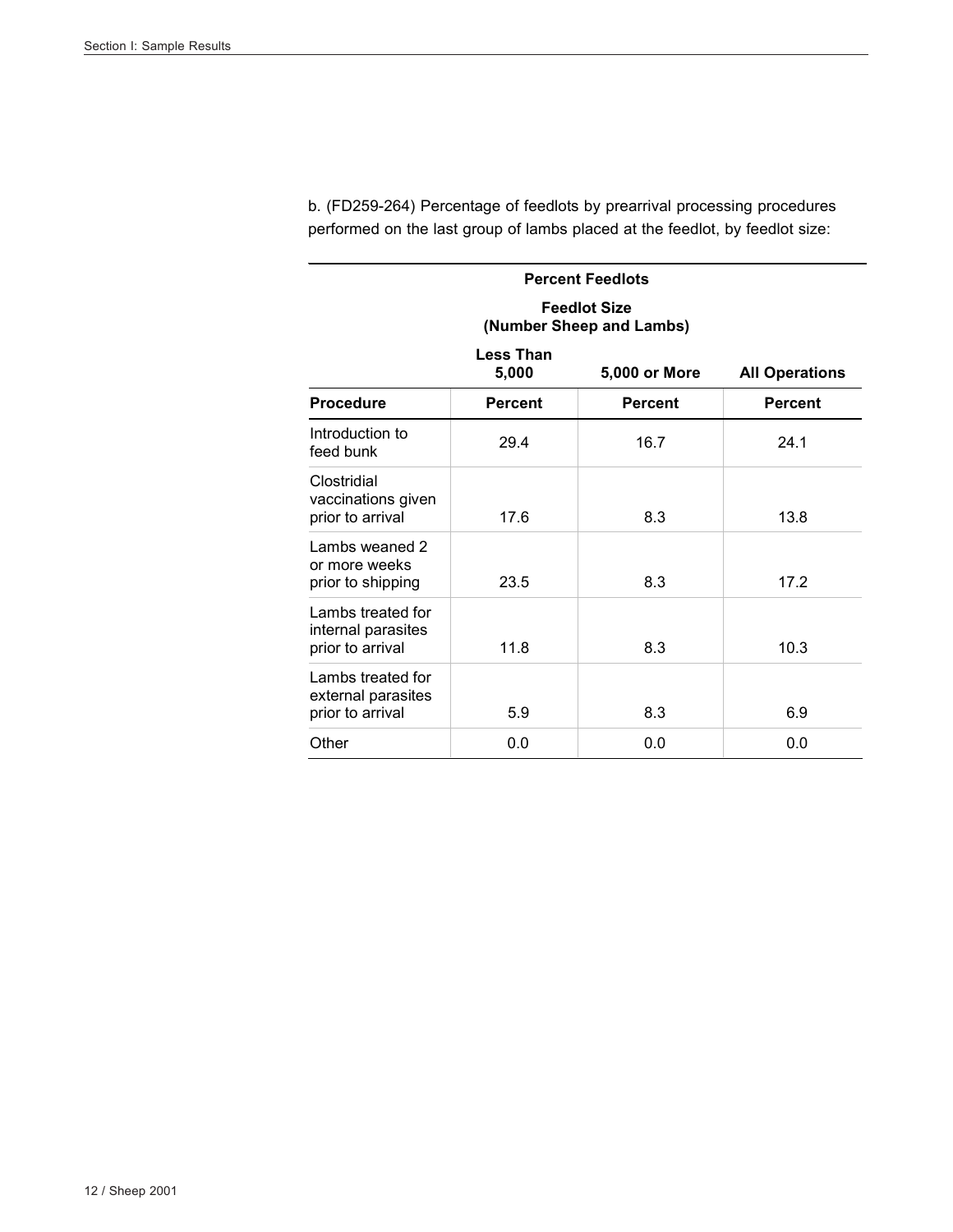b. (FD259-264) Percentage of feedlots by prearrival processing procedures performed on the last group of lambs placed at the feedlot, by feedlot size:

| | Percent Feedlots | | |
|---|---|---|---|
| | Feedlot Size (Number Sheep and Lambs) | | |
| | Less Than 5,000 | 5,000 or More | All Operations |
| **Procedure** | **Percent** | **Percent** | **Percent** |
| Introduction to feed bunk | 29.4 | 16.7 | 24.1 |
| Clostridial vaccinations given prior to arrival | 17.6 | 8.3 | 13.8 |
| Lambs weaned 2 or more weeks prior to shipping | 23.5 | 8.3 | 17.2 |
| Lambs treated for internal parasites prior to arrival | 11.8 | 8.3 | 10.3 |
| Lambs treated for external parasites prior to arrival | 5.9 | 8.3 | 6.9 |
| Other | 0.0 | 0.0 | 0.0 |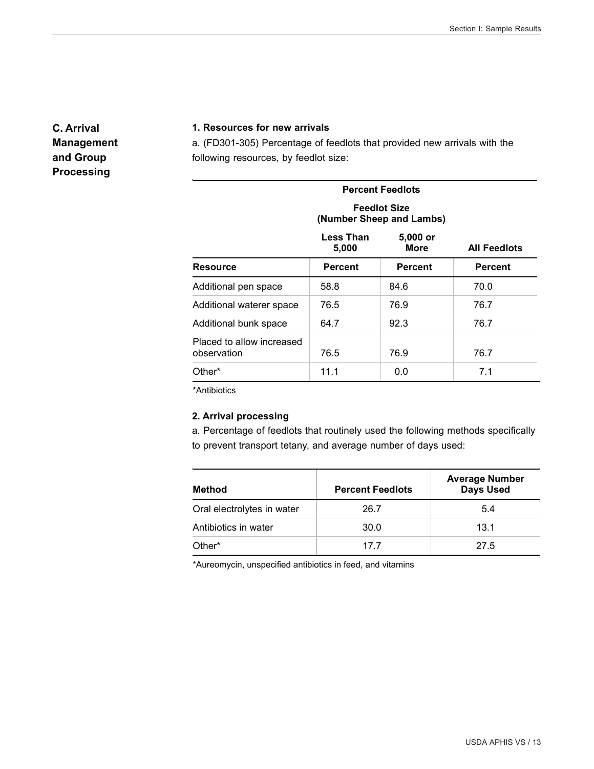## C. Arrival Management and Group Processing

### 1. Resources for new arrivals

a. (FD301-305) Percentage of feedlots that provided new arrivals with the following resources, by feedlot size:

| | Percent Feedlots | | |
|---|---|---|---|
| | Feedlot Size (Number Sheep and Lambs) | | |
| | Less Than 5,000 | 5,000 or More | All Feedlots |
| Resource | Percent | Percent | Percent |
| Additional pen space | 58.8 | 84.6 | 70.0 |
| Additional waterer space | 76.5 | 76.9 | 76.7 |
| Additional bunk space | 64.7 | 92.3 | 76.7 |
| Placed to allow increased observation | 76.5 | 76.9 | 76.7 |
| Other* | 11.1 | 0.0 | 7.1 |

*Antibiotics

### 2. Arrival processing

a. Percentage of feedlots that routinely used the following methods specifically to prevent transport tetany, and average number of days used:

| Method | Percent Feedlots | Average Number Days Used |
|---|---|---|
| Oral electrolytes in water | 26.7 | 5.4 |
| Antibiotics in water | 30.0 | 13.1 |
| Other* | 17.7 | 27.5 |

*Aureomycin, unspecified antibiotics in feed, and vitamins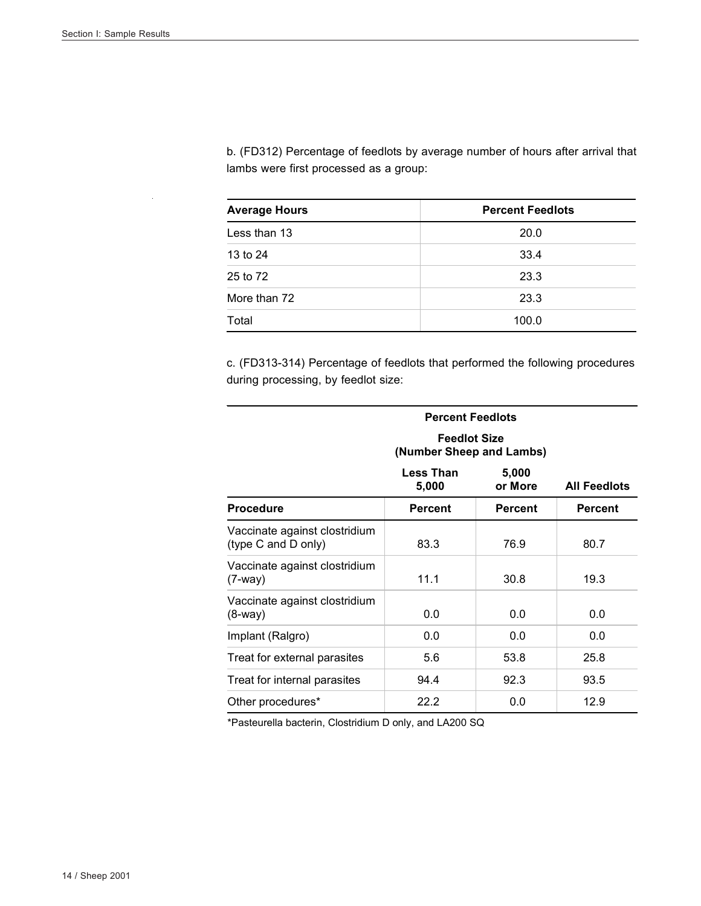b. (FD312) Percentage of feedlots by average number of hours after arrival that lambs were first processed as a group:

| Average Hours | Percent Feedlots |
|---|---|
| Less than 13 | 20.0 |
| 13 to 24 | 33.4 |
| 25 to 72 | 23.3 |
| More than 72 | 23.3 |
| Total | 100.0 |

c. (FD313-314) Percentage of feedlots that performed the following procedures during processing, by feedlot size:

| | Percent Feedlots | | |
|---|---|---|---|
| | Feedlot Size (Number Sheep and Lambs) | | |
| | Less Than 5,000 | 5,000 or More | All Feedlots |
| Procedure | Percent | Percent | Percent |
| Vaccinate against clostridium (type C and D only) | 83.3 | 76.9 | 80.7 |
| Vaccinate against clostridium (7-way) | 11.1 | 30.8 | 19.3 |
| Vaccinate against clostridium (8-way) | 0.0 | 0.0 | 0.0 |
| Implant (Ralgro) | 0.0 | 0.0 | 0.0 |
| Treat for external parasites | 5.6 | 53.8 | 25.8 |
| Treat for internal parasites | 94.4 | 92.3 | 93.5 |
| Other procedures* | 22.2 | 0.0 | 12.9 |

*Pasteurella bacterin, Clostridium D only, and LA200 SQ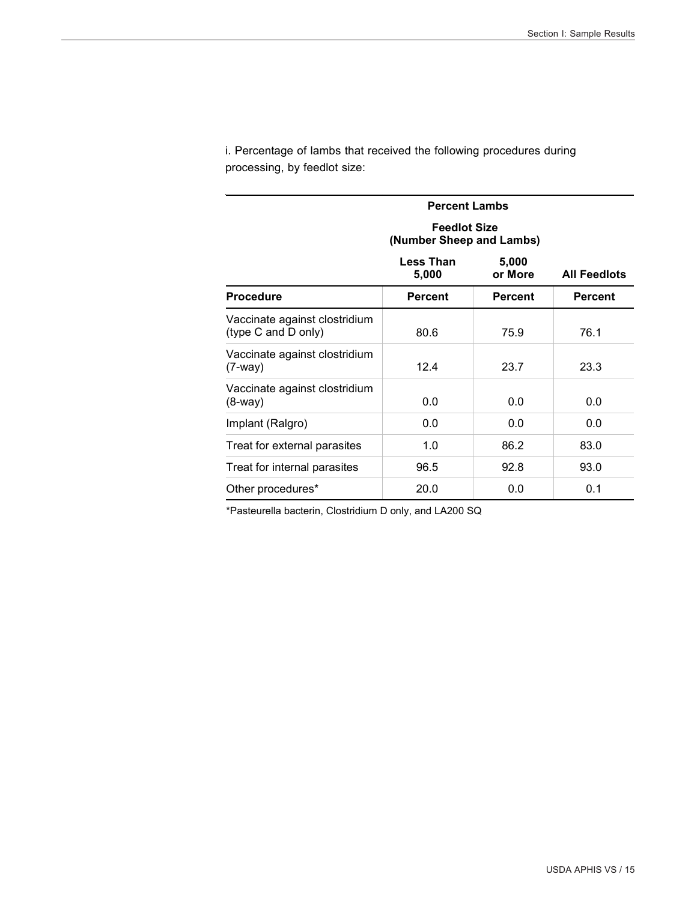i. Percentage of lambs that received the following procedures during processing, by feedlot size:

| | Percent Lambs | | |
|---|---|---|---|
| | Feedlot Size (Number Sheep and Lambs) | | |
| | Less Than 5,000 | 5,000 or More | All Feedlots |
| Procedure | Percent | Percent | Percent |
| Vaccinate against clostridium (type C and D only) | 80.6 | 75.9 | 76.1 |
| Vaccinate against clostridium (7-way) | 12.4 | 23.7 | 23.3 |
| Vaccinate against clostridium (8-way) | 0.0 | 0.0 | 0.0 |
| Implant (Ralgro) | 0.0 | 0.0 | 0.0 |
| Treat for external parasites | 1.0 | 86.2 | 83.0 |
| Treat for internal parasites | 96.5 | 92.8 | 93.0 |
| Other procedures* | 20.0 | 0.0 | 0.1 |

*Pasteurella bacterin, Clostridium D only, and LA200 SQ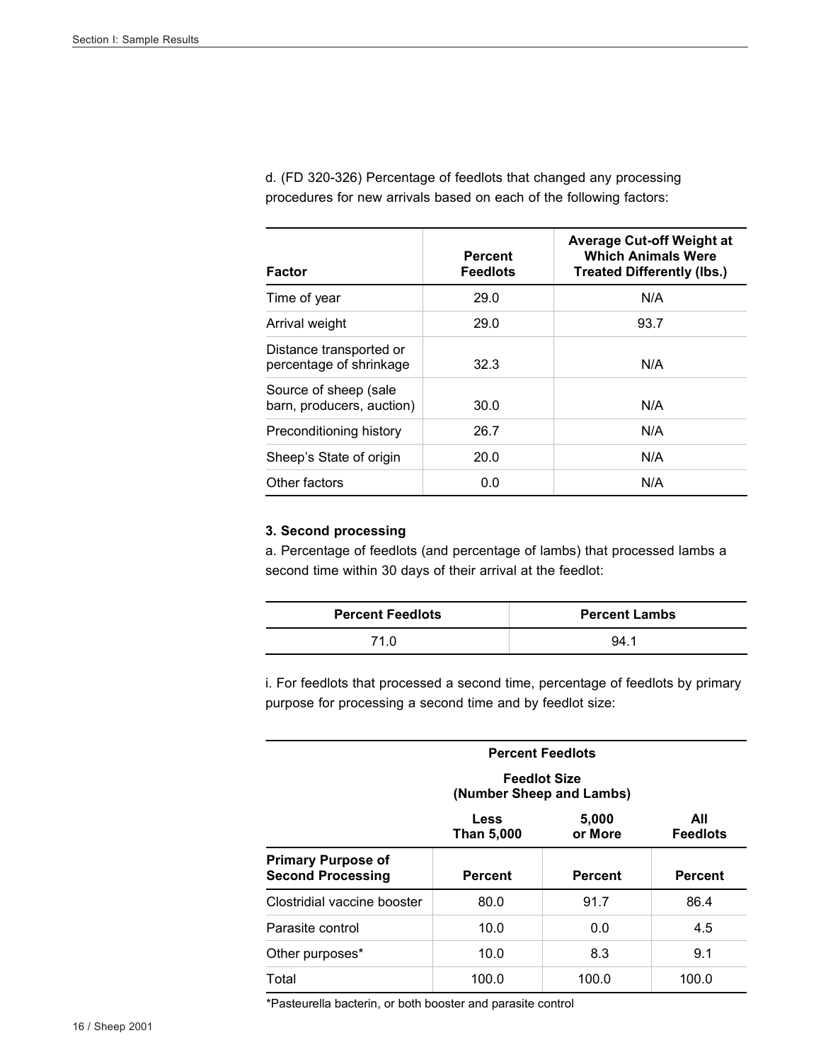d. (FD 320-326) Percentage of feedlots that changed any processing procedures for new arrivals based on each of the following factors:

| Factor | Percent Feedlots | Average Cut-off Weight at Which Animals Were Treated Differently (lbs.) |
|---|---|---|
| Time of year | 29.0 | N/A |
| Arrival weight | 29.0 | 93.7 |
| Distance transported or percentage of shrinkage | 32.3 | N/A |
| Source of sheep (sale barn, producers, auction) | 30.0 | N/A |
| Preconditioning history | 26.7 | N/A |
| Sheep's State of origin | 20.0 | N/A |
| Other factors | 0.0 | N/A |

**3. Second processing**

a. Percentage of feedlots (and percentage of lambs) that processed lambs a second time within 30 days of their arrival at the feedlot:

| Percent Feedlots | Percent Lambs |
|---|---|
| 71.0 | 94.1 |

i. For feedlots that processed a second time, percentage of feedlots by primary purpose for processing a second time and by feedlot size:

| | Percent Feedlots | | |
|---|---|---|---|
| | Feedlot Size (Number Sheep and Lambs) | | |
| | Less Than 5,000 | 5,000 or More | All Feedlots |
| **Primary Purpose of Second Processing** | **Percent** | **Percent** | **Percent** |
| Clostridial vaccine booster | 80.0 | 91.7 | 86.4 |
| Parasite control | 10.0 | 0.0 | 4.5 |
| Other purposes* | 10.0 | 8.3 | 9.1 |
| Total | 100.0 | 100.0 | 100.0 |

*Pasteurella bacterin, or both booster and parasite control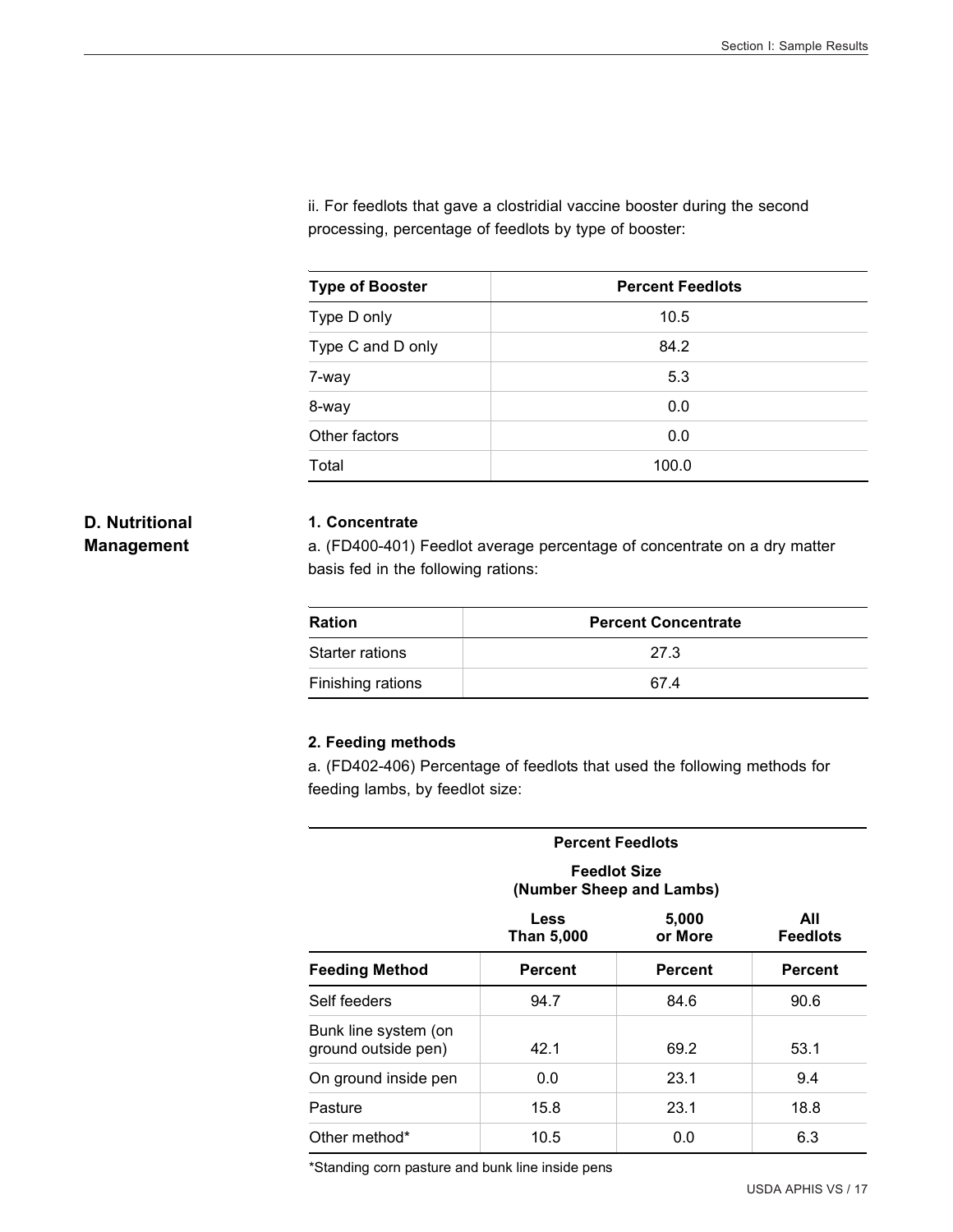ii. For feedlots that gave a clostridial vaccine booster during the second processing, percentage of feedlots by type of booster:

| Type of Booster | Percent Feedlots |
|---|---|
| Type D only | 10.5 |
| Type C and D only | 84.2 |
| 7-way | 5.3 |
| 8-way | 0.0 |
| Other factors | 0.0 |
| Total | 100.0 |

## D. Nutritional Management

### 1. Concentrate

a. (FD400-401) Feedlot average percentage of concentrate on a dry matter basis fed in the following rations:

| Ration | Percent Concentrate |
|---|---|
| Starter rations | 27.3 |
| Finishing rations | 67.4 |

### 2. Feeding methods

a. (FD402-406) Percentage of feedlots that used the following methods for feeding lambs, by feedlot size:

| | Percent Feedlots | | |
|---|---|---|---|
| | Feedlot Size (Number Sheep and Lambs) | | |
| | Less Than 5,000 | 5,000 or More | All Feedlots |
| Feeding Method | Percent | Percent | Percent |
| Self feeders | 94.7 | 84.6 | 90.6 |
| Bunk line system (on ground outside pen) | 42.1 | 69.2 | 53.1 |
| On ground inside pen | 0.0 | 23.1 | 9.4 |
| Pasture | 15.8 | 23.1 | 18.8 |
| Other method* | 10.5 | 0.0 | 6.3 |

*Standing corn pasture and bunk line inside pens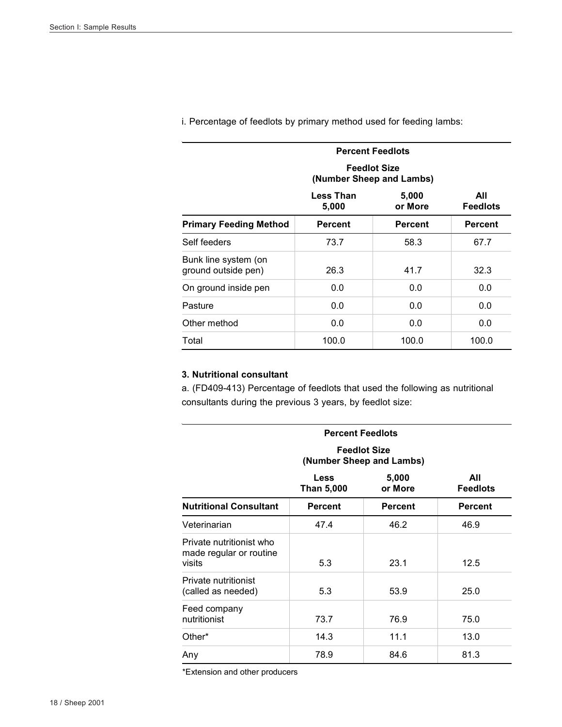i. Percentage of feedlots by primary method used for feeding lambs:

| | Percent Feedlots | | |
|---|---|---|---|
| | Feedlot Size (Number Sheep and Lambs) | | |
| | Less Than 5,000 | 5,000 or More | All Feedlots |
| **Primary Feeding Method** | **Percent** | **Percent** | **Percent** |
| Self feeders | 73.7 | 58.3 | 67.7 |
| Bunk line system (on ground outside pen) | 26.3 | 41.7 | 32.3 |
| On ground inside pen | 0.0 | 0.0 | 0.0 |
| Pasture | 0.0 | 0.0 | 0.0 |
| Other method | 0.0 | 0.0 | 0.0 |
| Total | 100.0 | 100.0 | 100.0 |

**3. Nutritional consultant**

a. (FD409-413) Percentage of feedlots that used the following as nutritional consultants during the previous 3 years, by feedlot size:

| | Percent Feedlots | | |
|---|---|---|---|
| | Feedlot Size (Number Sheep and Lambs) | | |
| | Less Than 5,000 | 5,000 or More | All Feedlots |
| **Nutritional Consultant** | **Percent** | **Percent** | **Percent** |
| Veterinarian | 47.4 | 46.2 | 46.9 |
| Private nutritionist who made regular or routine visits | 5.3 | 23.1 | 12.5 |
| Private nutritionist (called as needed) | 5.3 | 53.9 | 25.0 |
| Feed company nutritionist | 73.7 | 76.9 | 75.0 |
| Other* | 14.3 | 11.1 | 13.0 |
| Any | 78.9 | 84.6 | 81.3 |

*Extension and other producers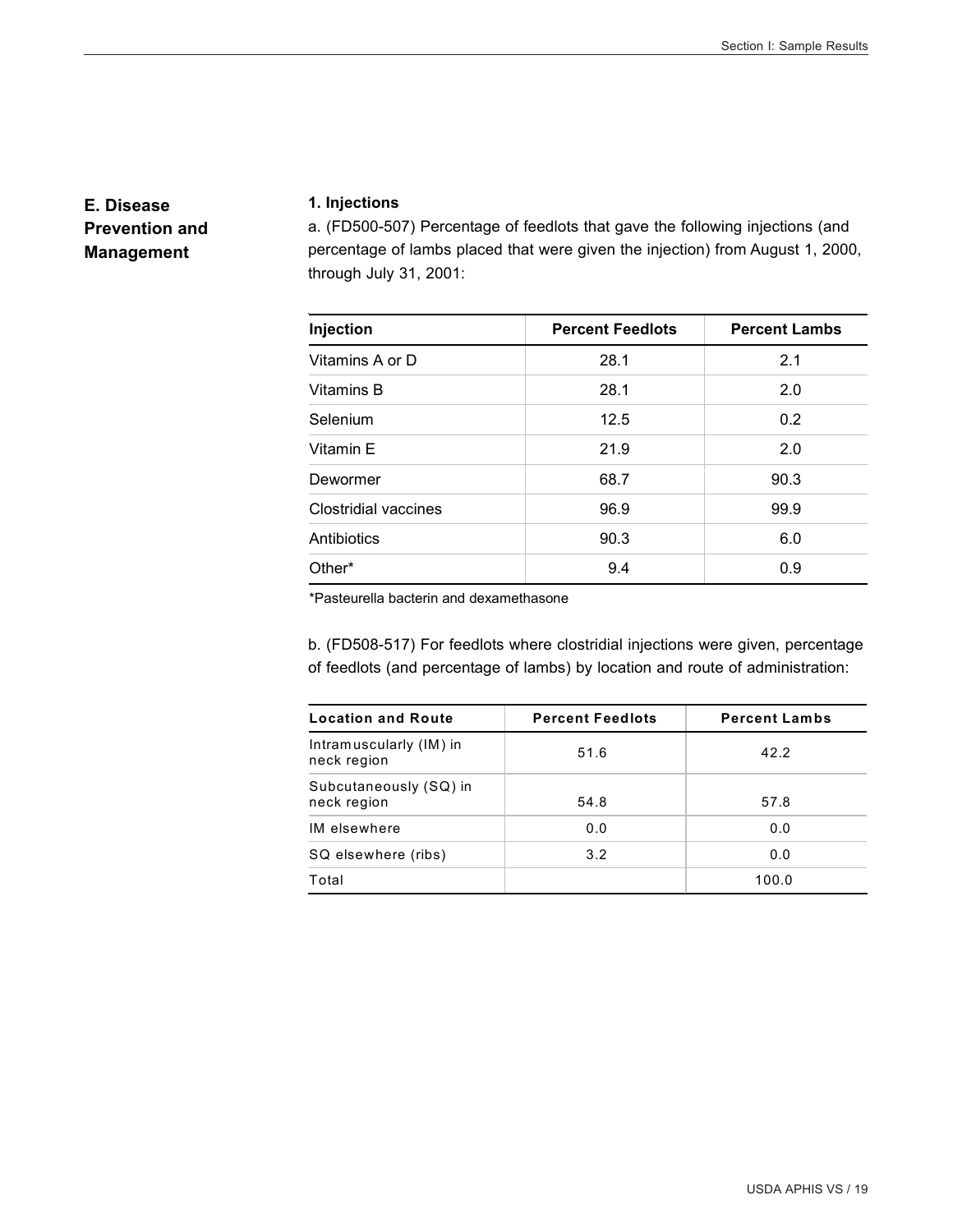## E. Disease Prevention and Management

### 1. Injections

a. (FD500-507) Percentage of feedlots that gave the following injections (and percentage of lambs placed that were given the injection) from August 1, 2000, through July 31, 2001:

| Injection | Percent Feedlots | Percent Lambs |
|---|---|---|
| Vitamins A or D | 28.1 | 2.1 |
| Vitamins B | 28.1 | 2.0 |
| Selenium | 12.5 | 0.2 |
| Vitamin E | 21.9 | 2.0 |
| Dewormer | 68.7 | 90.3 |
| Clostridial vaccines | 96.9 | 99.9 |
| Antibiotics | 90.3 | 6.0 |
| Other* | 9.4 | 0.9 |

*Pasteurella bacterin and dexamethasone

b. (FD508-517) For feedlots where clostridial injections were given, percentage of feedlots (and percentage of lambs) by location and route of administration:

| Location and Route | Percent Feedlots | Percent Lambs |
|---|---|---|
| Intramuscularly (IM) in neck region | 51.6 | 42.2 |
| Subcutaneously (SQ) in neck region | 54.8 | 57.8 |
| IM elsewhere | 0.0 | 0.0 |
| SQ elsewhere (ribs) | 3.2 | 0.0 |
| Total | | 100.0 |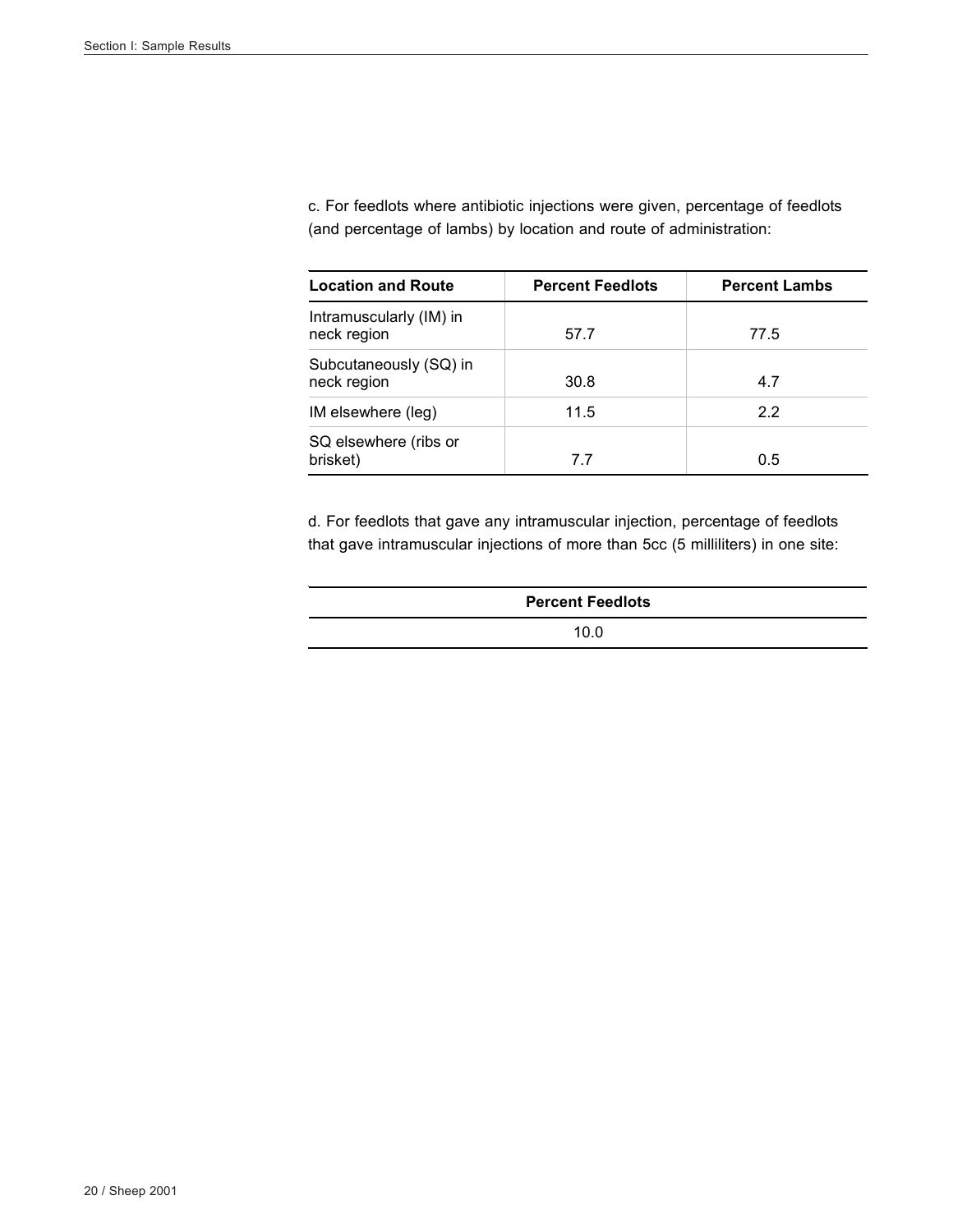c. For feedlots where antibiotic injections were given, percentage of feedlots (and percentage of lambs) by location and route of administration:

| Location and Route | Percent Feedlots | Percent Lambs |
|---|---|---|
| Intramuscularly (IM) in neck region | 57.7 | 77.5 |
| Subcutaneously (SQ) in neck region | 30.8 | 4.7 |
| IM elsewhere (leg) | 11.5 | 2.2 |
| SQ elsewhere (ribs or brisket) | 7.7 | 0.5 |

d. For feedlots that gave any intramuscular injection, percentage of feedlots that gave intramuscular injections of more than 5cc (5 milliliters) in one site:

| Percent Feedlots |
|---|
| 10.0 |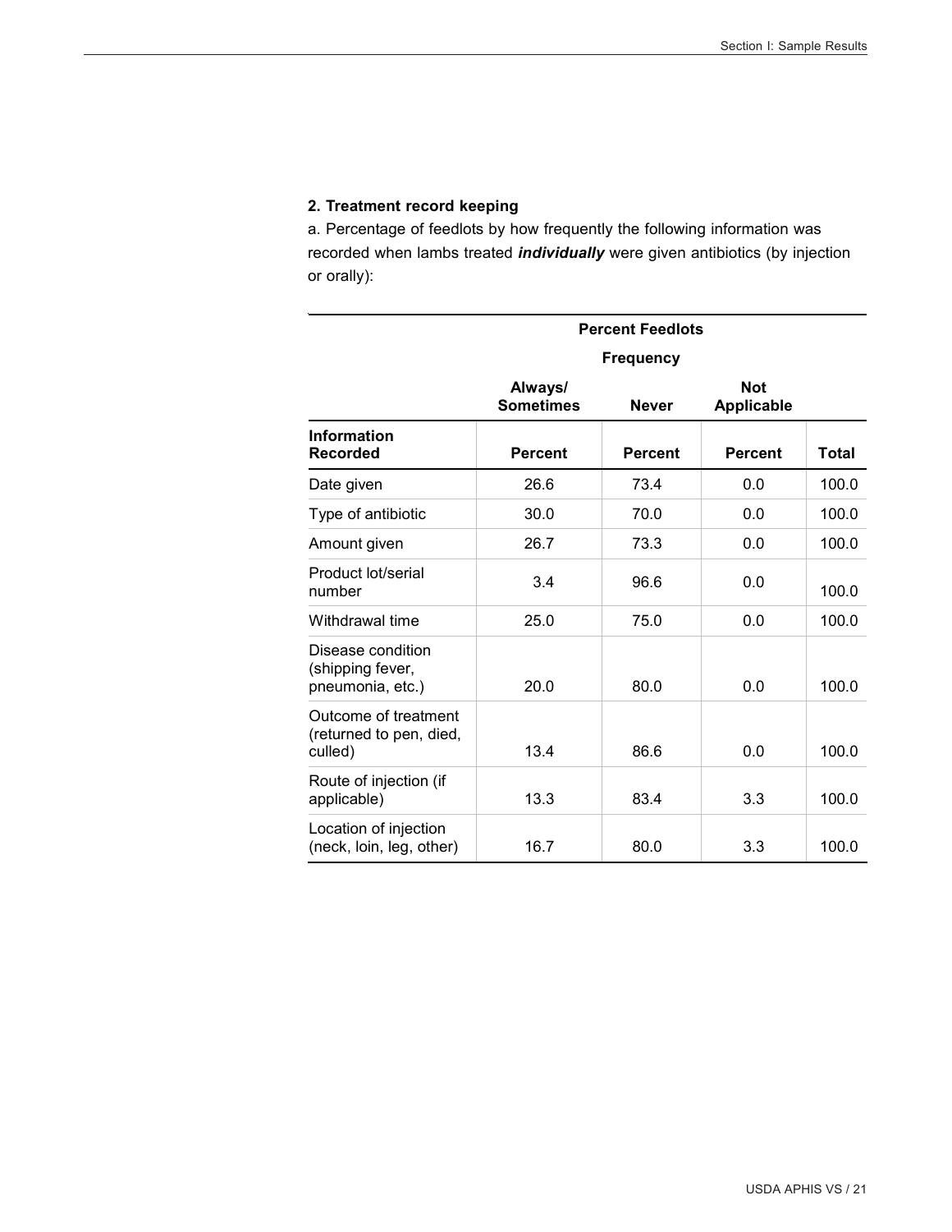**2. Treatment record keeping**

a. Percentage of feedlots by how frequently the following information was recorded when lambs treated ***individually*** were given antibiotics (by injection or orally):

| | Percent Feedlots | | | |
|---|---|---|---|---|
| | Frequency | | | |
| | Always/ Sometimes | Never | Not Applicable | |
| **Information Recorded** | **Percent** | **Percent** | **Percent** | **Total** |
| Date given | 26.6 | 73.4 | 0.0 | 100.0 |
| Type of antibiotic | 30.0 | 70.0 | 0.0 | 100.0 |
| Amount given | 26.7 | 73.3 | 0.0 | 100.0 |
| Product lot/serial number | 3.4 | 96.6 | 0.0 | 100.0 |
| Withdrawal time | 25.0 | 75.0 | 0.0 | 100.0 |
| Disease condition (shipping fever, pneumonia, etc.) | 20.0 | 80.0 | 0.0 | 100.0 |
| Outcome of treatment (returned to pen, died, culled) | 13.4 | 86.6 | 0.0 | 100.0 |
| Route of injection (if applicable) | 13.3 | 83.4 | 3.3 | 100.0 |
| Location of injection (neck, loin, leg, other) | 16.7 | 80.0 | 3.3 | 100.0 |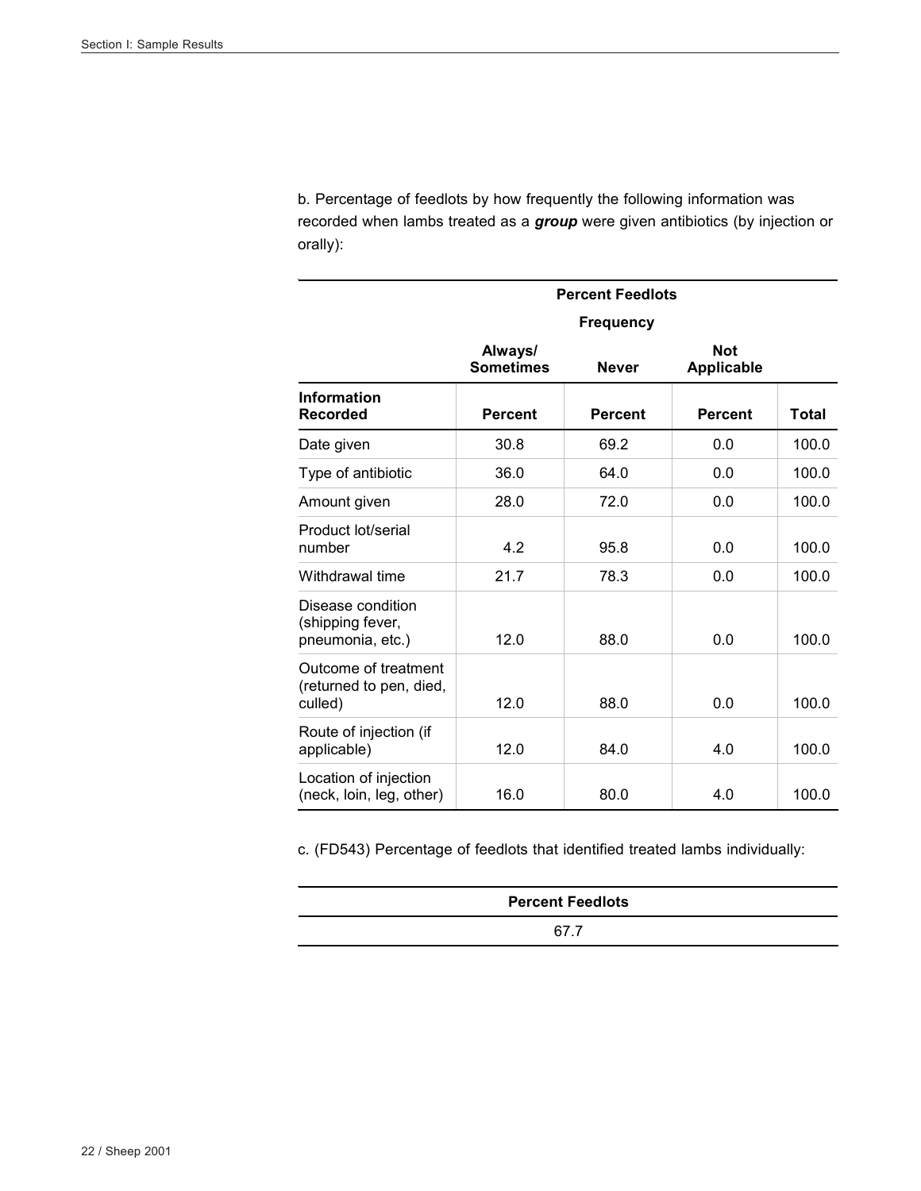b. Percentage of feedlots by how frequently the following information was recorded when lambs treated as a ***group*** were given antibiotics (by injection or orally):

| | Percent Feedlots | | | |
|---|---|---|---|---|
| | Frequency | | | |
| | Always/ Sometimes | Never | Not Applicable | |
| Information Recorded | Percent | Percent | Percent | Total |
| Date given | 30.8 | 69.2 | 0.0 | 100.0 |
| Type of antibiotic | 36.0 | 64.0 | 0.0 | 100.0 |
| Amount given | 28.0 | 72.0 | 0.0 | 100.0 |
| Product lot/serial number | 4.2 | 95.8 | 0.0 | 100.0 |
| Withdrawal time | 21.7 | 78.3 | 0.0 | 100.0 |
| Disease condition (shipping fever, pneumonia, etc.) | 12.0 | 88.0 | 0.0 | 100.0 |
| Outcome of treatment (returned to pen, died, culled) | 12.0 | 88.0 | 0.0 | 100.0 |
| Route of injection (if applicable) | 12.0 | 84.0 | 4.0 | 100.0 |
| Location of injection (neck, loin, leg, other) | 16.0 | 80.0 | 4.0 | 100.0 |

c. (FD543) Percentage of feedlots that identified treated lambs individually:

| Percent Feedlots |
|---|
| 67.7 |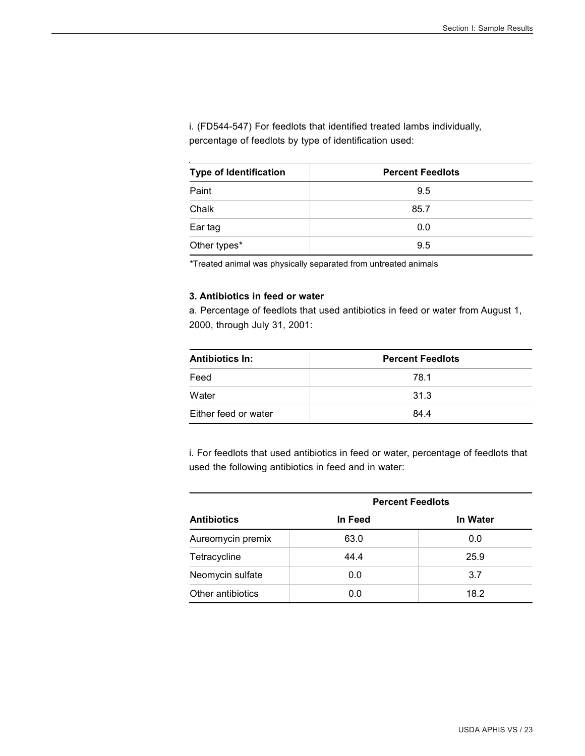i. (FD544-547) For feedlots that identified treated lambs individually, percentage of feedlots by type of identification used:

| Type of Identification | Percent Feedlots |
|---|---|
| Paint | 9.5 |
| Chalk | 85.7 |
| Ear tag | 0.0 |
| Other types* | 9.5 |

*Treated animal was physically separated from untreated animals

**3. Antibiotics in feed or water**

a. Percentage of feedlots that used antibiotics in feed or water from August 1, 2000, through July 31, 2001:

| Antibiotics In: | Percent Feedlots |
|---|---|
| Feed | 78.1 |
| Water | 31.3 |
| Either feed or water | 84.4 |

i. For feedlots that used antibiotics in feed or water, percentage of feedlots that used the following antibiotics in feed and in water:

| | Percent Feedlots | |
|---|---|---|
| **Antibiotics** | **In Feed** | **In Water** |
| Aureomycin premix | 63.0 | 0.0 |
| Tetracycline | 44.4 | 25.9 |
| Neomycin sulfate | 0.0 | 3.7 |
| Other antibiotics | 0.0 | 18.2 |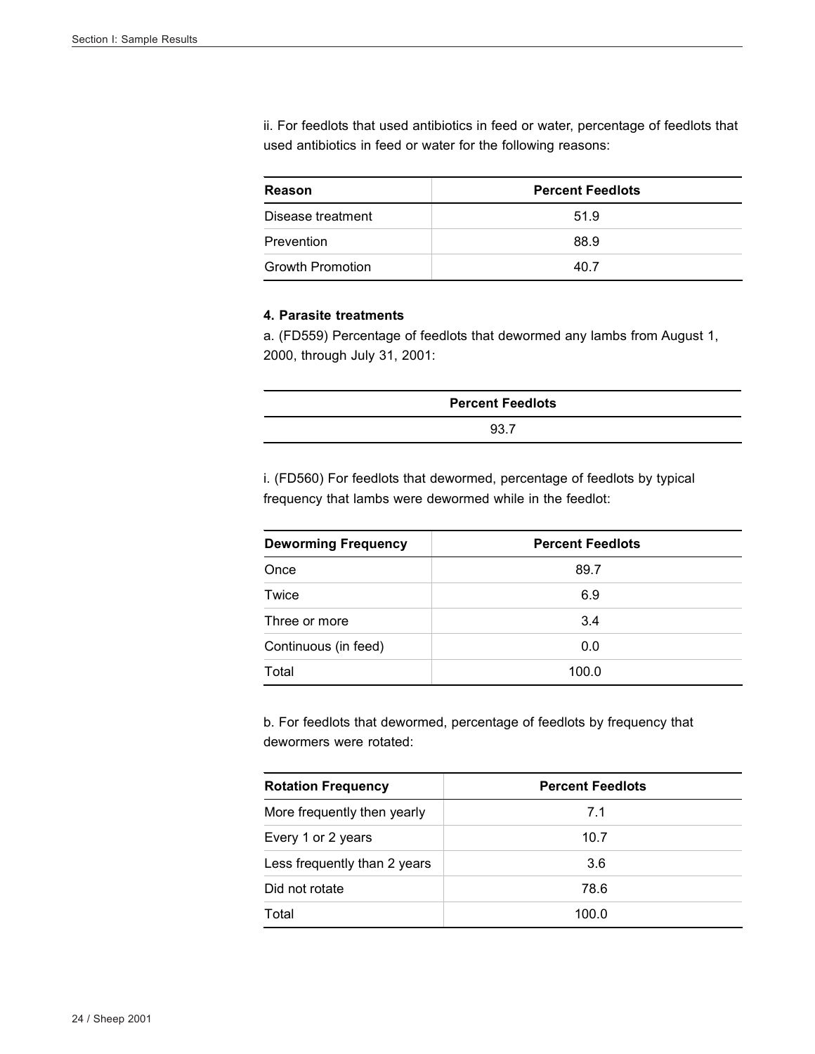ii. For feedlots that used antibiotics in feed or water, percentage of feedlots that used antibiotics in feed or water for the following reasons:

| Reason | Percent Feedlots |
|---|---|
| Disease treatment | 51.9 |
| Prevention | 88.9 |
| Growth Promotion | 40.7 |

**4. Parasite treatments**

a. (FD559) Percentage of feedlots that dewormed any lambs from August 1, 2000, through July 31, 2001:

| Percent Feedlots |
|---|
| 93.7 |

i. (FD560) For feedlots that dewormed, percentage of feedlots by typical frequency that lambs were dewormed while in the feedlot:

| Deworming Frequency | Percent Feedlots |
|---|---|
| Once | 89.7 |
| Twice | 6.9 |
| Three or more | 3.4 |
| Continuous (in feed) | 0.0 |
| Total | 100.0 |

b. For feedlots that dewormed, percentage of feedlots by frequency that dewormers were rotated:

| Rotation Frequency | Percent Feedlots |
|---|---|
| More frequently then yearly | 7.1 |
| Every 1 or 2 years | 10.7 |
| Less frequently than 2 years | 3.6 |
| Did not rotate | 78.6 |
| Total | 100.0 |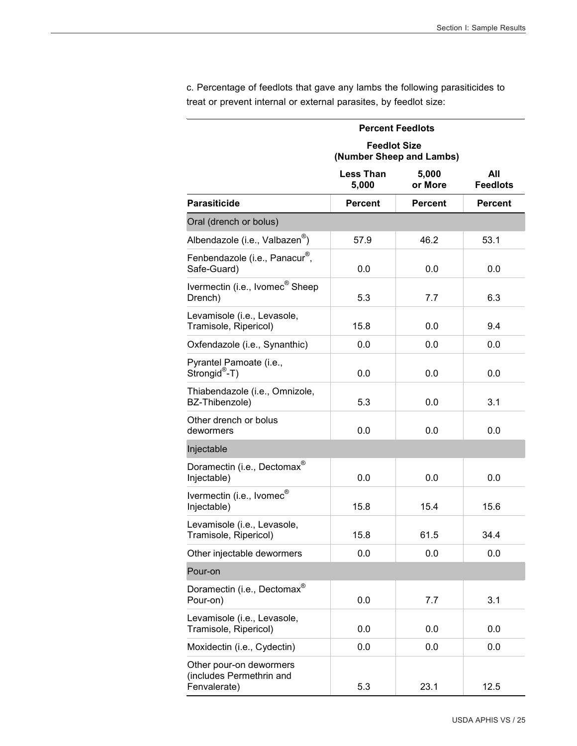c. Percentage of feedlots that gave any lambs the following parasiticides to treat or prevent internal or external parasites, by feedlot size:

| | Percent Feedlots | | |
|---|---|---|---|
| | Feedlot Size (Number Sheep and Lambs) | | |
| | Less Than 5,000 | 5,000 or More | All Feedlots |
| Parasiticide | Percent | Percent | Percent |
| Oral (drench or bolus) | | | |
| Albendazole (i.e., Valbazen®) | 57.9 | 46.2 | 53.1 |
| Fenbendazole (i.e., Panacur®, Safe-Guard) | 0.0 | 0.0 | 0.0 |
| Ivermectin (i.e., Ivomec® Sheep Drench) | 5.3 | 7.7 | 6.3 |
| Levamisole (i.e., Levasole, Tramisole, Ripericol) | 15.8 | 0.0 | 9.4 |
| Oxfendazole (i.e., Synanthic) | 0.0 | 0.0 | 0.0 |
| Pyrantel Pamoate (i.e., Strongid®-T) | 0.0 | 0.0 | 0.0 |
| Thiabendazole (i.e., Omnizole, BZ-Thibenzole) | 5.3 | 0.0 | 3.1 |
| Other drench or bolus dewormers | 0.0 | 0.0 | 0.0 |
| Injectable | | | |
| Doramectin (i.e., Dectomax® Injectable) | 0.0 | 0.0 | 0.0 |
| Ivermectin (i.e., Ivomec® Injectable) | 15.8 | 15.4 | 15.6 |
| Levamisole (i.e., Levasole, Tramisole, Ripericol) | 15.8 | 61.5 | 34.4 |
| Other injectable dewormers | 0.0 | 0.0 | 0.0 |
| Pour-on | | | |
| Doramectin (i.e., Dectomax® Pour-on) | 0.0 | 7.7 | 3.1 |
| Levamisole (i.e., Levasole, Tramisole, Ripericol) | 0.0 | 0.0 | 0.0 |
| Moxidectin (i.e., Cydectin) | 0.0 | 0.0 | 0.0 |
| Other pour-on dewormers (includes Permethrin and Fenvalerate) | 5.3 | 23.1 | 12.5 |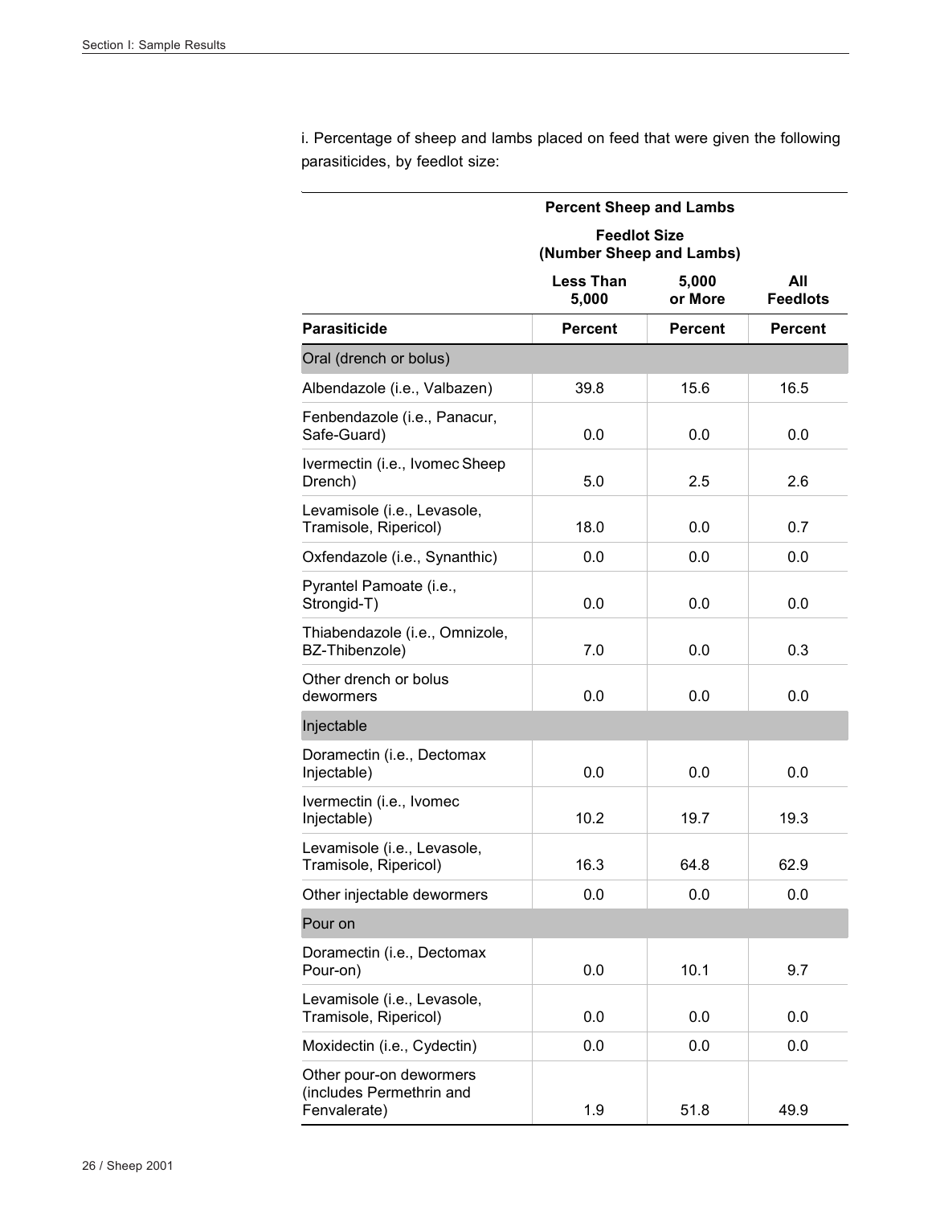i. Percentage of sheep and lambs placed on feed that were given the following parasiticides, by feedlot size:

| | Percent Sheep and Lambs | | |
|---|---|---|---|
| | Feedlot Size (Number Sheep and Lambs) | | |
| | Less Than 5,000 | 5,000 or More | All Feedlots |
| **Parasiticide** | **Percent** | **Percent** | **Percent** |
| Oral (drench or bolus) | | | |
| Albendazole (i.e., Valbazen) | 39.8 | 15.6 | 16.5 |
| Fenbendazole (i.e., Panacur, Safe-Guard) | 0.0 | 0.0 | 0.0 |
| Ivermectin (i.e., Ivomec Sheep Drench) | 5.0 | 2.5 | 2.6 |
| Levamisole (i.e., Levasole, Tramisole, Ripericol) | 18.0 | 0.0 | 0.7 |
| Oxfendazole (i.e., Synanthic) | 0.0 | 0.0 | 0.0 |
| Pyrantel Pamoate (i.e., Strongid-T) | 0.0 | 0.0 | 0.0 |
| Thiabendazole (i.e., Omnizole, BZ-Thibenzole) | 7.0 | 0.0 | 0.3 |
| Other drench or bolus dewormers | 0.0 | 0.0 | 0.0 |
| Injectable | | | |
| Doramectin (i.e., Dectomax Injectable) | 0.0 | 0.0 | 0.0 |
| Ivermectin (i.e., Ivomec Injectable) | 10.2 | 19.7 | 19.3 |
| Levamisole (i.e., Levasole, Tramisole, Ripericol) | 16.3 | 64.8 | 62.9 |
| Other injectable dewormers | 0.0 | 0.0 | 0.0 |
| Pour on | | | |
| Doramectin (i.e., Dectomax Pour-on) | 0.0 | 10.1 | 9.7 |
| Levamisole (i.e., Levasole, Tramisole, Ripericol) | 0.0 | 0.0 | 0.0 |
| Moxidectin (i.e., Cydectin) | 0.0 | 0.0 | 0.0 |
| Other pour-on dewormers (includes Permethrin and Fenvalerate) | 1.9 | 51.8 | 49.9 |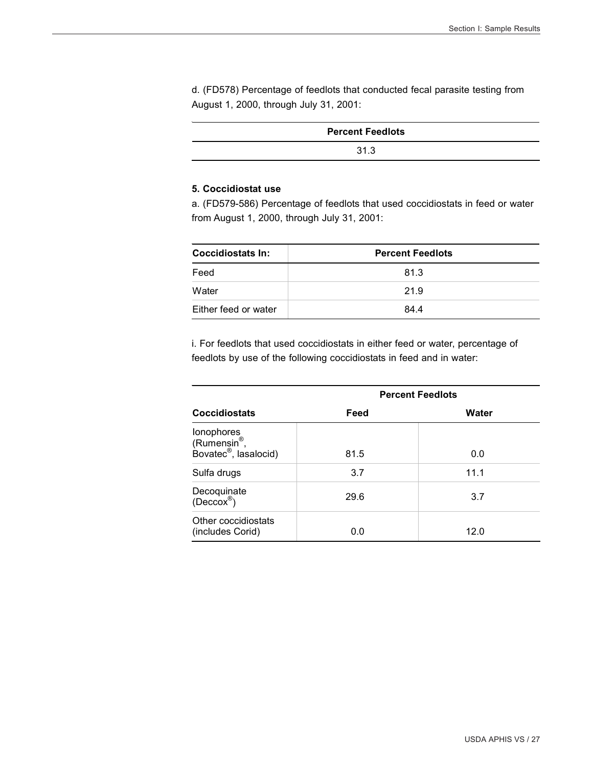d. (FD578) Percentage of feedlots that conducted fecal parasite testing from August 1, 2000, through July 31, 2001:

| Percent Feedlots |
|---|
| 31.3 |

**5. Coccidiostat use**

a. (FD579-586) Percentage of feedlots that used coccidiostats in feed or water from August 1, 2000, through July 31, 2001:

| Coccidiostats In: | Percent Feedlots |
|---|---|
| Feed | 81.3 |
| Water | 21.9 |
| Either feed or water | 84.4 |

i. For feedlots that used coccidiostats in either feed or water, percentage of feedlots by use of the following coccidiostats in feed and in water:

| | Percent Feedlots | |
|---|---|---|
| **Coccidiostats** | **Feed** | **Water** |
| Ionophores (Rumensin®, Bovatec®, lasalocid) | 81.5 | 0.0 |
| Sulfa drugs | 3.7 | 11.1 |
| Decoquinate (Deccox®) | 29.6 | 3.7 |
| Other coccidiostats (includes Corid) | 0.0 | 12.0 |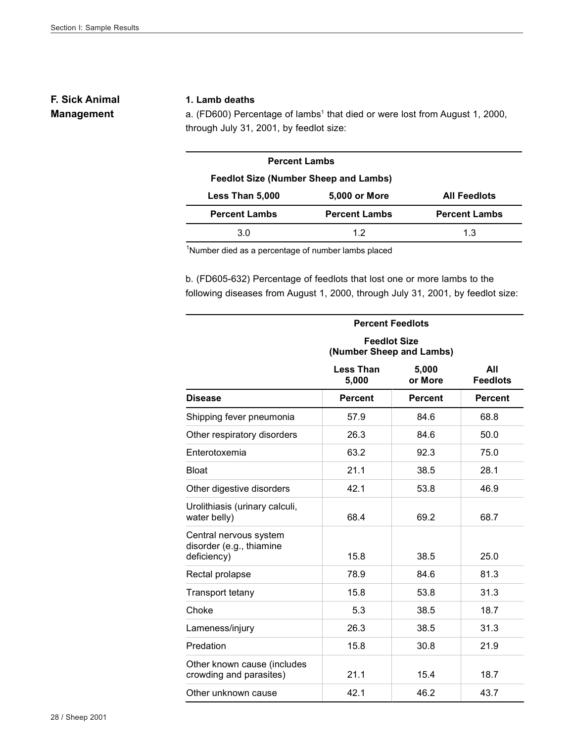## F. Sick Animal Management

### 1. Lamb deaths

a. (FD600) Percentage of lambs[1] that died or were lost from August 1, 2000, through July 31, 2001, by feedlot size:

| Percent Lambs | | |
|---|---|---|
| Feedlot Size (Number Sheep and Lambs) | | |
| Less Than 5,000 | 5,000 or More | All Feedlots |
| Percent Lambs | Percent Lambs | Percent Lambs |
| 3.0 | 1.2 | 1.3 |

[1]Number died as a percentage of number lambs placed

b. (FD605-632) Percentage of feedlots that lost one or more lambs to the following diseases from August 1, 2000, through July 31, 2001, by feedlot size:

| | Percent Feedlots | | |
|---|---|---|---|
| | Feedlot Size (Number Sheep and Lambs) | | |
| | Less Than 5,000 | 5,000 or More | All Feedlots |
| Disease | Percent | Percent | Percent |
| Shipping fever pneumonia | 57.9 | 84.6 | 68.8 |
| Other respiratory disorders | 26.3 | 84.6 | 50.0 |
| Enterotoxemia | 63.2 | 92.3 | 75.0 |
| Bloat | 21.1 | 38.5 | 28.1 |
| Other digestive disorders | 42.1 | 53.8 | 46.9 |
| Urolithiasis (urinary calculi, water belly) | 68.4 | 69.2 | 68.7 |
| Central nervous system disorder (e.g., thiamine deficiency) | 15.8 | 38.5 | 25.0 |
| Rectal prolapse | 78.9 | 84.6 | 81.3 |
| Transport tetany | 15.8 | 53.8 | 31.3 |
| Choke | 5.3 | 38.5 | 18.7 |
| Lameness/injury | 26.3 | 38.5 | 31.3 |
| Predation | 15.8 | 30.8 | 21.9 |
| Other known cause (includes crowding and parasites) | 21.1 | 15.4 | 18.7 |
| Other unknown cause | 42.1 | 46.2 | 43.7 |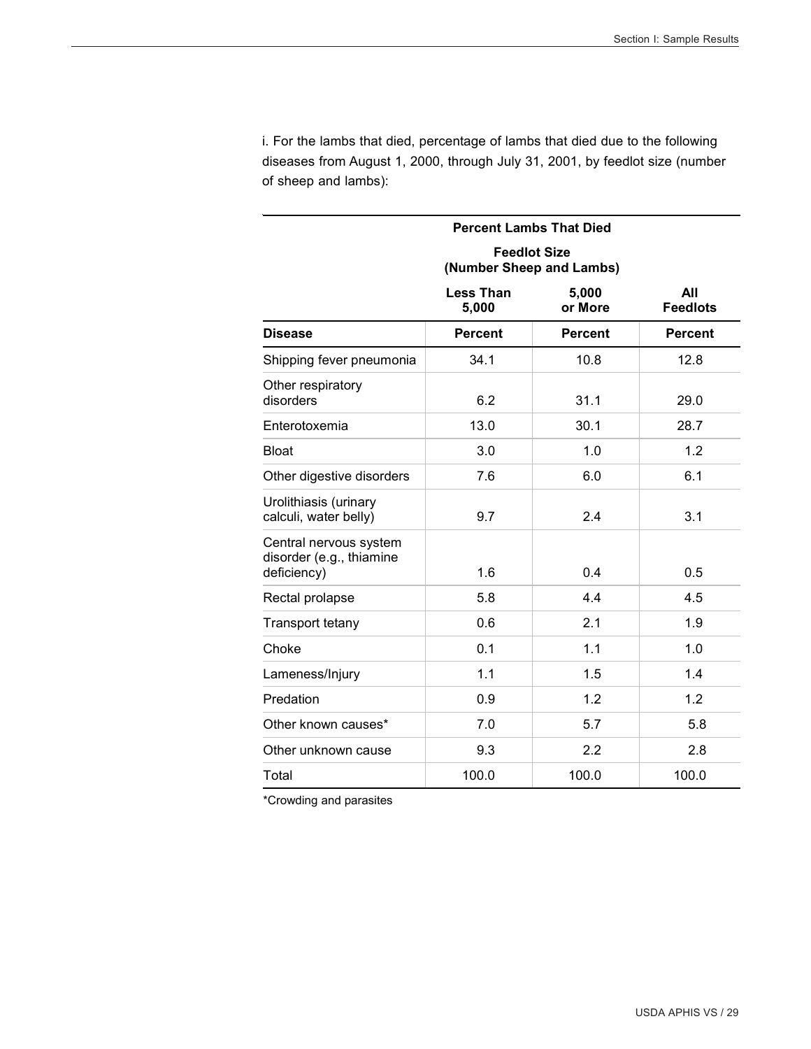i. For the lambs that died, percentage of lambs that died due to the following diseases from August 1, 2000, through July 31, 2001, by feedlot size (number of sheep and lambs):

| | Percent Lambs That Died | | |
|---|---|---|---|
| | Feedlot Size (Number Sheep and Lambs) | | |
| | Less Than 5,000 | 5,000 or More | All Feedlots |
| **Disease** | **Percent** | **Percent** | **Percent** |
| Shipping fever pneumonia | 34.1 | 10.8 | 12.8 |
| Other respiratory disorders | 6.2 | 31.1 | 29.0 |
| Enterotoxemia | 13.0 | 30.1 | 28.7 |
| Bloat | 3.0 | 1.0 | 1.2 |
| Other digestive disorders | 7.6 | 6.0 | 6.1 |
| Urolithiasis (urinary calculi, water belly) | 9.7 | 2.4 | 3.1 |
| Central nervous system disorder (e.g., thiamine deficiency) | 1.6 | 0.4 | 0.5 |
| Rectal prolapse | 5.8 | 4.4 | 4.5 |
| Transport tetany | 0.6 | 2.1 | 1.9 |
| Choke | 0.1 | 1.1 | 1.0 |
| Lameness/Injury | 1.1 | 1.5 | 1.4 |
| Predation | 0.9 | 1.2 | 1.2 |
| Other known causes* | 7.0 | 5.7 | 5.8 |
| Other unknown cause | 9.3 | 2.2 | 2.8 |
| Total | 100.0 | 100.0 | 100.0 |

*Crowding and parasites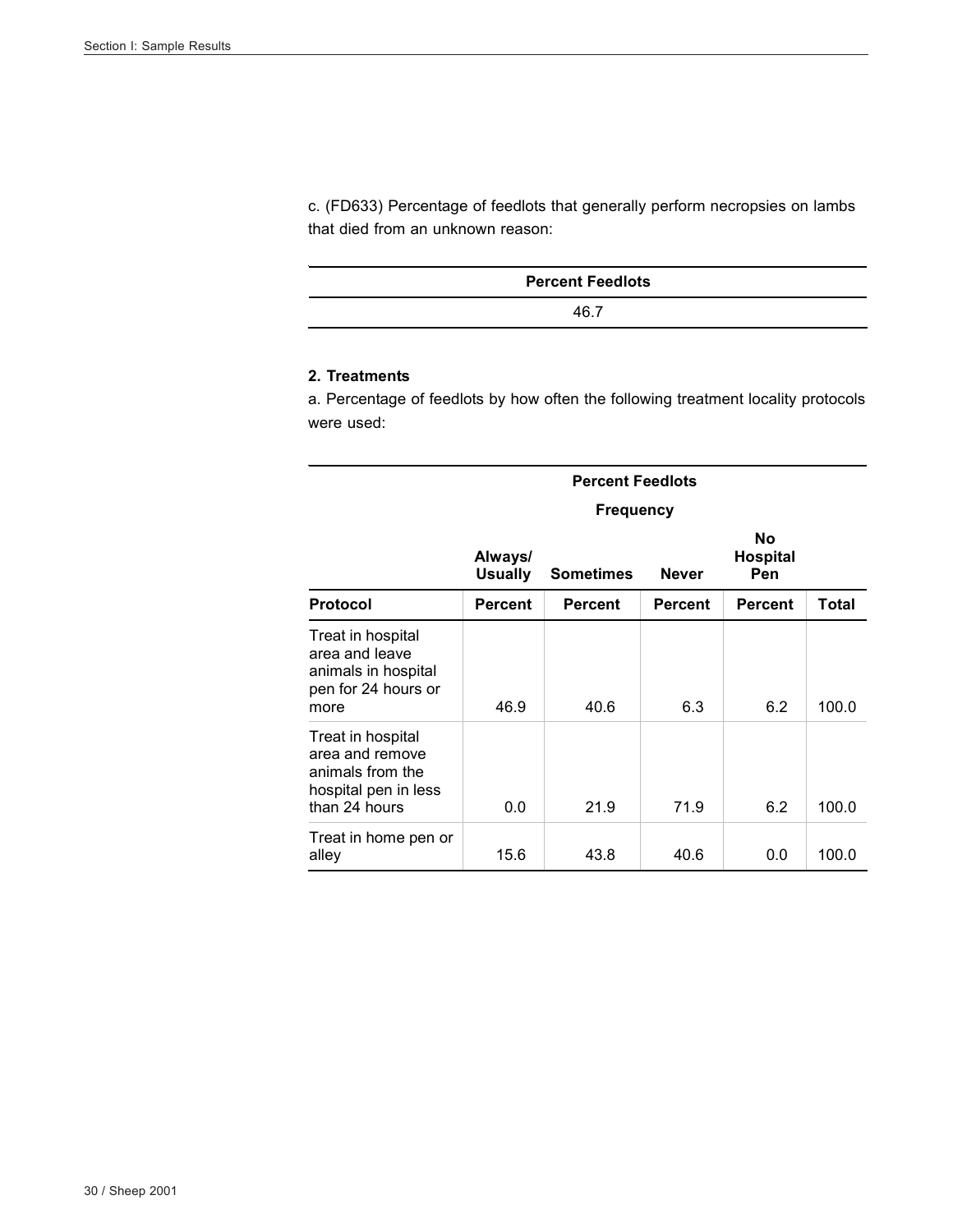c. (FD633) Percentage of feedlots that generally perform necropsies on lambs that died from an unknown reason:

| Percent Feedlots |
|---|
| 46.7 |

**2. Treatments**

a. Percentage of feedlots by how often the following treatment locality protocols were used:

| | Percent Feedlots | | | | |
|---|---|---|---|---|---|
| | Frequency | | | | |
| | Always/ Usually | Sometimes | Never | No Hospital Pen | |
| **Protocol** | **Percent** | **Percent** | **Percent** | **Percent** | **Total** |
| Treat in hospital area and leave animals in hospital pen for 24 hours or more | 46.9 | 40.6 | 6.3 | 6.2 | 100.0 |
| Treat in hospital area and remove animals from the hospital pen in less than 24 hours | 0.0 | 21.9 | 71.9 | 6.2 | 100.0 |
| Treat in home pen or alley | 15.6 | 43.8 | 40.6 | 0.0 | 100.0 |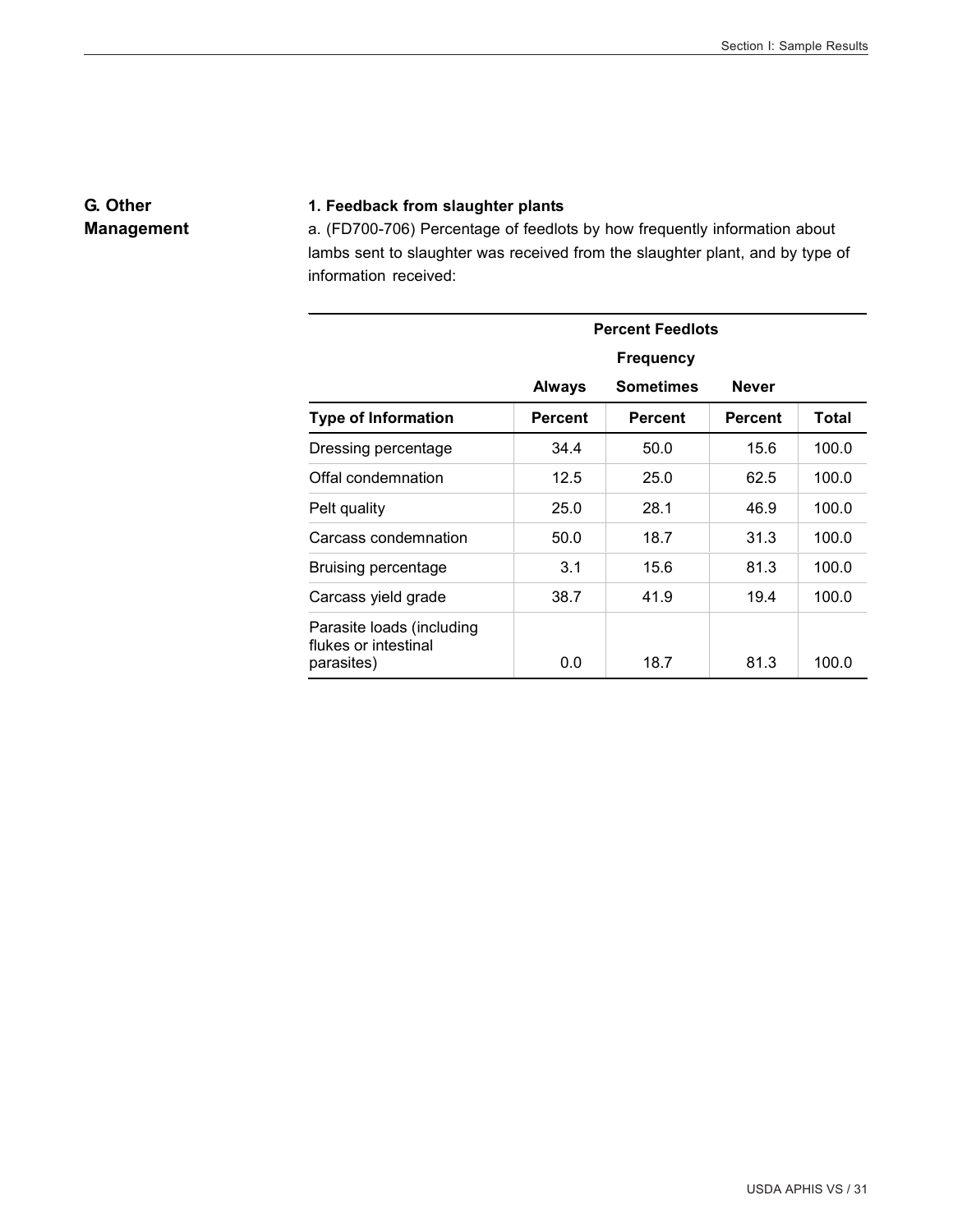## G. Other Management

### 1. Feedback from slaughter plants

a. (FD700-706) Percentage of feedlots by how frequently information about lambs sent to slaughter was received from the slaughter plant, and by type of information received:

| | Percent Feedlots | | | |
|---|---|---|---|---|
| | Frequency | | | |
| | Always | Sometimes | Never | |
| Type of Information | Percent | Percent | Percent | Total |
| Dressing percentage | 34.4 | 50.0 | 15.6 | 100.0 |
| Offal condemnation | 12.5 | 25.0 | 62.5 | 100.0 |
| Pelt quality | 25.0 | 28.1 | 46.9 | 100.0 |
| Carcass condemnation | 50.0 | 18.7 | 31.3 | 100.0 |
| Bruising percentage | 3.1 | 15.6 | 81.3 | 100.0 |
| Carcass yield grade | 38.7 | 41.9 | 19.4 | 100.0 |
| Parasite loads (including flukes or intestinal parasites) | 0.0 | 18.7 | 81.3 | 100.0 |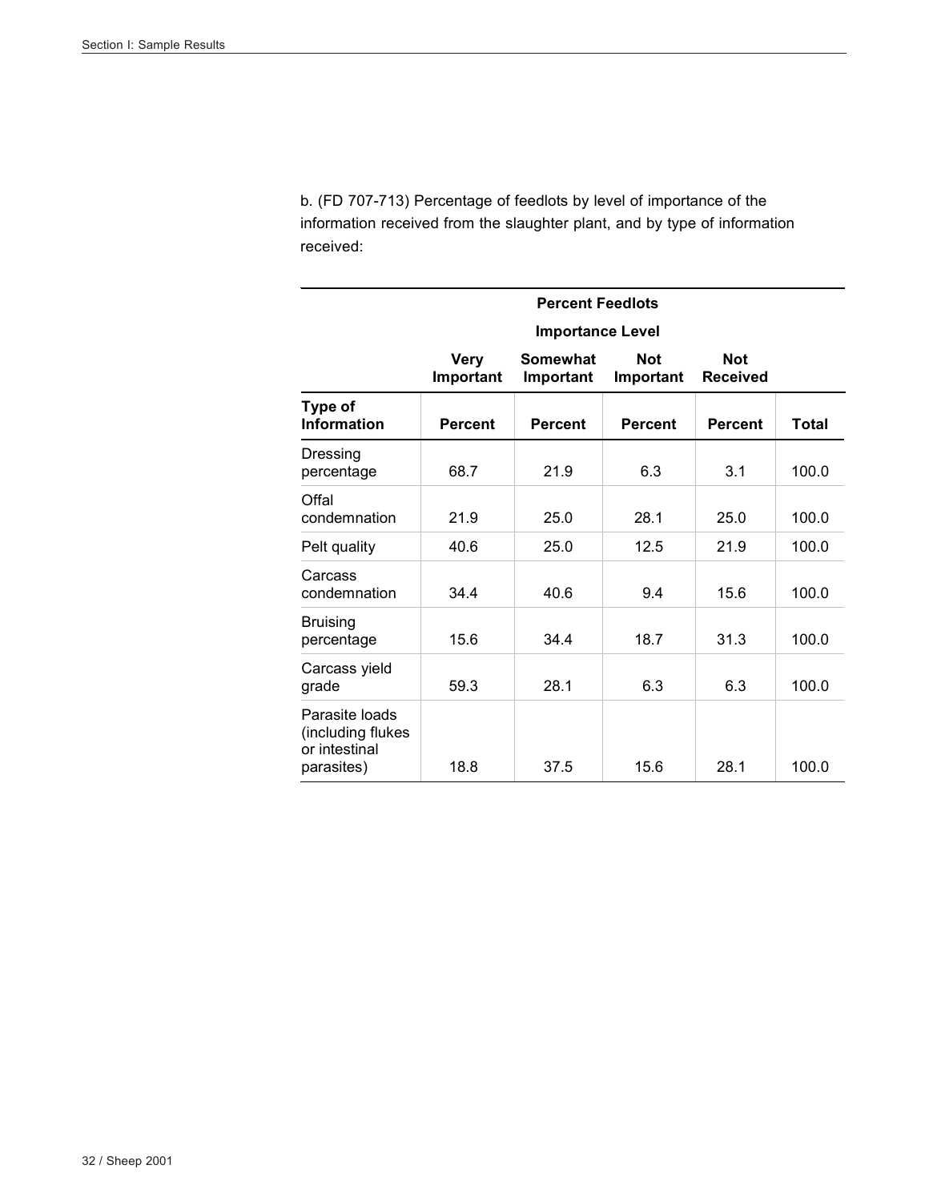b. (FD 707-713) Percentage of feedlots by level of importance of the information received from the slaughter plant, and by type of information received:

| | Percent Feedlots | | | | |
|---|---|---|---|---|---|
| | Importance Level | | | | |
| | Very Important | Somewhat Important | Not Important | Not Received | |
| Type of Information | Percent | Percent | Percent | Percent | Total |
| Dressing percentage | 68.7 | 21.9 | 6.3 | 3.1 | 100.0 |
| Offal condemnation | 21.9 | 25.0 | 28.1 | 25.0 | 100.0 |
| Pelt quality | 40.6 | 25.0 | 12.5 | 21.9 | 100.0 |
| Carcass condemnation | 34.4 | 40.6 | 9.4 | 15.6 | 100.0 |
| Bruising percentage | 15.6 | 34.4 | 18.7 | 31.3 | 100.0 |
| Carcass yield grade | 59.3 | 28.1 | 6.3 | 6.3 | 100.0 |
| Parasite loads (including flukes or intestinal parasites) | 18.8 | 37.5 | 15.6 | 28.1 | 100.0 |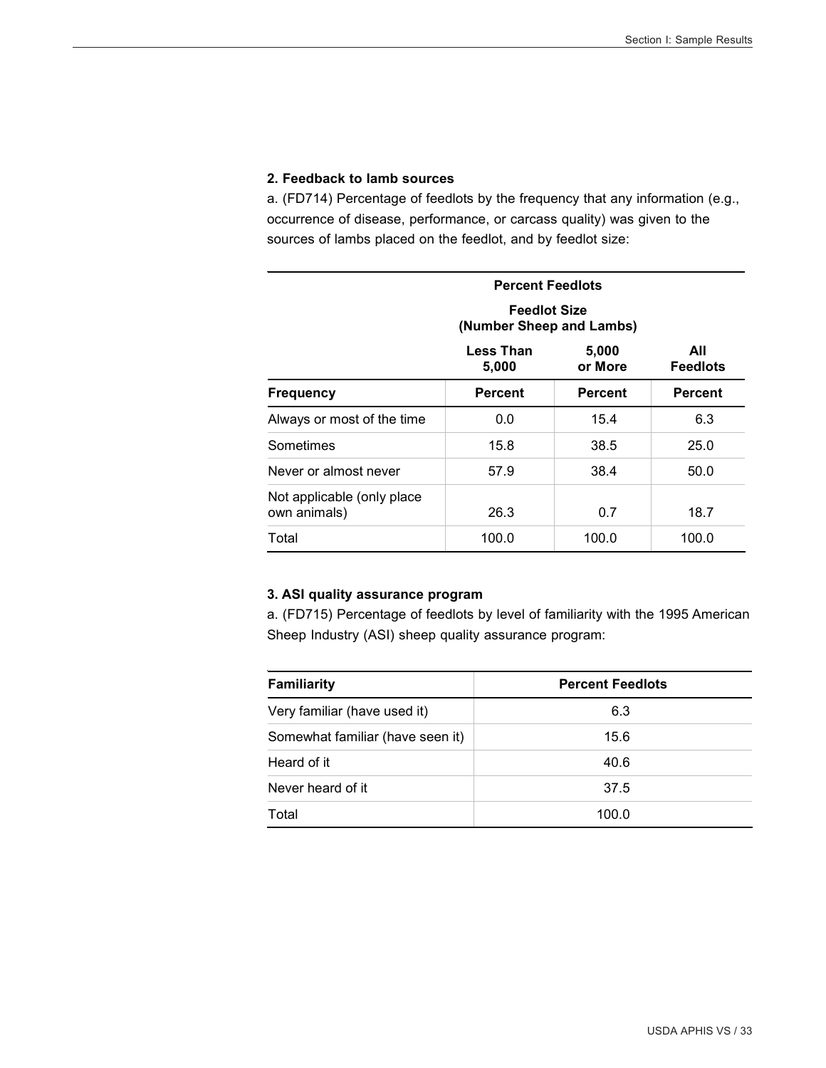**2. Feedback to lamb sources**

a. (FD714) Percentage of feedlots by the frequency that any information (e.g., occurrence of disease, performance, or carcass quality) was given to the sources of lambs placed on the feedlot, and by feedlot size:

| | Percent Feedlots | | |
|---|---|---|---|
| | Feedlot Size (Number Sheep and Lambs) | | |
| | Less Than 5,000 | 5,000 or More | All Feedlots |
| **Frequency** | **Percent** | **Percent** | **Percent** |
| Always or most of the time | 0.0 | 15.4 | 6.3 |
| Sometimes | 15.8 | 38.5 | 25.0 |
| Never or almost never | 57.9 | 38.4 | 50.0 |
| Not applicable (only place own animals) | 26.3 | 0.7 | 18.7 |
| Total | 100.0 | 100.0 | 100.0 |

**3. ASI quality assurance program**

a. (FD715) Percentage of feedlots by level of familiarity with the 1995 American Sheep Industry (ASI) sheep quality assurance program:

| Familiarity | Percent Feedlots |
|---|---|
| Very familiar (have used it) | 6.3 |
| Somewhat familiar (have seen it) | 15.6 |
| Heard of it | 40.6 |
| Never heard of it | 37.5 |
| Total | 100.0 |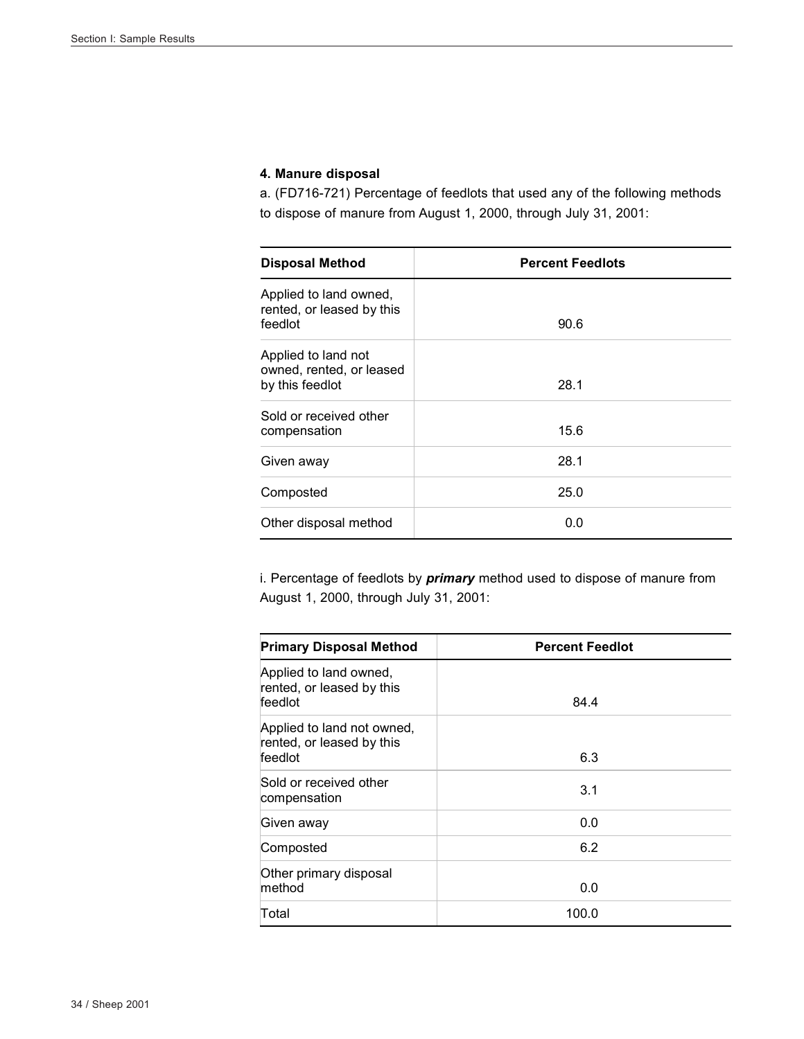**4. Manure disposal**

a. (FD716-721) Percentage of feedlots that used any of the following methods to dispose of manure from August 1, 2000, through July 31, 2001:

| Disposal Method | Percent Feedlots |
|---|---|
| Applied to land owned, rented, or leased by this feedlot | 90.6 |
| Applied to land not owned, rented, or leased by this feedlot | 28.1 |
| Sold or received other compensation | 15.6 |
| Given away | 28.1 |
| Composted | 25.0 |
| Other disposal method | 0.0 |

i. Percentage of feedlots by ***primary*** method used to dispose of manure from August 1, 2000, through July 31, 2001:

| Primary Disposal Method | Percent Feedlot |
|---|---|
| Applied to land owned, rented, or leased by this feedlot | 84.4 |
| Applied to land not owned, rented, or leased by this feedlot | 6.3 |
| Sold or received other compensation | 3.1 |
| Given away | 0.0 |
| Composted | 6.2 |
| Other primary disposal method | 0.0 |
| Total | 100.0 |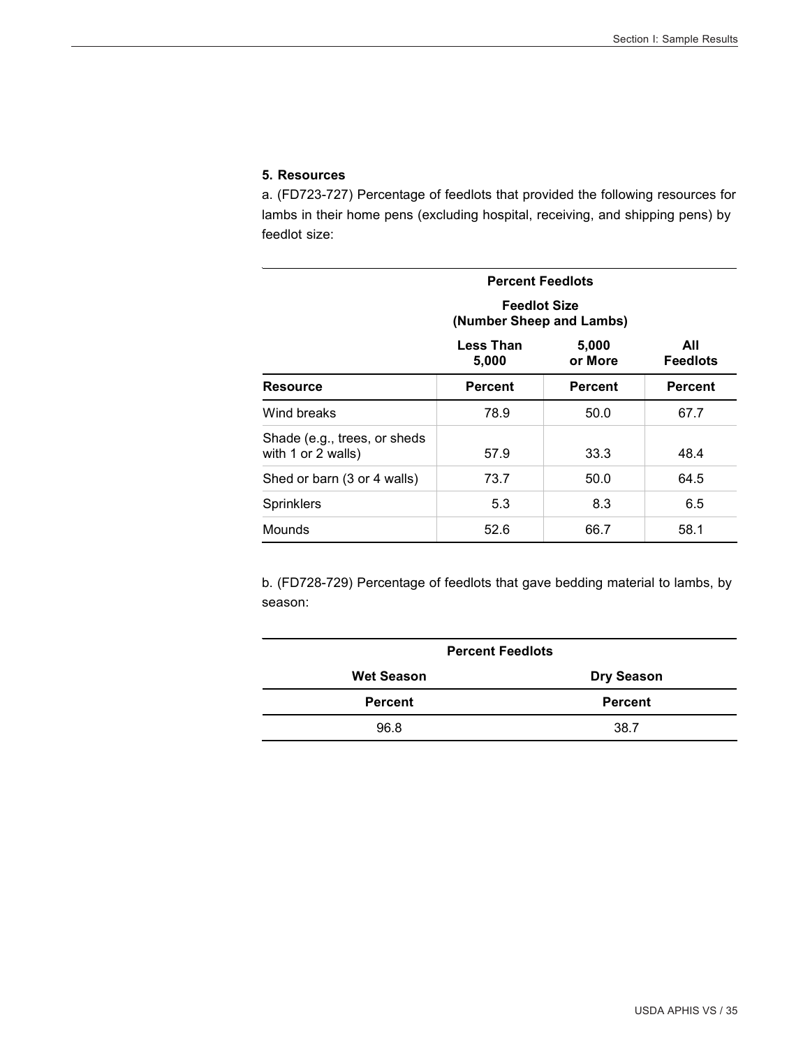**5. Resources**

a. (FD723-727) Percentage of feedlots that provided the following resources for lambs in their home pens (excluding hospital, receiving, and shipping pens) by feedlot size:

| | Percent Feedlots | | |
|---|---|---|---|
| | Feedlot Size (Number Sheep and Lambs) | | |
| | Less Than 5,000 | 5,000 or More | All Feedlots |
| **Resource** | **Percent** | **Percent** | **Percent** |
| Wind breaks | 78.9 | 50.0 | 67.7 |
| Shade (e.g., trees, or sheds with 1 or 2 walls) | 57.9 | 33.3 | 48.4 |
| Shed or barn (3 or 4 walls) | 73.7 | 50.0 | 64.5 |
| Sprinklers | 5.3 | 8.3 | 6.5 |
| Mounds | 52.6 | 66.7 | 58.1 |

b. (FD728-729) Percentage of feedlots that gave bedding material to lambs, by season:

| Percent Feedlots | |
|---|---|
| **Wet Season** | **Dry Season** |
| **Percent** | **Percent** |
| 96.8 | 38.7 |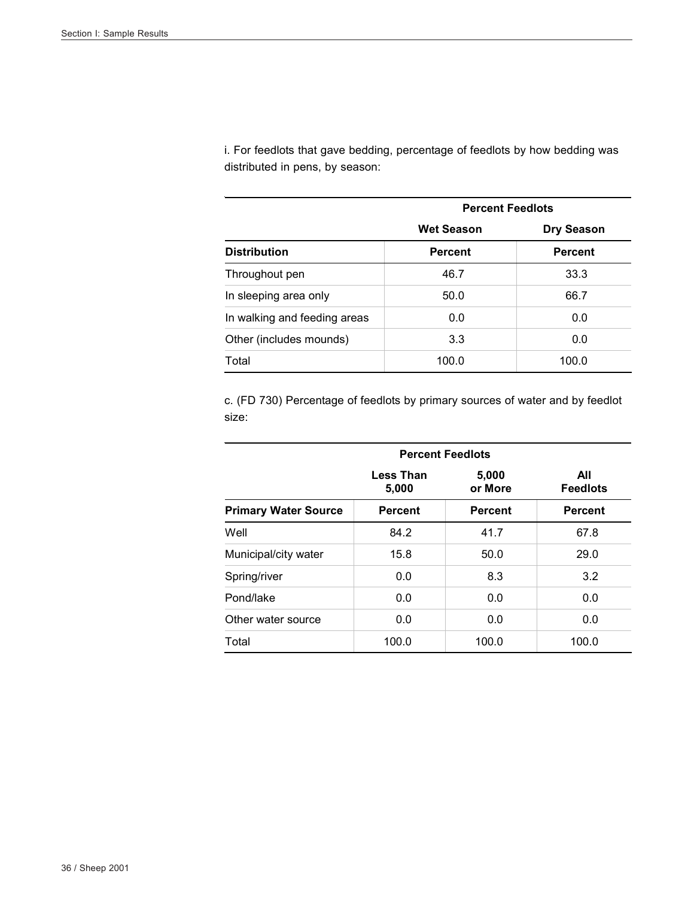i. For feedlots that gave bedding, percentage of feedlots by how bedding was distributed in pens, by season:

| | Percent Feedlots | |
|---|---|---|
| | Wet Season | Dry Season |
| Distribution | Percent | Percent |
| Throughout pen | 46.7 | 33.3 |
| In sleeping area only | 50.0 | 66.7 |
| In walking and feeding areas | 0.0 | 0.0 |
| Other (includes mounds) | 3.3 | 0.0 |
| Total | 100.0 | 100.0 |

c. (FD 730) Percentage of feedlots by primary sources of water and by feedlot size:

| | Percent Feedlots | | |
|---|---|---|---|
| | Less Than 5,000 | 5,000 or More | All Feedlots |
| Primary Water Source | Percent | Percent | Percent |
| Well | 84.2 | 41.7 | 67.8 |
| Municipal/city water | 15.8 | 50.0 | 29.0 |
| Spring/river | 0.0 | 8.3 | 3.2 |
| Pond/lake | 0.0 | 0.0 | 0.0 |
| Other water source | 0.0 | 0.0 | 0.0 |
| Total | 100.0 | 100.0 | 100.0 |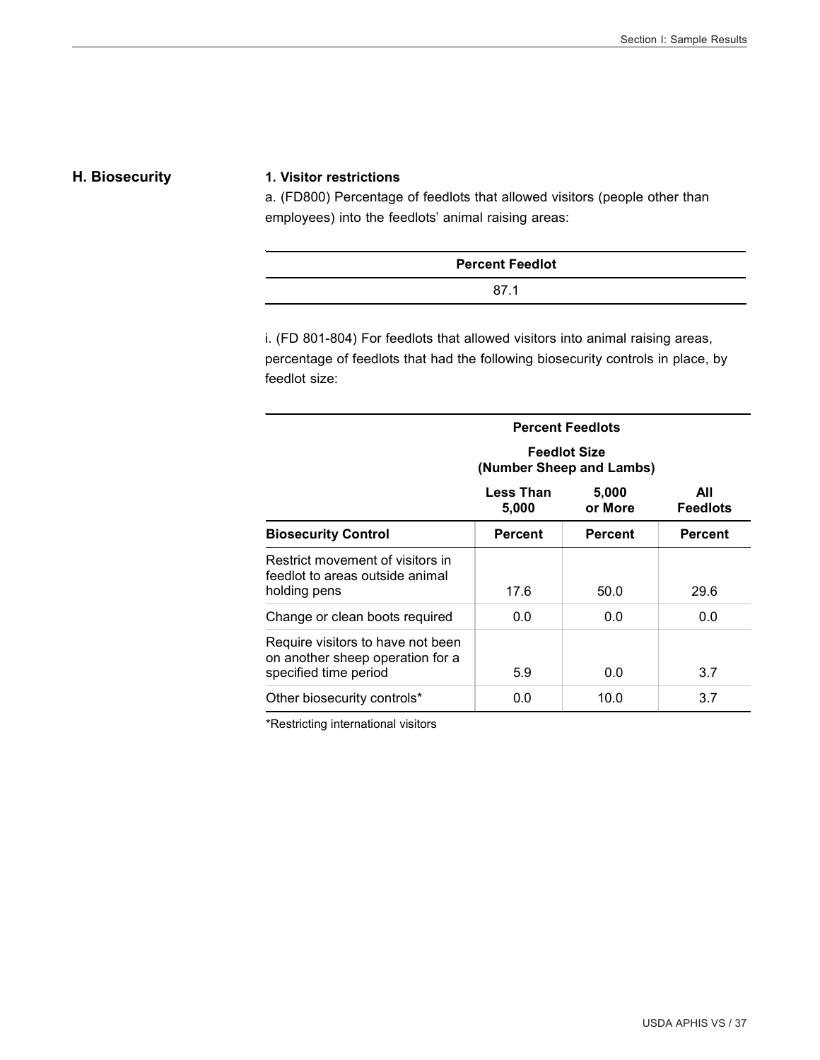## H. Biosecurity

### 1. Visitor restrictions

a. (FD800) Percentage of feedlots that allowed visitors (people other than employees) into the feedlots' animal raising areas:

| Percent Feedlot |
|---|
| 87.1 |

i. (FD 801-804) For feedlots that allowed visitors into animal raising areas, percentage of feedlots that had the following biosecurity controls in place, by feedlot size:

| | Percent Feedlots | | |
|---|---|---|---|
| | Feedlot Size (Number Sheep and Lambs) | | |
| | Less Than 5,000 | 5,000 or More | All Feedlots |
| **Biosecurity Control** | **Percent** | **Percent** | **Percent** |
| Restrict movement of visitors in feedlot to areas outside animal holding pens | 17.6 | 50.0 | 29.6 |
| Change or clean boots required | 0.0 | 0.0 | 0.0 |
| Require visitors to have not been on another sheep operation for a specified time period | 5.9 | 0.0 | 3.7 |
| Other biosecurity controls* | 0.0 | 10.0 | 3.7 |

*Restricting international visitors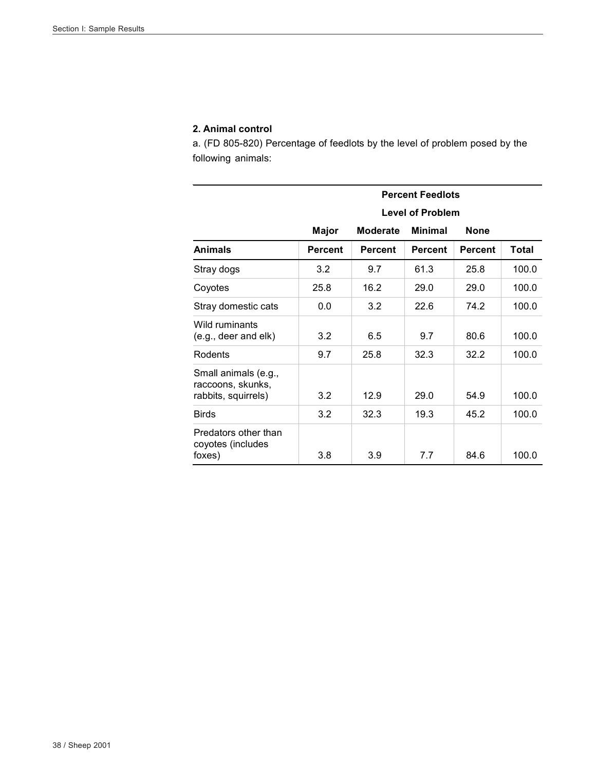### 2. Animal control

a. (FD 805-820) Percentage of feedlots by the level of problem posed by the following animals:

| | Percent Feedlots | | | | |
|---|---|---|---|---|---|
| | Level of Problem | | | | |
| | Major | Moderate | Minimal | None | |
| Animals | Percent | Percent | Percent | Percent | Total |
| Stray dogs | 3.2 | 9.7 | 61.3 | 25.8 | 100.0 |
| Coyotes | 25.8 | 16.2 | 29.0 | 29.0 | 100.0 |
| Stray domestic cats | 0.0 | 3.2 | 22.6 | 74.2 | 100.0 |
| Wild ruminants (e.g., deer and elk) | 3.2 | 6.5 | 9.7 | 80.6 | 100.0 |
| Rodents | 9.7 | 25.8 | 32.3 | 32.2 | 100.0 |
| Small animals (e.g., raccoons, skunks, rabbits, squirrels) | 3.2 | 12.9 | 29.0 | 54.9 | 100.0 |
| Birds | 3.2 | 32.3 | 19.3 | 45.2 | 100.0 |
| Predators other than coyotes (includes foxes) | 3.8 | 3.9 | 7.7 | 84.6 | 100.0 |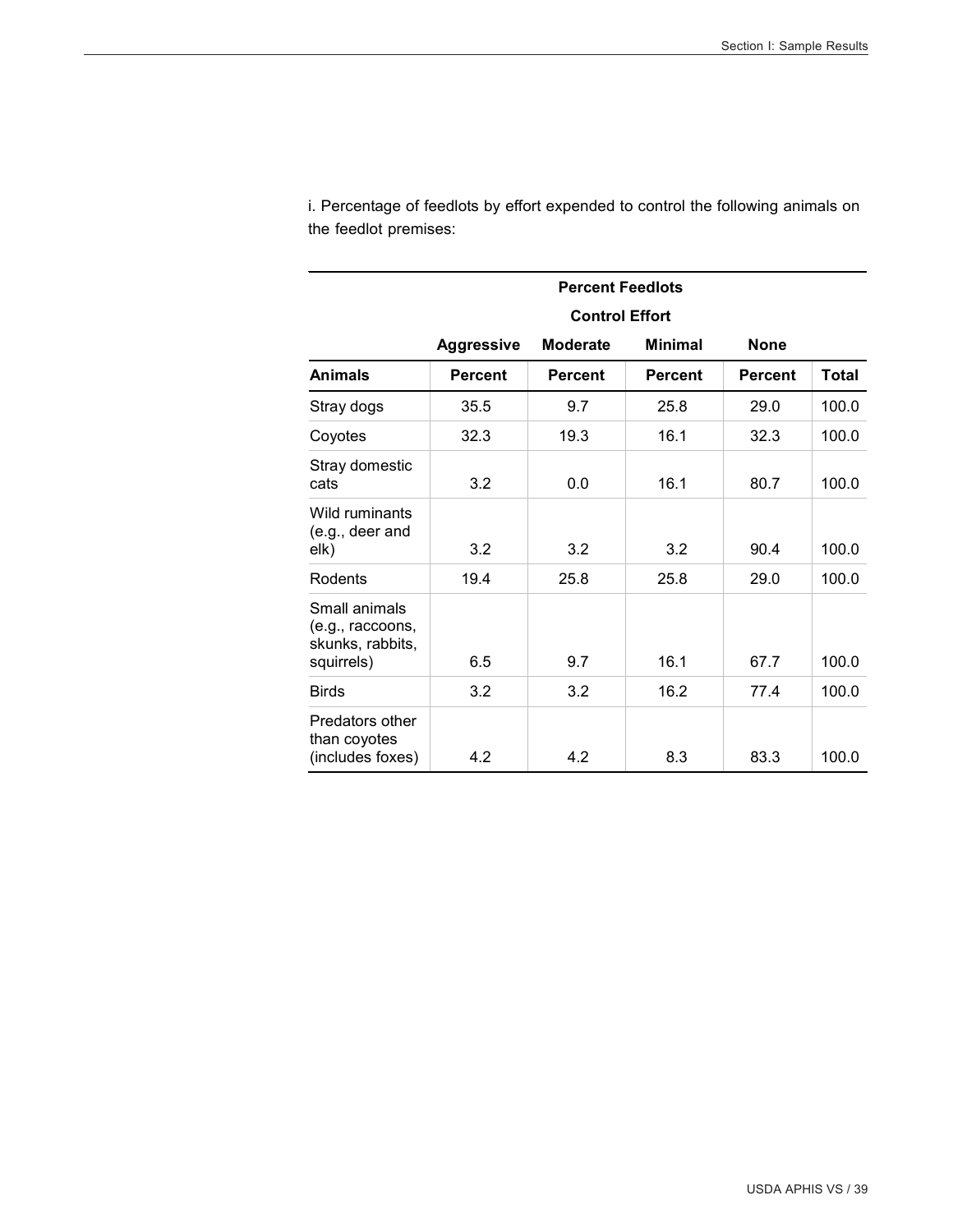i. Percentage of feedlots by effort expended to control the following animals on the feedlot premises:

| | Percent Feedlots | | | | |
|---|---|---|---|---|---|
| | Control Effort | | | | |
| | Aggressive | Moderate | Minimal | None | |
| Animals | Percent | Percent | Percent | Percent | Total |
| Stray dogs | 35.5 | 9.7 | 25.8 | 29.0 | 100.0 |
| Coyotes | 32.3 | 19.3 | 16.1 | 32.3 | 100.0 |
| Stray domestic cats | 3.2 | 0.0 | 16.1 | 80.7 | 100.0 |
| Wild ruminants (e.g., deer and elk) | 3.2 | 3.2 | 3.2 | 90.4 | 100.0 |
| Rodents | 19.4 | 25.8 | 25.8 | 29.0 | 100.0 |
| Small animals (e.g., raccoons, skunks, rabbits, squirrels) | 6.5 | 9.7 | 16.1 | 67.7 | 100.0 |
| Birds | 3.2 | 3.2 | 16.2 | 77.4 | 100.0 |
| Predators other than coyotes (includes foxes) | 4.2 | 4.2 | 8.3 | 83.3 | 100.0 |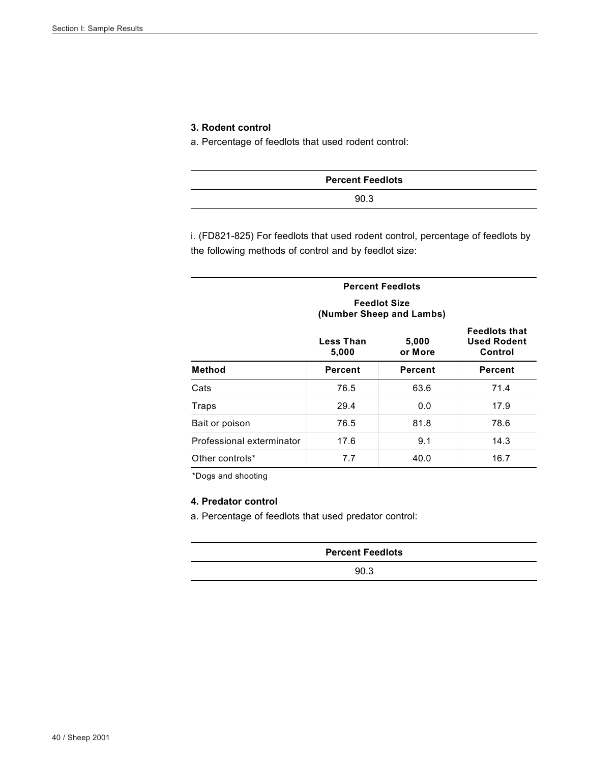### 3. Rodent control

a. Percentage of feedlots that used rodent control:

| Percent Feedlots |
| --- |
| 90.3 |

i. (FD821-825) For feedlots that used rodent control, percentage of feedlots by the following methods of control and by feedlot size:

| | Percent Feedlots | | |
| --- | --- | --- | --- |
| | Feedlot Size (Number Sheep and Lambs) | | |
| | Less Than 5,000 | 5,000 or More | Feedlots that Used Rodent Control |
| Method | Percent | Percent | Percent |
| Cats | 76.5 | 63.6 | 71.4 |
| Traps | 29.4 | 0.0 | 17.9 |
| Bait or poison | 76.5 | 81.8 | 78.6 |
| Professional exterminator | 17.6 | 9.1 | 14.3 |
| Other controls* | 7.7 | 40.0 | 16.7 |

*Dogs and shooting

### 4. Predator control

a. Percentage of feedlots that used predator control:

| Percent Feedlots |
| --- |
| 90.3 |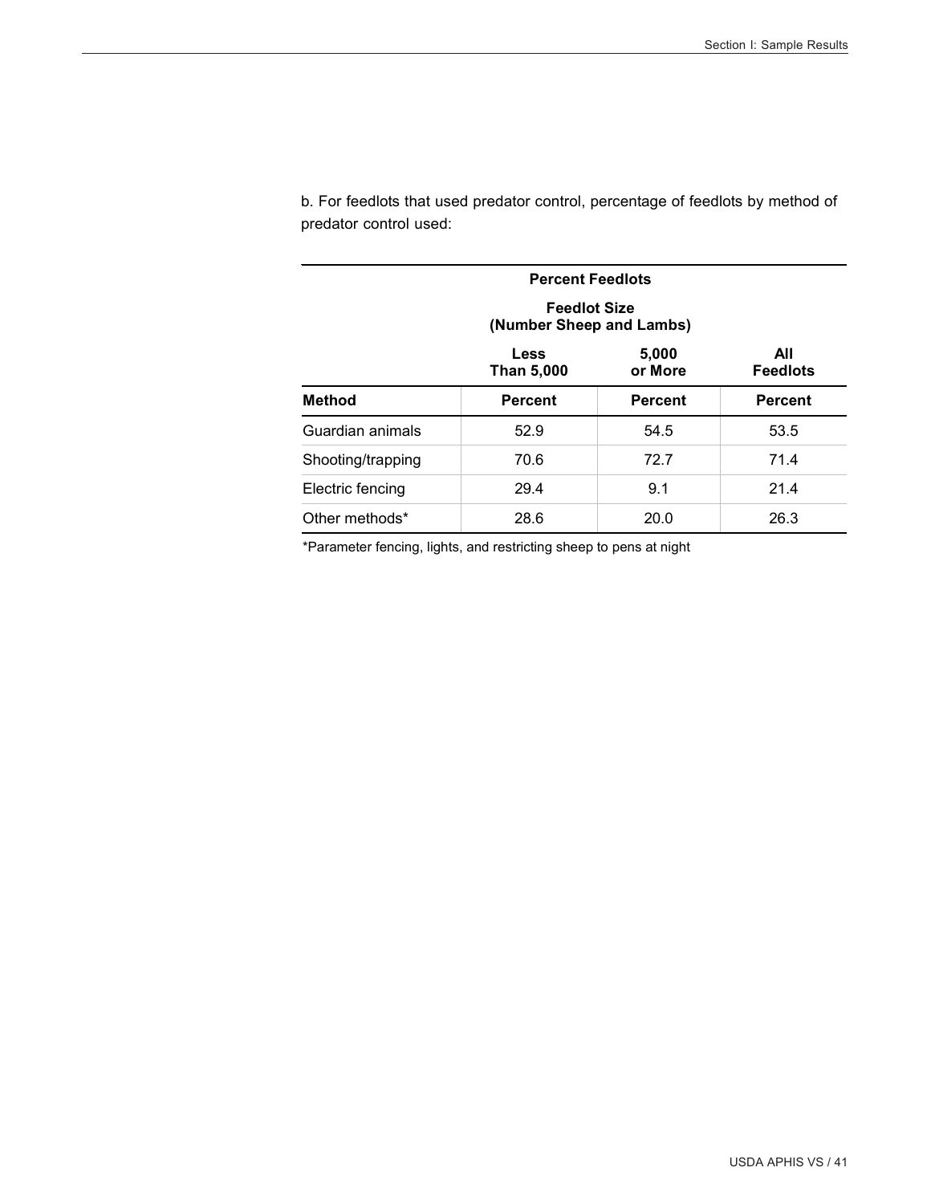b. For feedlots that used predator control, percentage of feedlots by method of predator control used:

| | Percent Feedlots | | |
|---|---|---|---|
| | Feedlot Size (Number Sheep and Lambs) | | |
| | Less Than 5,000 | 5,000 or More | All Feedlots |
| **Method** | **Percent** | **Percent** | **Percent** |
| Guardian animals | 52.9 | 54.5 | 53.5 |
| Shooting/trapping | 70.6 | 72.7 | 71.4 |
| Electric fencing | 29.4 | 9.1 | 21.4 |
| Other methods* | 28.6 | 20.0 | 26.3 |

*Parameter fencing, lights, and restricting sheep to pens at night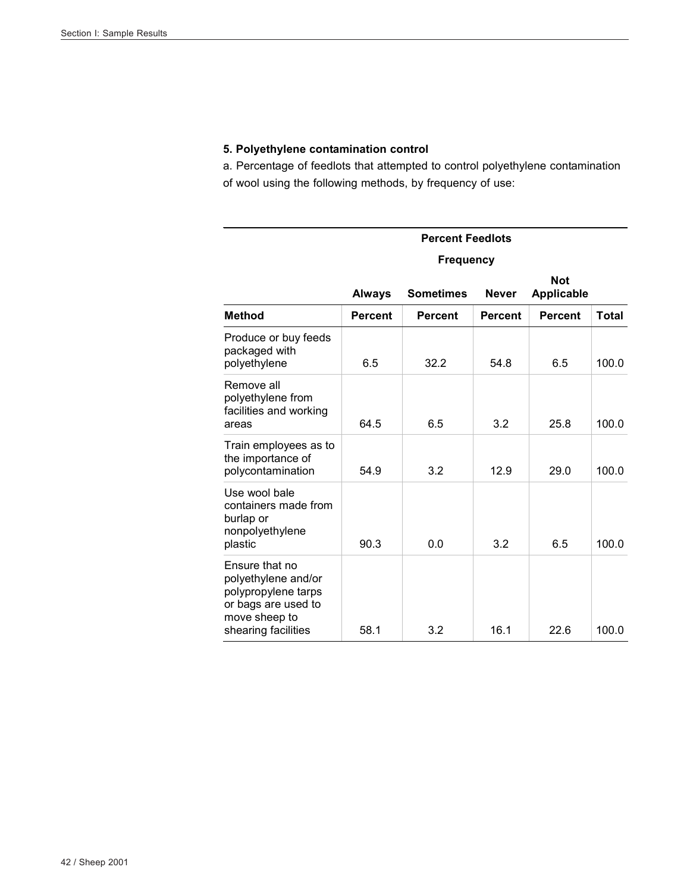**5. Polyethylene contamination control**

a. Percentage of feedlots that attempted to control polyethylene contamination of wool using the following methods, by frequency of use:

| | Percent Feedlots | | | | |
|---|---|---|---|---|---|
| | Frequency | | | | |
| | Always | Sometimes | Never | Not Applicable | |
| Method | Percent | Percent | Percent | Percent | Total |
| Produce or buy feeds packaged with polyethylene | 6.5 | 32.2 | 54.8 | 6.5 | 100.0 |
| Remove all polyethylene from facilities and working areas | 64.5 | 6.5 | 3.2 | 25.8 | 100.0 |
| Train employees as to the importance of polycontamination | 54.9 | 3.2 | 12.9 | 29.0 | 100.0 |
| Use wool bale containers made from burlap or nonpolyethylene plastic | 90.3 | 0.0 | 3.2 | 6.5 | 100.0 |
| Ensure that no polyethylene and/or polypropylene tarps or bags are used to move sheep to shearing facilities | 58.1 | 3.2 | 16.1 | 22.6 | 100.0 |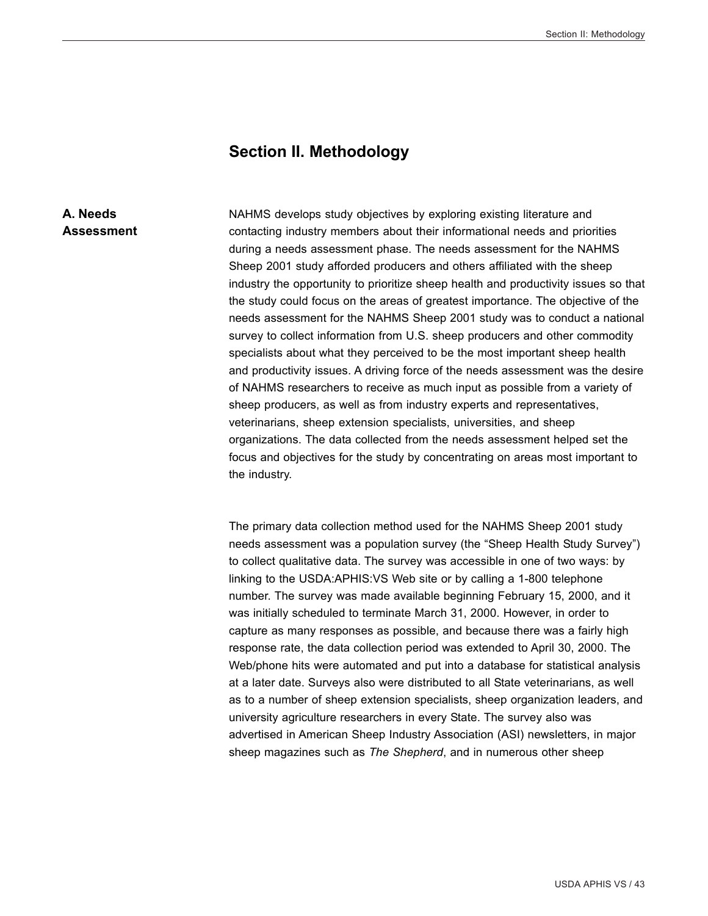# Section II. Methodology

## A. Needs Assessment

NAHMS develops study objectives by exploring existing literature and contacting industry members about their informational needs and priorities during a needs assessment phase. The needs assessment for the NAHMS Sheep 2001 study afforded producers and others affiliated with the sheep industry the opportunity to prioritize sheep health and productivity issues so that the study could focus on the areas of greatest importance. The objective of the needs assessment for the NAHMS Sheep 2001 study was to conduct a national survey to collect information from U.S. sheep producers and other commodity specialists about what they perceived to be the most important sheep health and productivity issues. A driving force of the needs assessment was the desire of NAHMS researchers to receive as much input as possible from a variety of sheep producers, as well as from industry experts and representatives, veterinarians, sheep extension specialists, universities, and sheep organizations. The data collected from the needs assessment helped set the focus and objectives for the study by concentrating on areas most important to the industry.

The primary data collection method used for the NAHMS Sheep 2001 study needs assessment was a population survey (the "Sheep Health Study Survey") to collect qualitative data. The survey was accessible in one of two ways: by linking to the USDA:APHIS:VS Web site or by calling a 1-800 telephone number. The survey was made available beginning February 15, 2000, and it was initially scheduled to terminate March 31, 2000. However, in order to capture as many responses as possible, and because there was a fairly high response rate, the data collection period was extended to April 30, 2000. The Web/phone hits were automated and put into a database for statistical analysis at a later date. Surveys also were distributed to all State veterinarians, as well as to a number of sheep extension specialists, sheep organization leaders, and university agriculture researchers in every State. The survey also was advertised in American Sheep Industry Association (ASI) newsletters, in major sheep magazines such as *The Shepherd*, and in numerous other sheep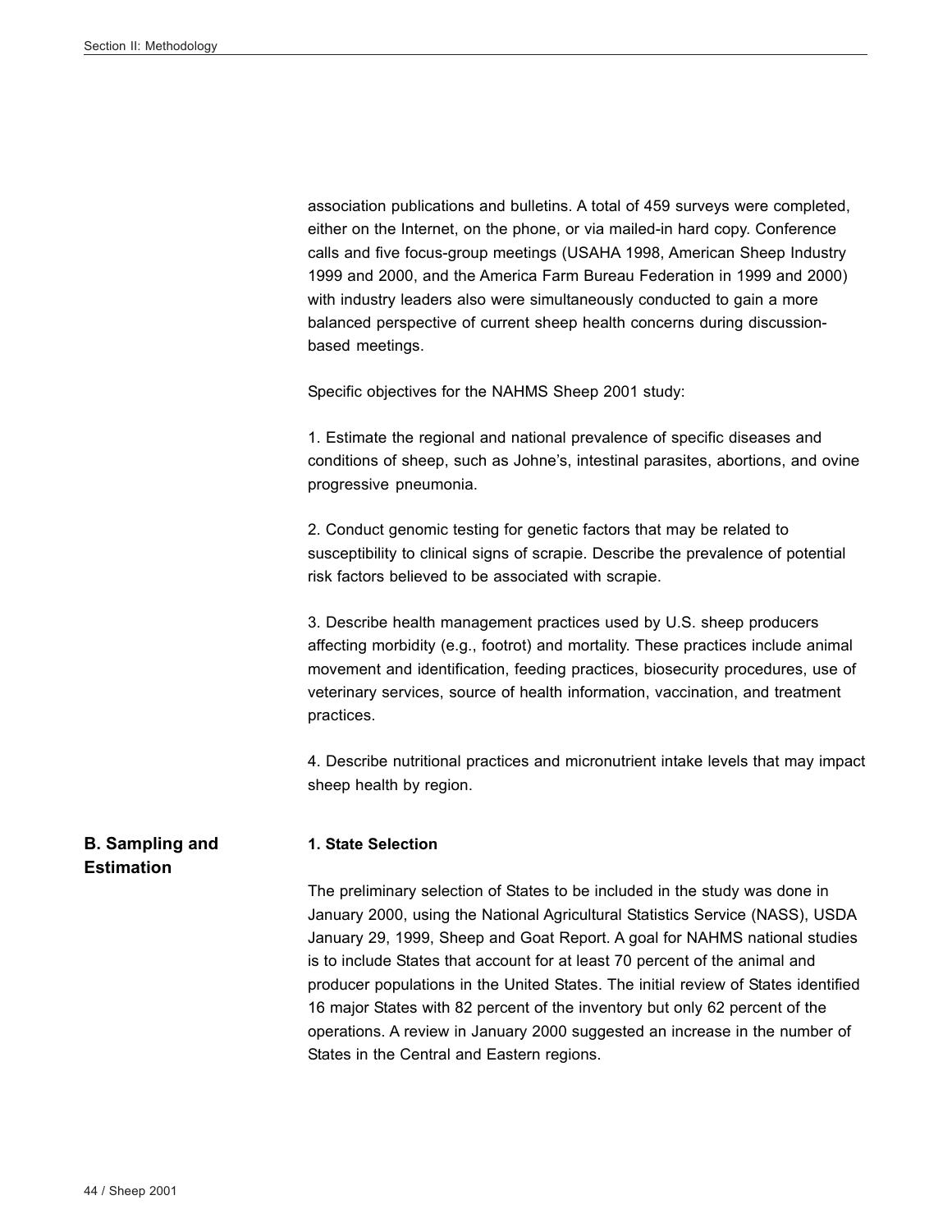association publications and bulletins. A total of 459 surveys were completed, either on the Internet, on the phone, or via mailed-in hard copy. Conference calls and five focus-group meetings (USAHA 1998, American Sheep Industry 1999 and 2000, and the America Farm Bureau Federation in 1999 and 2000) with industry leaders also were simultaneously conducted to gain a more balanced perspective of current sheep health concerns during discussion-based meetings.

Specific objectives for the NAHMS Sheep 2001 study:

1. Estimate the regional and national prevalence of specific diseases and conditions of sheep, such as Johne's, intestinal parasites, abortions, and ovine progressive pneumonia.

2. Conduct genomic testing for genetic factors that may be related to susceptibility to clinical signs of scrapie. Describe the prevalence of potential risk factors believed to be associated with scrapie.

3. Describe health management practices used by U.S. sheep producers affecting morbidity (e.g., footrot) and mortality. These practices include animal movement and identification, feeding practices, biosecurity procedures, use of veterinary services, source of health information, vaccination, and treatment practices.

4. Describe nutritional practices and micronutrient intake levels that may impact sheep health by region.

## B. Sampling and Estimation

### 1. State Selection

The preliminary selection of States to be included in the study was done in January 2000, using the National Agricultural Statistics Service (NASS), USDA January 29, 1999, Sheep and Goat Report. A goal for NAHMS national studies is to include States that account for at least 70 percent of the animal and producer populations in the United States. The initial review of States identified 16 major States with 82 percent of the inventory but only 62 percent of the operations. A review in January 2000 suggested an increase in the number of States in the Central and Eastern regions.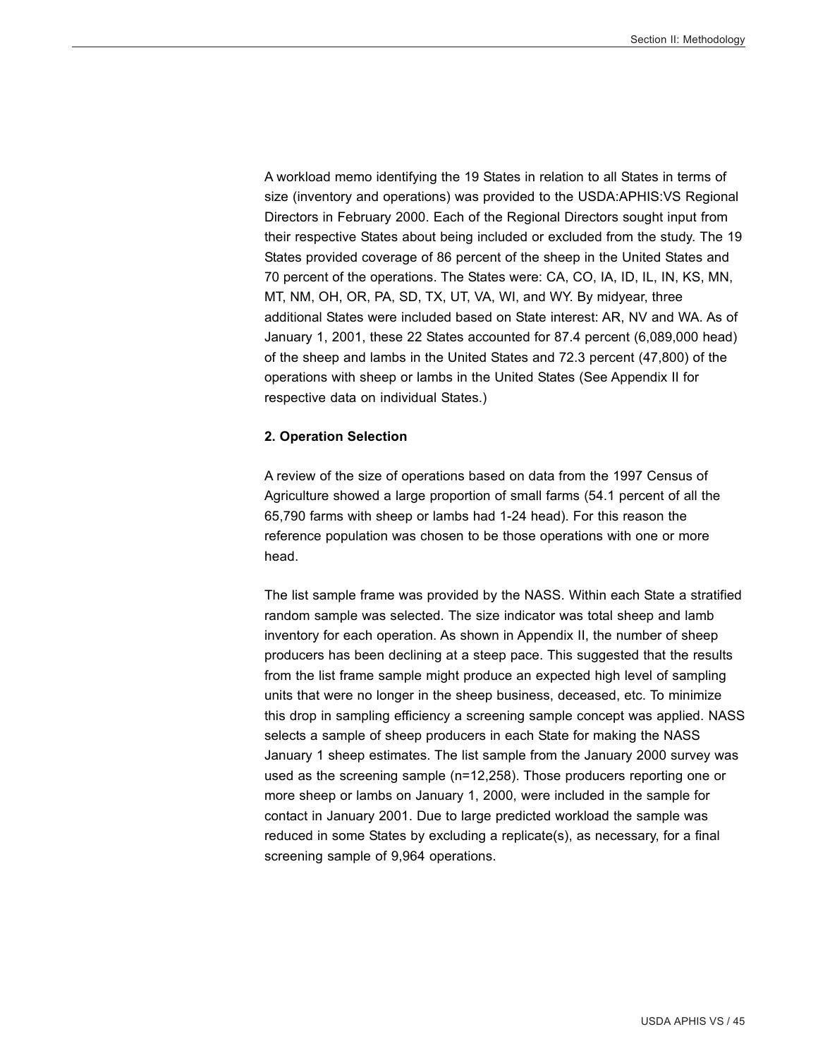A workload memo identifying the 19 States in relation to all States in terms of size (inventory and operations) was provided to the USDA:APHIS:VS Regional Directors in February 2000. Each of the Regional Directors sought input from their respective States about being included or excluded from the study. The 19 States provided coverage of 86 percent of the sheep in the United States and 70 percent of the operations. The States were: CA, CO, IA, ID, IL, IN, KS, MN, MT, NM, OH, OR, PA, SD, TX, UT, VA, WI, and WY. By midyear, three additional States were included based on State interest: AR, NV and WA. As of January 1, 2001, these 22 States accounted for 87.4 percent (6,089,000 head) of the sheep and lambs in the United States and 72.3 percent (47,800) of the operations with sheep or lambs in the United States (See Appendix II for respective data on individual States.)

**2. Operation Selection**

A review of the size of operations based on data from the 1997 Census of Agriculture showed a large proportion of small farms (54.1 percent of all the 65,790 farms with sheep or lambs had 1-24 head). For this reason the reference population was chosen to be those operations with one or more head.

The list sample frame was provided by the NASS. Within each State a stratified random sample was selected. The size indicator was total sheep and lamb inventory for each operation. As shown in Appendix II, the number of sheep producers has been declining at a steep pace. This suggested that the results from the list frame sample might produce an expected high level of sampling units that were no longer in the sheep business, deceased, etc. To minimize this drop in sampling efficiency a screening sample concept was applied. NASS selects a sample of sheep producers in each State for making the NASS January 1 sheep estimates. The list sample from the January 2000 survey was used as the screening sample (n=12,258). Those producers reporting one or more sheep or lambs on January 1, 2000, were included in the sample for contact in January 2001. Due to large predicted workload the sample was reduced in some States by excluding a replicate(s), as necessary, for a final screening sample of 9,964 operations.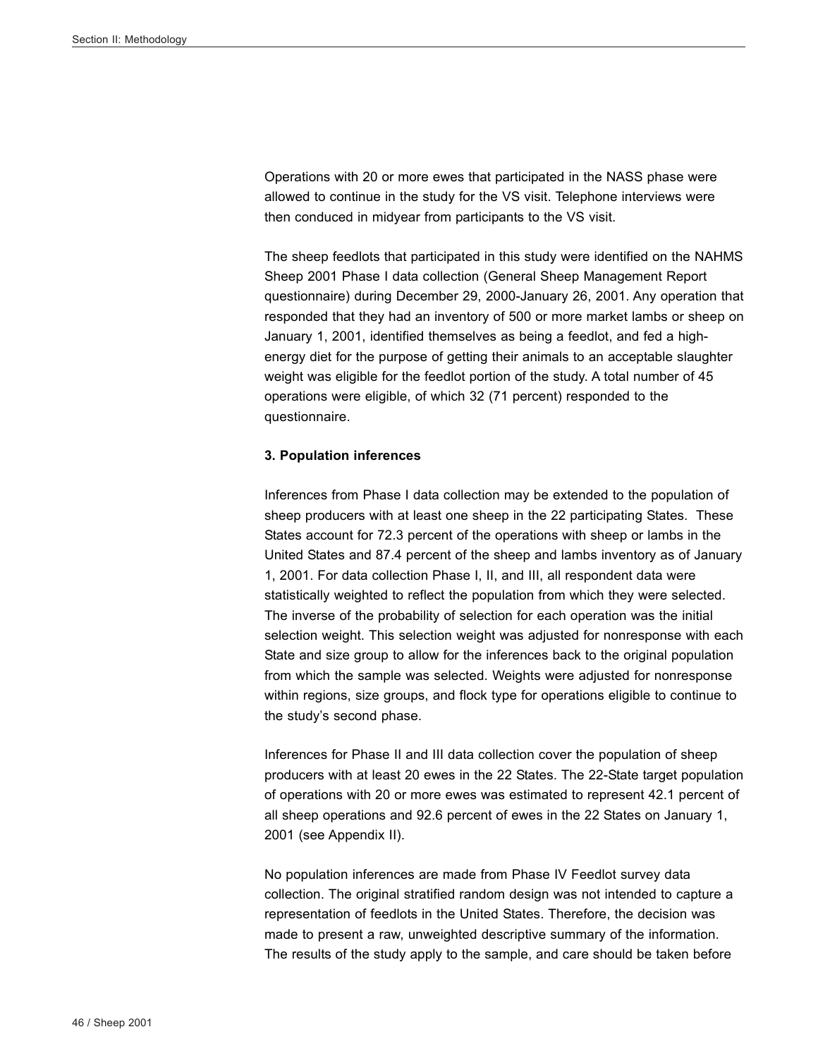Operations with 20 or more ewes that participated in the NASS phase were allowed to continue in the study for the VS visit. Telephone interviews were then conduced in midyear from participants to the VS visit.

The sheep feedlots that participated in this study were identified on the NAHMS Sheep 2001 Phase I data collection (General Sheep Management Report questionnaire) during December 29, 2000-January 26, 2001. Any operation that responded that they had an inventory of 500 or more market lambs or sheep on January 1, 2001, identified themselves as being a feedlot, and fed a high-energy diet for the purpose of getting their animals to an acceptable slaughter weight was eligible for the feedlot portion of the study. A total number of 45 operations were eligible, of which 32 (71 percent) responded to the questionnaire.

**3. Population inferences**

Inferences from Phase I data collection may be extended to the population of sheep producers with at least one sheep in the 22 participating States. These States account for 72.3 percent of the operations with sheep or lambs in the United States and 87.4 percent of the sheep and lambs inventory as of January 1, 2001. For data collection Phase I, II, and III, all respondent data were statistically weighted to reflect the population from which they were selected. The inverse of the probability of selection for each operation was the initial selection weight. This selection weight was adjusted for nonresponse with each State and size group to allow for the inferences back to the original population from which the sample was selected. Weights were adjusted for nonresponse within regions, size groups, and flock type for operations eligible to continue to the study's second phase.

Inferences for Phase II and III data collection cover the population of sheep producers with at least 20 ewes in the 22 States. The 22-State target population of operations with 20 or more ewes was estimated to represent 42.1 percent of all sheep operations and 92.6 percent of ewes in the 22 States on January 1, 2001 (see Appendix II).

No population inferences are made from Phase IV Feedlot survey data collection. The original stratified random design was not intended to capture a representation of feedlots in the United States. Therefore, the decision was made to present a raw, unweighted descriptive summary of the information. The results of the study apply to the sample, and care should be taken before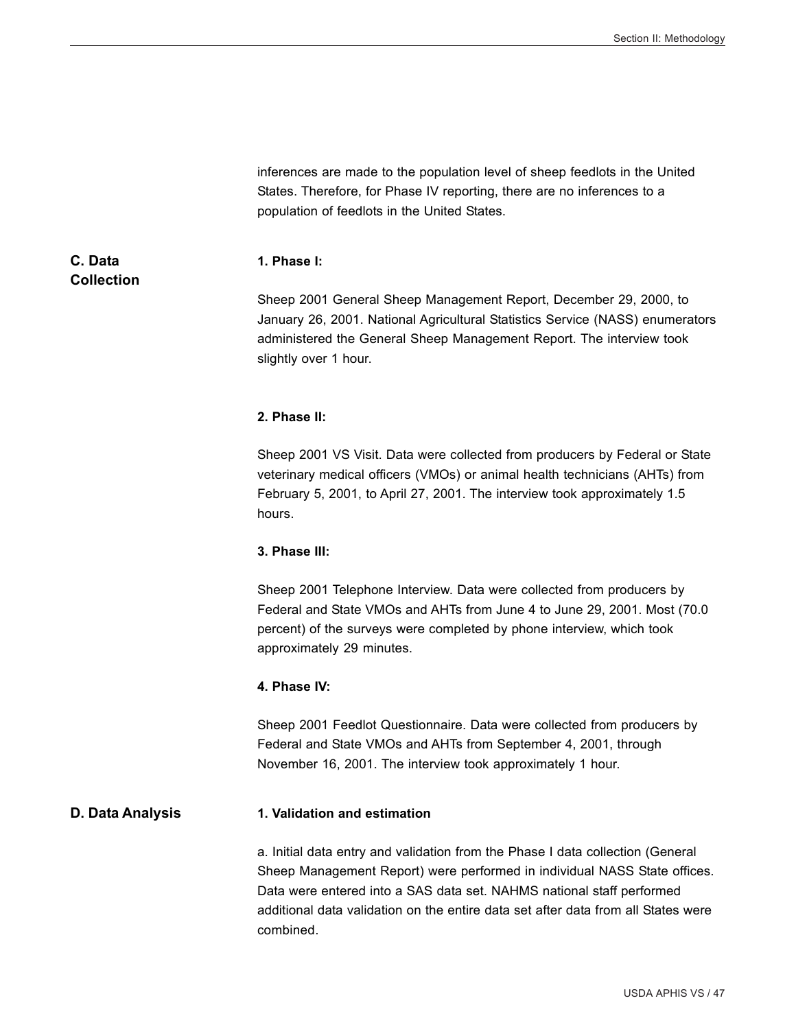inferences are made to the population level of sheep feedlots in the United States. Therefore, for Phase IV reporting, there are no inferences to a population of feedlots in the United States.

## C. Data Collection

**1. Phase I:**

Sheep 2001 General Sheep Management Report, December 29, 2000, to January 26, 2001. National Agricultural Statistics Service (NASS) enumerators administered the General Sheep Management Report. The interview took slightly over 1 hour.

**2. Phase II:**

Sheep 2001 VS Visit. Data were collected from producers by Federal or State veterinary medical officers (VMOs) or animal health technicians (AHTs) from February 5, 2001, to April 27, 2001. The interview took approximately 1.5 hours.

**3. Phase III:**

Sheep 2001 Telephone Interview. Data were collected from producers by Federal and State VMOs and AHTs from June 4 to June 29, 2001. Most (70.0 percent) of the surveys were completed by phone interview, which took approximately 29 minutes.

**4. Phase IV:**

Sheep 2001 Feedlot Questionnaire. Data were collected from producers by Federal and State VMOs and AHTs from September 4, 2001, through November 16, 2001. The interview took approximately 1 hour.

## D. Data Analysis

**1. Validation and estimation**

a. Initial data entry and validation from the Phase I data collection (General Sheep Management Report) were performed in individual NASS State offices. Data were entered into a SAS data set. NAHMS national staff performed additional data validation on the entire data set after data from all States were combined.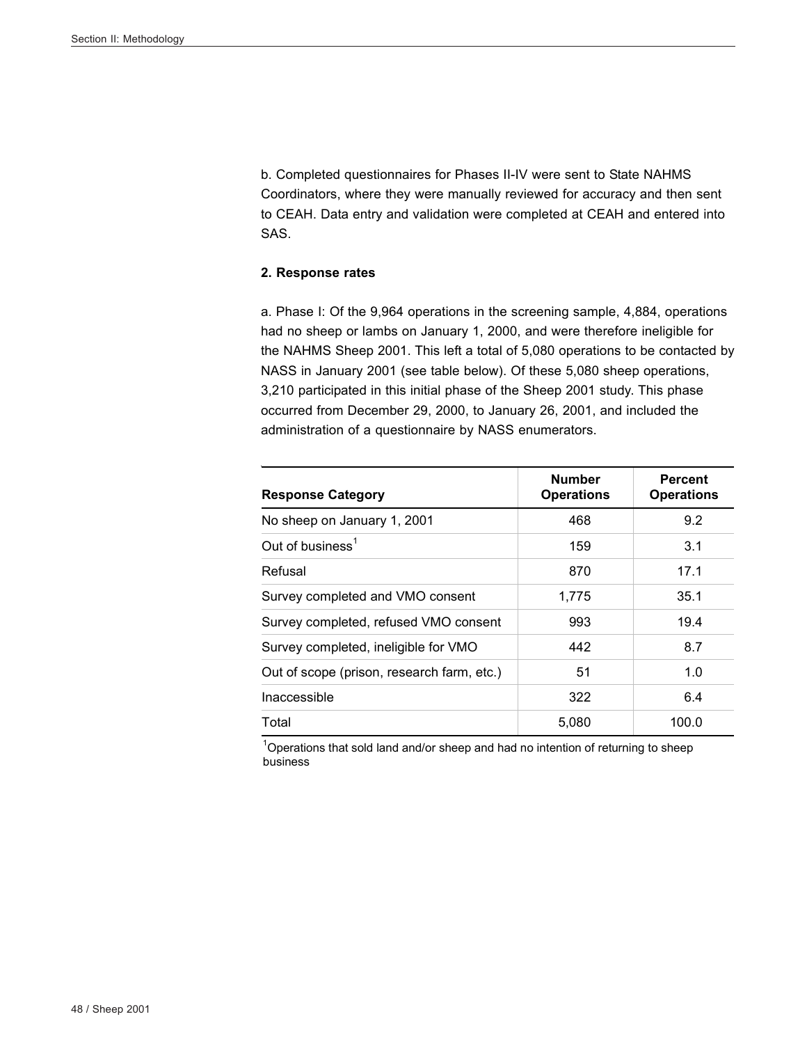b. Completed questionnaires for Phases II-IV were sent to State NAHMS Coordinators, where they were manually reviewed for accuracy and then sent to CEAH. Data entry and validation were completed at CEAH and entered into SAS.

**2. Response rates**

a. Phase I: Of the 9,964 operations in the screening sample, 4,884, operations had no sheep or lambs on January 1, 2000, and were therefore ineligible for the NAHMS Sheep 2001. This left a total of 5,080 operations to be contacted by NASS in January 2001 (see table below). Of these 5,080 sheep operations, 3,210 participated in this initial phase of the Sheep 2001 study. This phase occurred from December 29, 2000, to January 26, 2001, and included the administration of a questionnaire by NASS enumerators.

| Response Category | Number Operations | Percent Operations |
|---|---|---|
| No sheep on January 1, 2001 | 468 | 9.2 |
| Out of business[1] | 159 | 3.1 |
| Refusal | 870 | 17.1 |
| Survey completed and VMO consent | 1,775 | 35.1 |
| Survey completed, refused VMO consent | 993 | 19.4 |
| Survey completed, ineligible for VMO | 442 | 8.7 |
| Out of scope (prison, research farm, etc.) | 51 | 1.0 |
| Inaccessible | 322 | 6.4 |
| Total | 5,080 | 100.0 |

[1]Operations that sold land and/or sheep and had no intention of returning to sheep business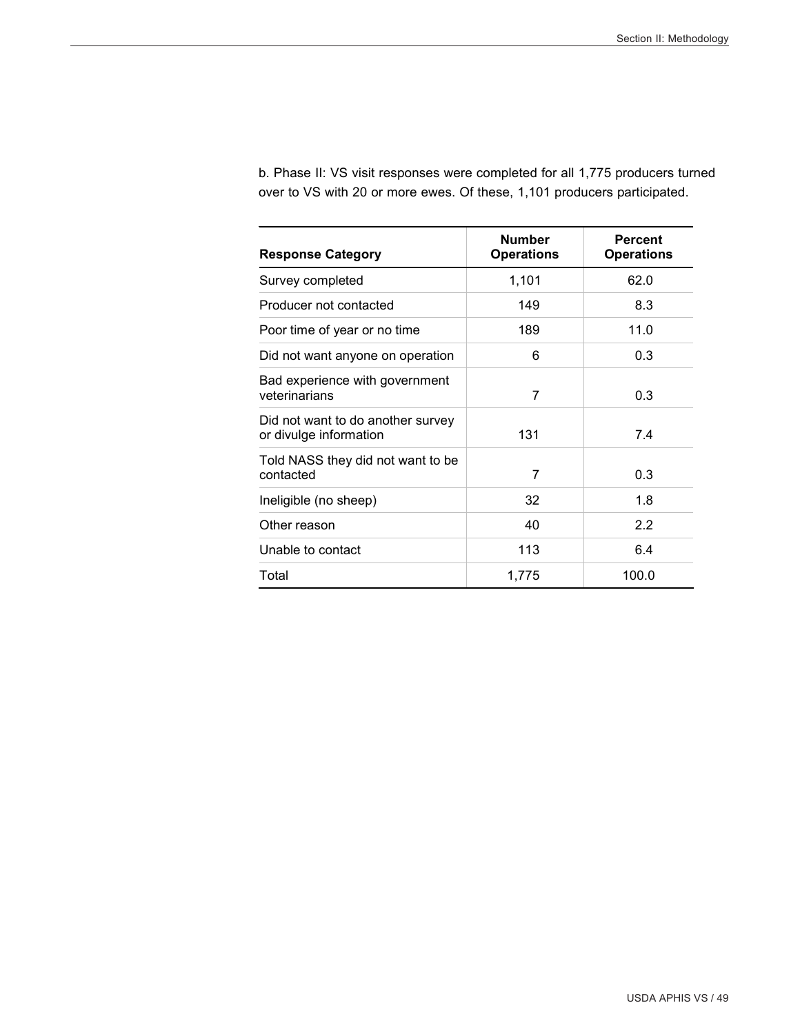b. Phase II: VS visit responses were completed for all 1,775 producers turned over to VS with 20 or more ewes. Of these, 1,101 producers participated.

| Response Category | Number Operations | Percent Operations |
|---|---|---|
| Survey completed | 1,101 | 62.0 |
| Producer not contacted | 149 | 8.3 |
| Poor time of year or no time | 189 | 11.0 |
| Did not want anyone on operation | 6 | 0.3 |
| Bad experience with government veterinarians | 7 | 0.3 |
| Did not want to do another survey or divulge information | 131 | 7.4 |
| Told NASS they did not want to be contacted | 7 | 0.3 |
| Ineligible (no sheep) | 32 | 1.8 |
| Other reason | 40 | 2.2 |
| Unable to contact | 113 | 6.4 |
| Total | 1,775 | 100.0 |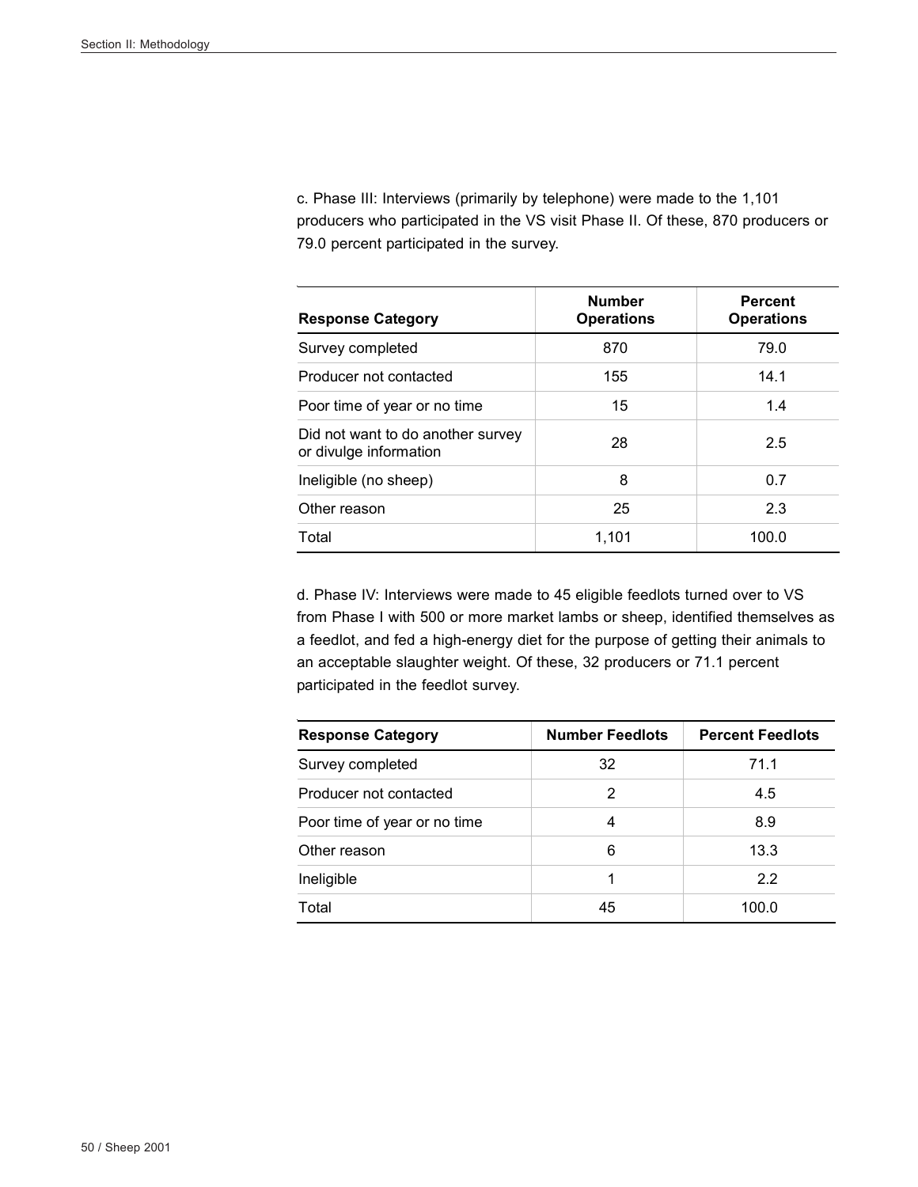c. Phase III: Interviews (primarily by telephone) were made to the 1,101 producers who participated in the VS visit Phase II. Of these, 870 producers or 79.0 percent participated in the survey.

| Response Category | Number Operations | Percent Operations |
|---|---|---|
| Survey completed | 870 | 79.0 |
| Producer not contacted | 155 | 14.1 |
| Poor time of year or no time | 15 | 1.4 |
| Did not want to do another survey or divulge information | 28 | 2.5 |
| Ineligible (no sheep) | 8 | 0.7 |
| Other reason | 25 | 2.3 |
| Total | 1,101 | 100.0 |

d. Phase IV: Interviews were made to 45 eligible feedlots turned over to VS from Phase I with 500 or more market lambs or sheep, identified themselves as a feedlot, and fed a high-energy diet for the purpose of getting their animals to an acceptable slaughter weight. Of these, 32 producers or 71.1 percent participated in the feedlot survey.

| Response Category | Number Feedlots | Percent Feedlots |
|---|---|---|
| Survey completed | 32 | 71.1 |
| Producer not contacted | 2 | 4.5 |
| Poor time of year or no time | 4 | 8.9 |
| Other reason | 6 | 13.3 |
| Ineligible | 1 | 2.2 |
| Total | 45 | 100.0 |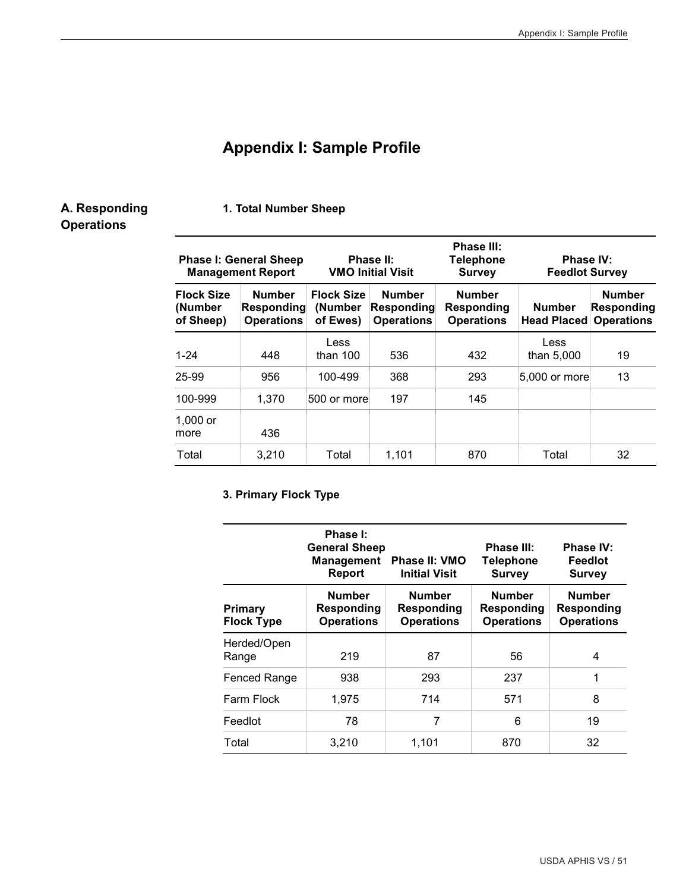# Appendix I: Sample Profile

## A. Responding Operations

### 1. Total Number Sheep

| Phase I: General Sheep Management Report | | Phase II: VMO Initial Visit | | Phase III: Telephone Survey | Phase IV: Feedlot Survey | |
|---|---|---|---|---|---|---|
| **Flock Size (Number of Sheep)** | **Number Responding Operations** | **Flock Size (Number of Ewes)** | **Number Responding Operations** | **Number Responding Operations** | **Number Head Placed** | **Number Responding Operations** |
| 1-24 | 448 | Less than 100 | 536 | 432 | Less than 5,000 | 19 |
| 25-99 | 956 | 100-499 | 368 | 293 | 5,000 or more | 13 |
| 100-999 | 1,370 | 500 or more | 197 | 145 | | |
| 1,000 or more | 436 | | | | | |
| Total | 3,210 | Total | 1,101 | 870 | Total | 32 |

### 3. Primary Flock Type

| | Phase I: General Sheep Management Report | Phase II: VMO Initial Visit | Phase III: Telephone Survey | Phase IV: Feedlot Survey |
|---|---|---|---|---|
| **Primary Flock Type** | **Number Responding Operations** | **Number Responding Operations** | **Number Responding Operations** | **Number Responding Operations** |
| Herded/Open Range | 219 | 87 | 56 | 4 |
| Fenced Range | 938 | 293 | 237 | 1 |
| Farm Flock | 1,975 | 714 | 571 | 8 |
| Feedlot | 78 | 7 | 6 | 19 |
| Total | 3,210 | 1,101 | 870 | 32 |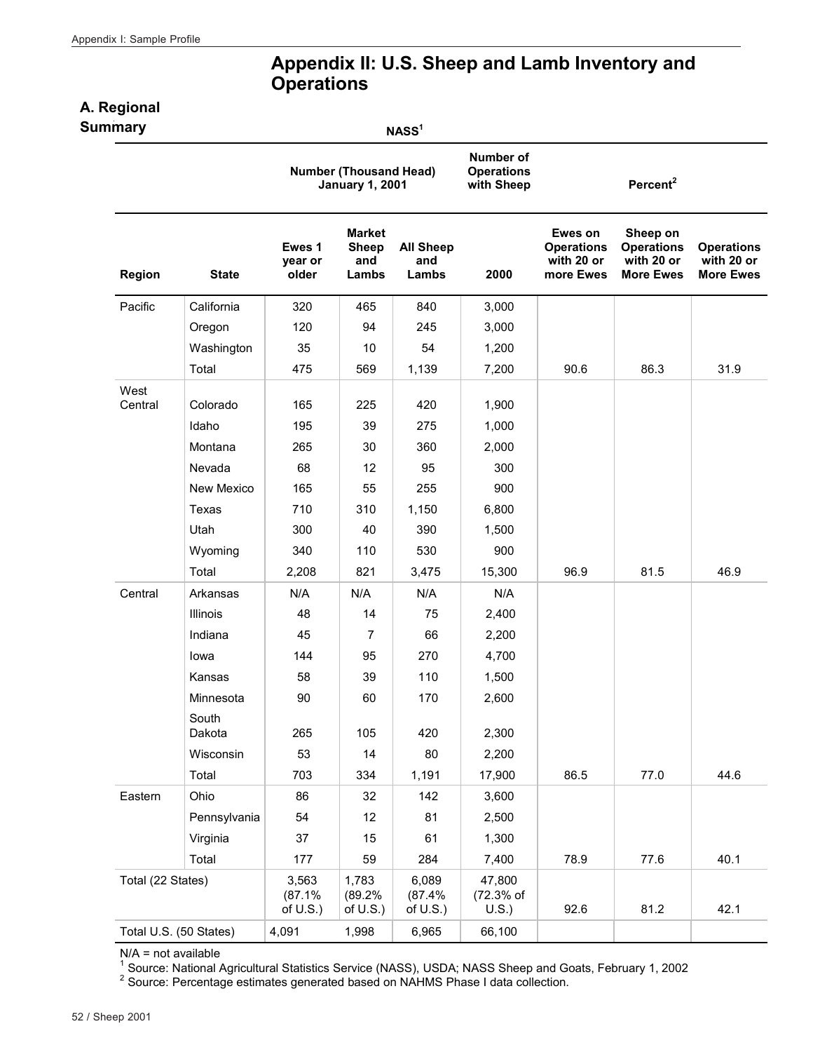// Appendix II: U.S. Sheep and Lamb Inventory and Operations

# Appendix II: U.S. Sheep and Lamb Inventory and Operations

## A. Regional Summary

NASS[1]

| | | Number (Thousand Head) January 1, 2001 | | | Number of Operations with Sheep | Percent[2] | | |
|---|---|---|---|---|---|---|---|---|
| **Region** | **State** | **Ewes 1 year or older** | **Market Sheep and Lambs** | **All Sheep and Lambs** | **2000** | **Ewes on Operations with 20 or more Ewes** | **Sheep on Operations with 20 or More Ewes** | **Operations with 20 or More Ewes** |
| Pacific | California | 320 | 465 | 840 | 3,000 | | | |
| | Oregon | 120 | 94 | 245 | 3,000 | | | |
| | Washington | 35 | 10 | 54 | 1,200 | | | |
| | Total | 475 | 569 | 1,139 | 7,200 | 90.6 | 86.3 | 31.9 |
| West Central | Colorado | 165 | 225 | 420 | 1,900 | | | |
| | Idaho | 195 | 39 | 275 | 1,000 | | | |
| | Montana | 265 | 30 | 360 | 2,000 | | | |
| | Nevada | 68 | 12 | 95 | 300 | | | |
| | New Mexico | 165 | 55 | 255 | 900 | | | |
| | Texas | 710 | 310 | 1,150 | 6,800 | | | |
| | Utah | 300 | 40 | 390 | 1,500 | | | |
| | Wyoming | 340 | 110 | 530 | 900 | | | |
| | Total | 2,208 | 821 | 3,475 | 15,300 | 96.9 | 81.5 | 46.9 |
| Central | Arkansas | N/A | N/A | N/A | N/A | | | |
| | Illinois | 48 | 14 | 75 | 2,400 | | | |
| | Indiana | 45 | 7 | 66 | 2,200 | | | |
| | Iowa | 144 | 95 | 270 | 4,700 | | | |
| | Kansas | 58 | 39 | 110 | 1,500 | | | |
| | Minnesota | 90 | 60 | 170 | 2,600 | | | |
| | South Dakota | 265 | 105 | 420 | 2,300 | | | |
| | Wisconsin | 53 | 14 | 80 | 2,200 | | | |
| | Total | 703 | 334 | 1,191 | 17,900 | 86.5 | 77.0 | 44.6 |
| Eastern | Ohio | 86 | 32 | 142 | 3,600 | | | |
| | Pennsylvania | 54 | 12 | 81 | 2,500 | | | |
| | Virginia | 37 | 15 | 61 | 1,300 | | | |
| | Total | 177 | 59 | 284 | 7,400 | 78.9 | 77.6 | 40.1 |
| Total (22 States) | | 3,563 (87.1% of U.S.) | 1,783 (89.2% of U.S.) | 6,089 (87.4% of U.S.) | 47,800 (72.3% of U.S.) | 92.6 | 81.2 | 42.1 |
| Total U.S. (50 States) | | 4,091 | 1,998 | 6,965 | 66,100 | | | |

N/A = not available

[1] Source: National Agricultural Statistics Service (NASS), USDA; NASS Sheep and Goats, February 1, 2002

[2] Source: Percentage estimates generated based on NAHMS Phase I data collection.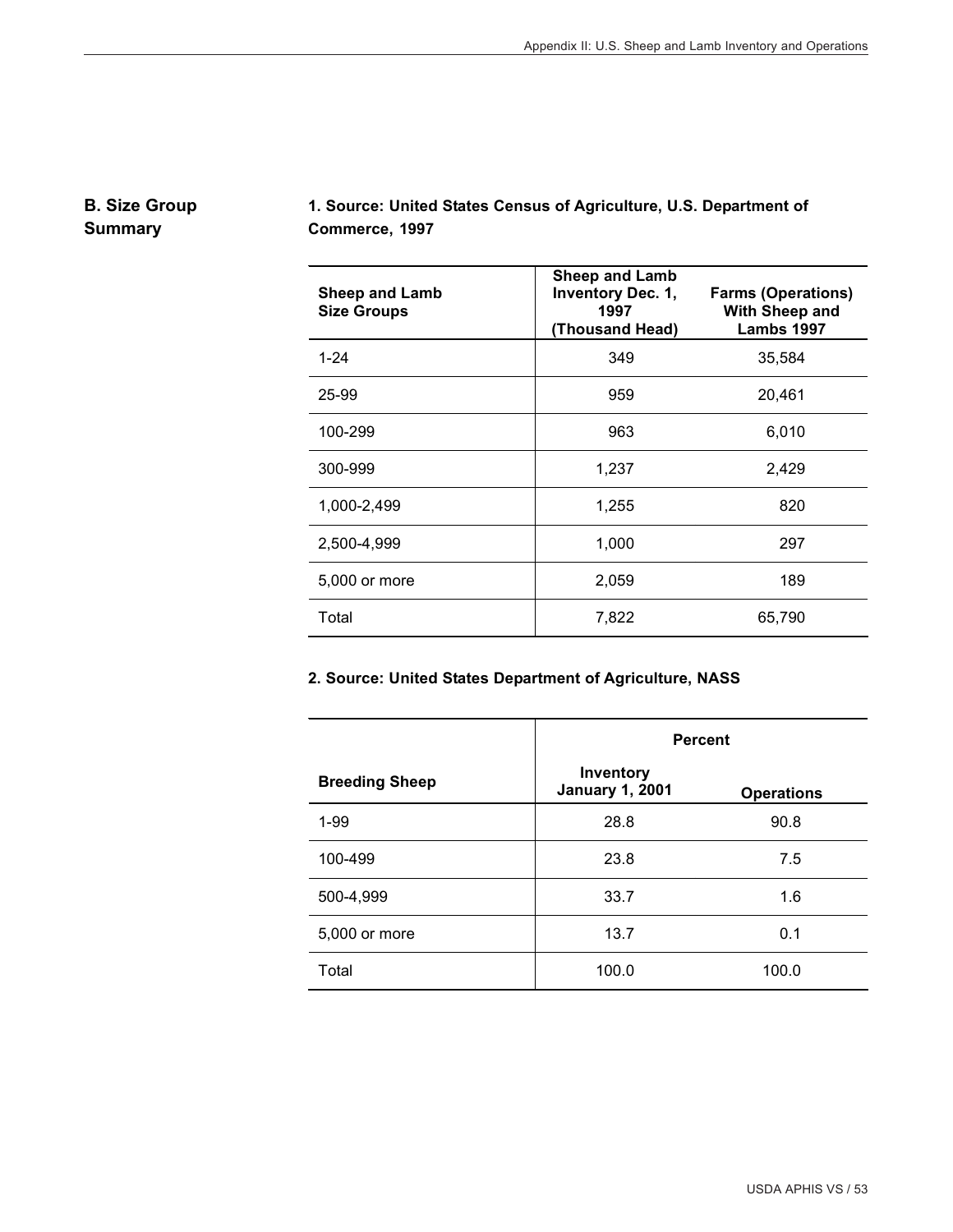## B. Size Group Summary

**1. Source: United States Census of Agriculture, U.S. Department of Commerce, 1997**

| Sheep and Lamb Size Groups | Sheep and Lamb Inventory Dec. 1, 1997 (Thousand Head) | Farms (Operations) With Sheep and Lambs 1997 |
|---|---|---|
| 1-24 | 349 | 35,584 |
| 25-99 | 959 | 20,461 |
| 100-299 | 963 | 6,010 |
| 300-999 | 1,237 | 2,429 |
| 1,000-2,499 | 1,255 | 820 |
| 2,500-4,999 | 1,000 | 297 |
| 5,000 or more | 2,059 | 189 |
| Total | 7,822 | 65,790 |

**2. Source: United States Department of Agriculture, NASS**

| | Percent | |
|---|---|---|
| **Breeding Sheep** | **Inventory January 1, 2001** | **Operations** |
| 1-99 | 28.8 | 90.8 |
| 100-499 | 23.8 | 7.5 |
| 500-4,999 | 33.7 | 1.6 |
| 5,000 or more | 13.7 | 0.1 |
| Total | 100.0 | 100.0 |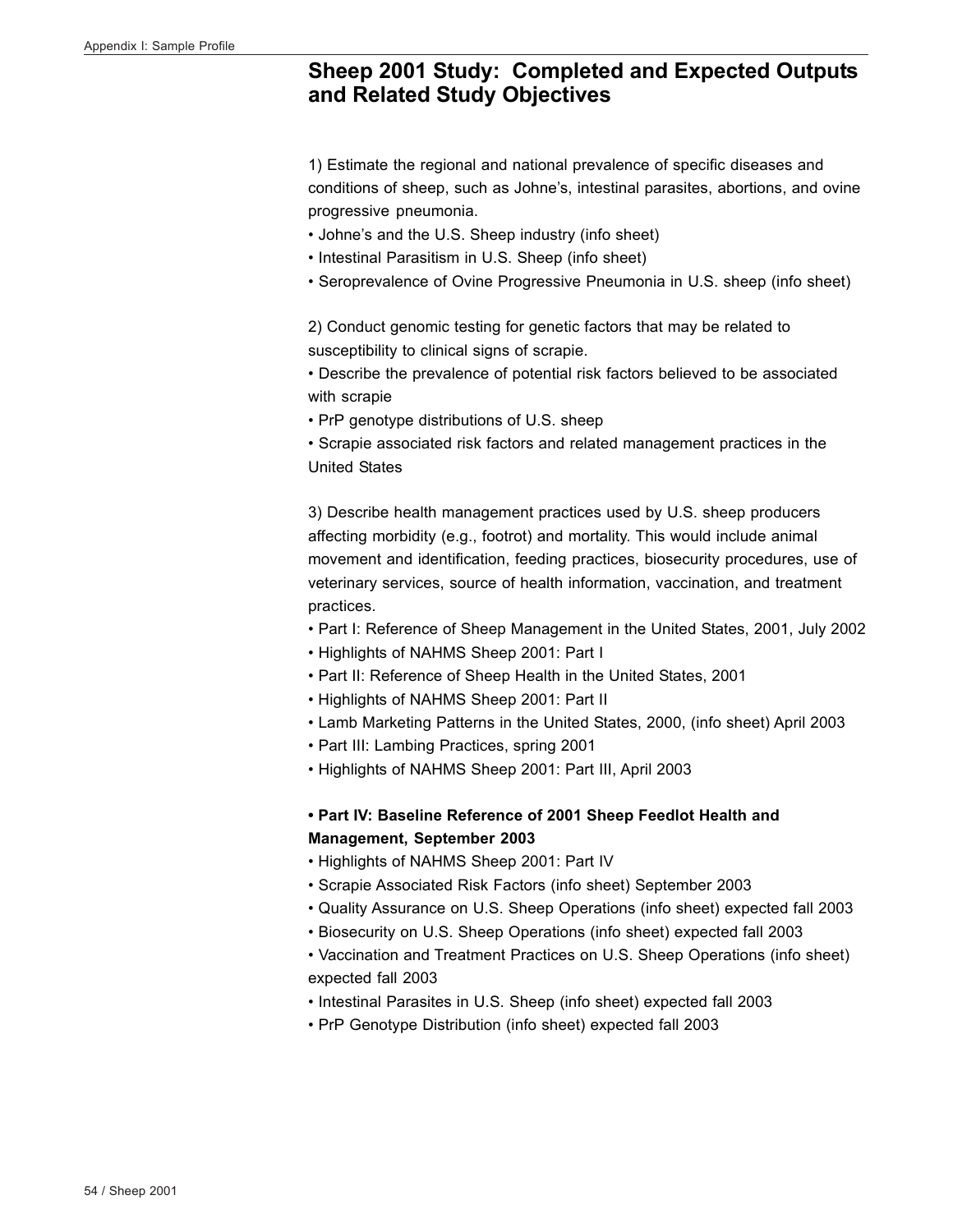## Sheep 2001 Study: Completed and Expected Outputs and Related Study Objectives

1) Estimate the regional and national prevalence of specific diseases and conditions of sheep, such as Johne's, intestinal parasites, abortions, and ovine progressive pneumonia.

- Johne's and the U.S. Sheep industry (info sheet)
- Intestinal Parasitism in U.S. Sheep (info sheet)
- Seroprevalence of Ovine Progressive Pneumonia in U.S. sheep (info sheet)

2) Conduct genomic testing for genetic factors that may be related to susceptibility to clinical signs of scrapie.

- Describe the prevalence of potential risk factors believed to be associated with scrapie
- PrP genotype distributions of U.S. sheep
- Scrapie associated risk factors and related management practices in the United States

3) Describe health management practices used by U.S. sheep producers affecting morbidity (e.g., footrot) and mortality. This would include animal movement and identification, feeding practices, biosecurity procedures, use of veterinary services, source of health information, vaccination, and treatment practices.

- Part I: Reference of Sheep Management in the United States, 2001, July 2002
- Highlights of NAHMS Sheep 2001: Part I
- Part II: Reference of Sheep Health in the United States, 2001
- Highlights of NAHMS Sheep 2001: Part II
- Lamb Marketing Patterns in the United States, 2000, (info sheet) April 2003
- Part III: Lambing Practices, spring 2001
- Highlights of NAHMS Sheep 2001: Part III, April 2003

- **Part IV: Baseline Reference of 2001 Sheep Feedlot Health and Management, September 2003**
- Highlights of NAHMS Sheep 2001: Part IV
- Scrapie Associated Risk Factors (info sheet) September 2003
- Quality Assurance on U.S. Sheep Operations (info sheet) expected fall 2003
- Biosecurity on U.S. Sheep Operations (info sheet) expected fall 2003
- Vaccination and Treatment Practices on U.S. Sheep Operations (info sheet) expected fall 2003
- Intestinal Parasites in U.S. Sheep (info sheet) expected fall 2003
- PrP Genotype Distribution (info sheet) expected fall 2003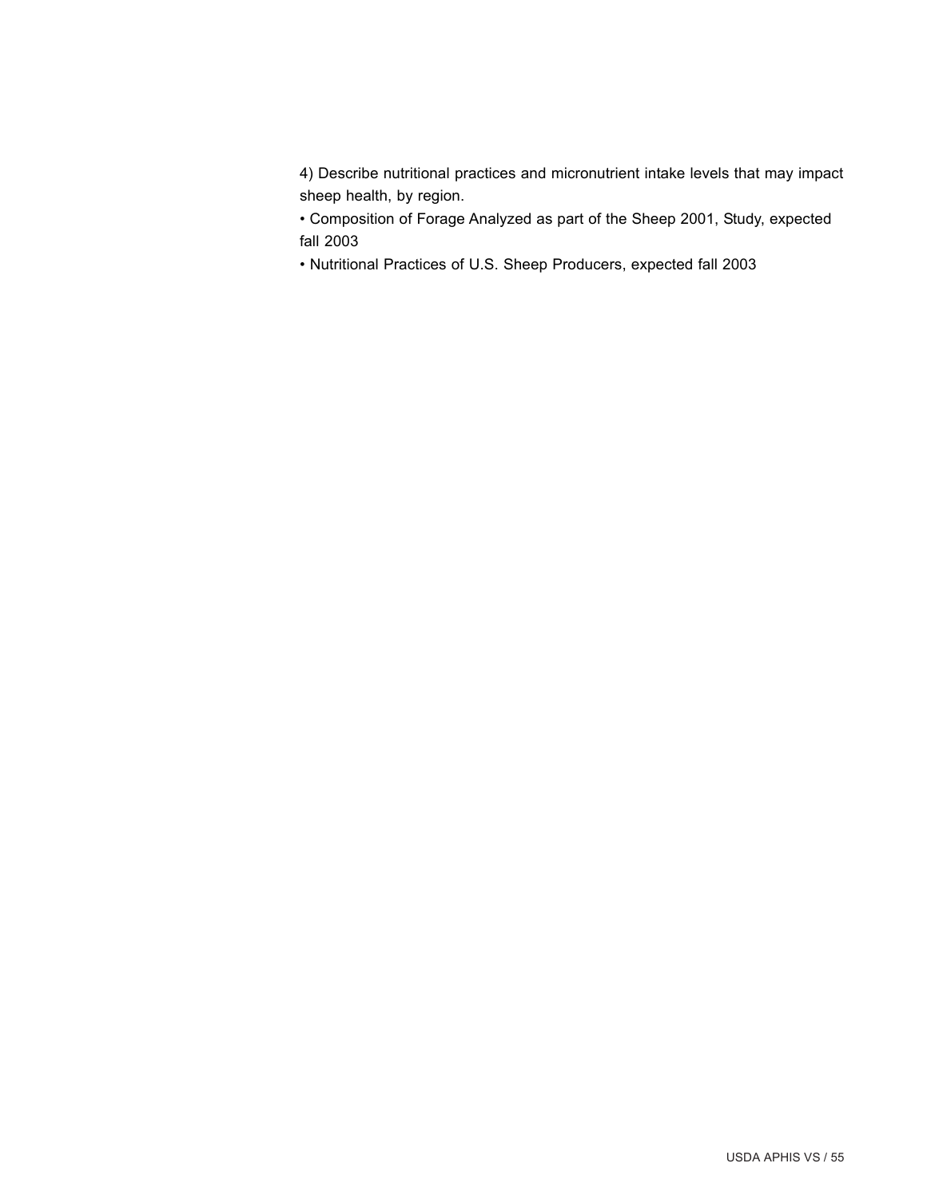4) Describe nutritional practices and micronutrient intake levels that may impact sheep health, by region.

- Composition of Forage Analyzed as part of the Sheep 2001, Study, expected fall 2003
- Nutritional Practices of U.S. Sheep Producers, expected fall 2003